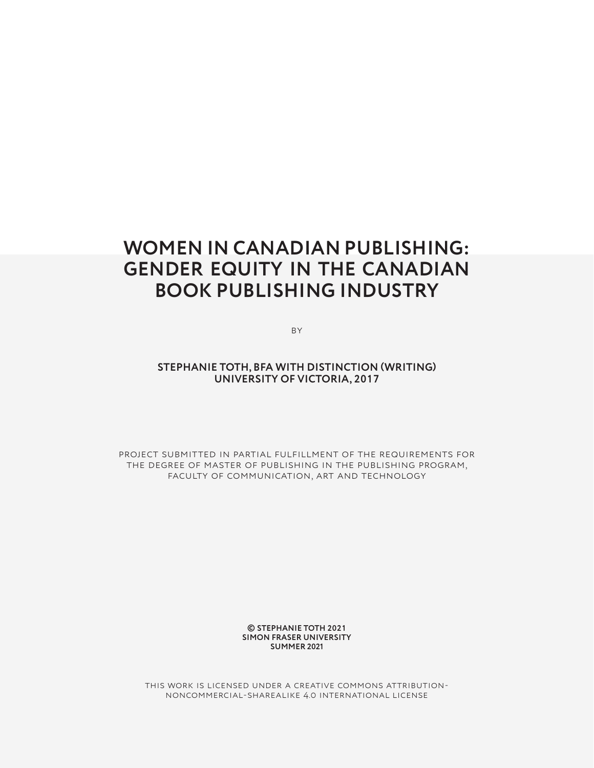# WOMEN IN CANADIAN PUBLISHING: GENDER EQUITY IN THE CANADIAN BOOK PUBLISHING INDUSTRY

BY

**STEPHANIE TOTH, BFA WITH DISTINCTION (WRITING)**
**UNIVERSITY OF VICTORIA, 2017**

PROJECT SUBMITTED IN PARTIAL FULFILLMENT OF THE REQUIREMENTS FOR THE DEGREE OF MASTER OF PUBLISHING IN THE PUBLISHING PROGRAM, FACULTY OF COMMUNICATION, ART AND TECHNOLOGY

**© STEPHANIE TOTH 2021**
**SIMON FRASER UNIVERSITY**
**SUMMER 2021**

THIS WORK IS LICENSED UNDER A CREATIVE COMMONS ATTRIBUTION-NONCOMMERCIAL-SHAREALIKE 4.0 INTERNATIONAL LICENSE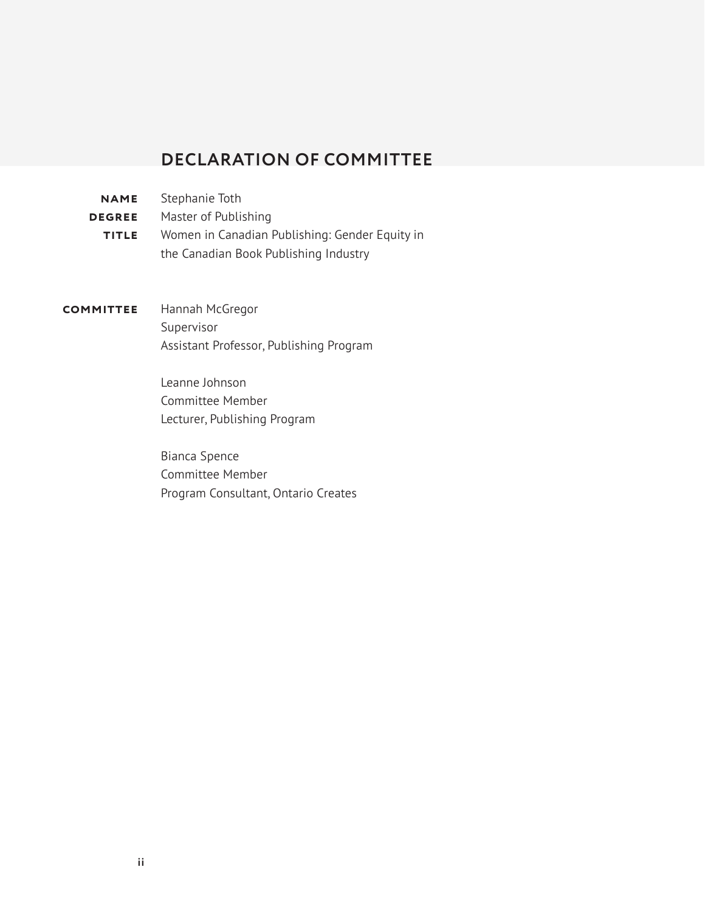# DECLARATION OF COMMITTEE

**NAME** Stephanie Toth

**DEGREE** Master of Publishing

**TITLE** Women in Canadian Publishing: Gender Equity in the Canadian Book Publishing Industry

**COMMITTEE**

Hannah McGregor
Supervisor
Assistant Professor, Publishing Program

Leanne Johnson
Committee Member
Lecturer, Publishing Program

Bianca Spence
Committee Member
Program Consultant, Ontario Creates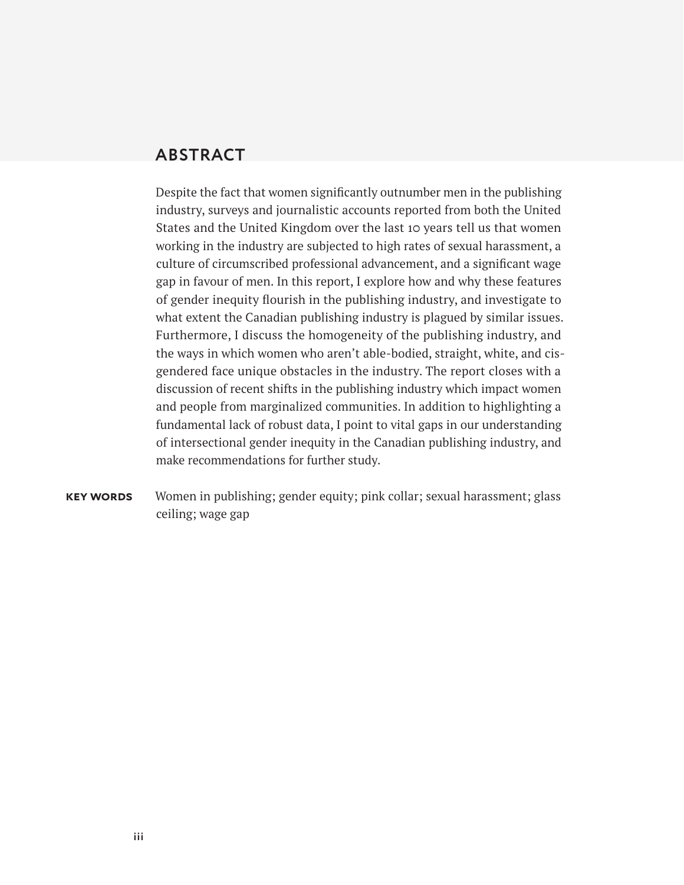## ABSTRACT

Despite the fact that women significantly outnumber men in the publishing industry, surveys and journalistic accounts reported from both the United States and the United Kingdom over the last 10 years tell us that women working in the industry are subjected to high rates of sexual harassment, a culture of circumscribed professional advancement, and a significant wage gap in favour of men. In this report, I explore how and why these features of gender inequity flourish in the publishing industry, and investigate to what extent the Canadian publishing industry is plagued by similar issues. Furthermore, I discuss the homogeneity of the publishing industry, and the ways in which women who aren't able-bodied, straight, white, and cisgendered face unique obstacles in the industry. The report closes with a discussion of recent shifts in the publishing industry which impact women and people from marginalized communities. In addition to highlighting a fundamental lack of robust data, I point to vital gaps in our understanding of intersectional gender inequity in the Canadian publishing industry, and make recommendations for further study.

**KEY WORDS** Women in publishing; gender equity; pink collar; sexual harassment; glass ceiling; wage gap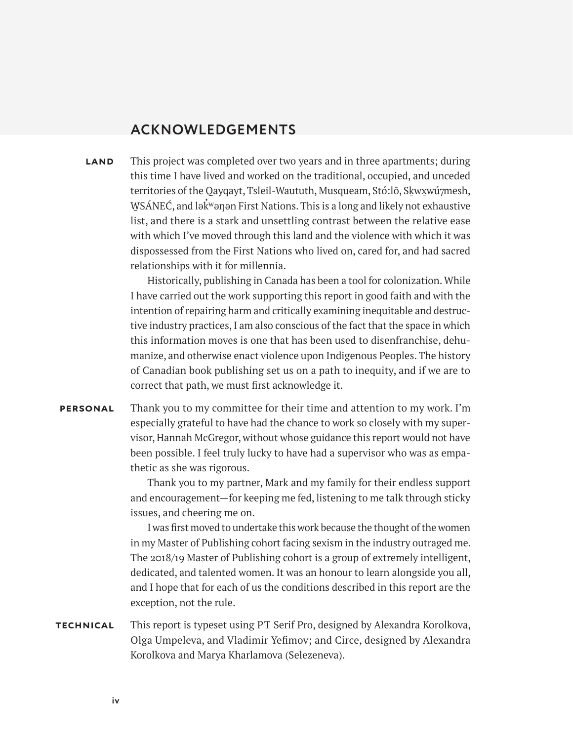## ACKNOWLEDGEMENTS

**LAND** This project was completed over two years and in three apartments; during this time I have lived and worked on the traditional, occupied, and unceded territories of the Qayqayt, Tsleil-Waututh, Musqueam, Stó:lō, Sḵwx̱wú7mesh, W̱SÁNEĆ, and lək̓ʷəŋən First Nations. This is a long and likely not exhaustive list, and there is a stark and unsettling contrast between the relative ease with which I've moved through this land and the violence with which it was dispossessed from the First Nations who lived on, cared for, and had sacred relationships with it for millennia.

Historically, publishing in Canada has been a tool for colonization. While I have carried out the work supporting this report in good faith and with the intention of repairing harm and critically examining inequitable and destructive industry practices, I am also conscious of the fact that the space in which this information moves is one that has been used to disenfranchise, dehumanize, and otherwise enact violence upon Indigenous Peoples. The history of Canadian book publishing set us on a path to inequity, and if we are to correct that path, we must first acknowledge it.

**PERSONAL** Thank you to my committee for their time and attention to my work. I'm especially grateful to have had the chance to work so closely with my supervisor, Hannah McGregor, without whose guidance this report would not have been possible. I feel truly lucky to have had a supervisor who was as empathetic as she was rigorous.

Thank you to my partner, Mark and my family for their endless support and encouragement—for keeping me fed, listening to me talk through sticky issues, and cheering me on.

I was first moved to undertake this work because the thought of the women in my Master of Publishing cohort facing sexism in the industry outraged me. The 2018/19 Master of Publishing cohort is a group of extremely intelligent, dedicated, and talented women. It was an honour to learn alongside you all, and I hope that for each of us the conditions described in this report are the exception, not the rule.

**TECHNICAL** This report is typeset using PT Serif Pro, designed by Alexandra Korolkova, Olga Umpeleva, and Vladimir Yefimov; and Circe, designed by Alexandra Korolkova and Marya Kharlamova (Selezeneva).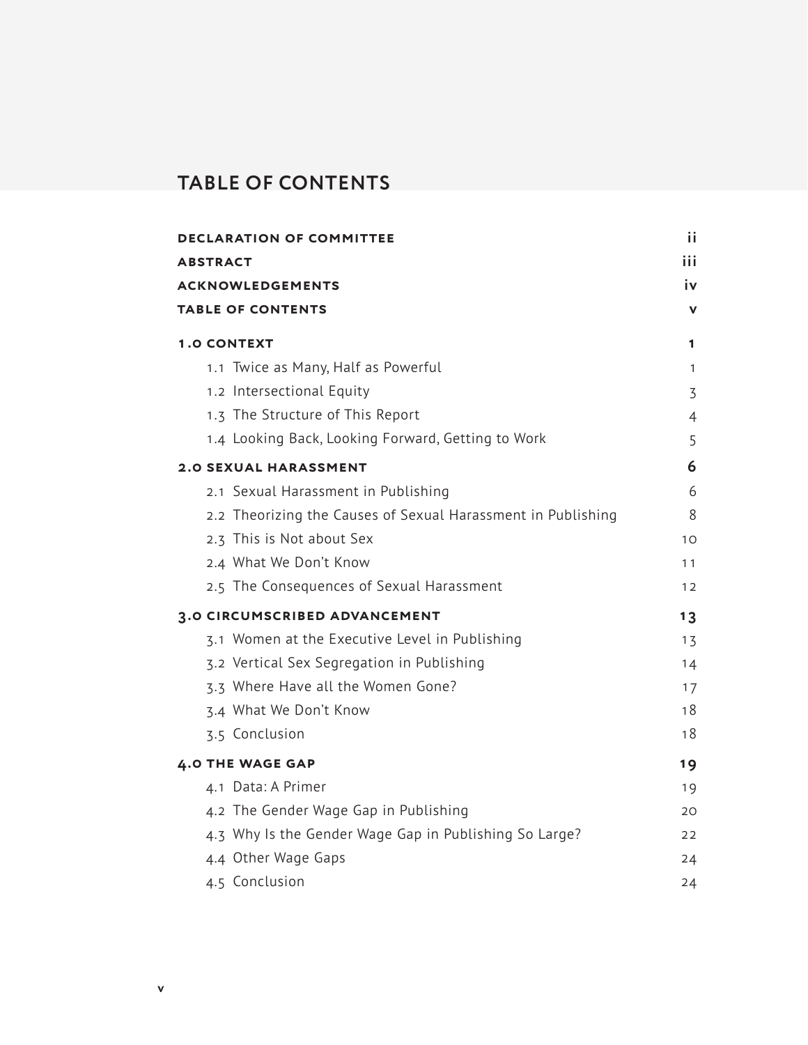# TABLE OF CONTENTS

| | |
|---|---|
| **DECLARATION OF COMMITTEE** | **ii** |
| **ABSTRACT** | **iii** |
| **ACKNOWLEDGEMENTS** | **iv** |
| **TABLE OF CONTENTS** | **v** |
| **1.0 CONTEXT** | **1** |
| 1.1 Twice as Many, Half as Powerful | 1 |
| 1.2 Intersectional Equity | 3 |
| 1.3 The Structure of This Report | 4 |
| 1.4 Looking Back, Looking Forward, Getting to Work | 5 |
| **2.0 SEXUAL HARASSMENT** | **6** |
| 2.1 Sexual Harassment in Publishing | 6 |
| 2.2 Theorizing the Causes of Sexual Harassment in Publishing | 8 |
| 2.3 This is Not about Sex | 10 |
| 2.4 What We Don't Know | 11 |
| 2.5 The Consequences of Sexual Harassment | 12 |
| **3.0 CIRCUMSCRIBED ADVANCEMENT** | **13** |
| 3.1 Women at the Executive Level in Publishing | 13 |
| 3.2 Vertical Sex Segregation in Publishing | 14 |
| 3.3 Where Have all the Women Gone? | 17 |
| 3.4 What We Don't Know | 18 |
| 3.5 Conclusion | 18 |
| **4.0 THE WAGE GAP** | **19** |
| 4.1 Data: A Primer | 19 |
| 4.2 The Gender Wage Gap in Publishing | 20 |
| 4.3 Why Is the Gender Wage Gap in Publishing So Large? | 22 |
| 4.4 Other Wage Gaps | 24 |
| 4.5 Conclusion | 24 |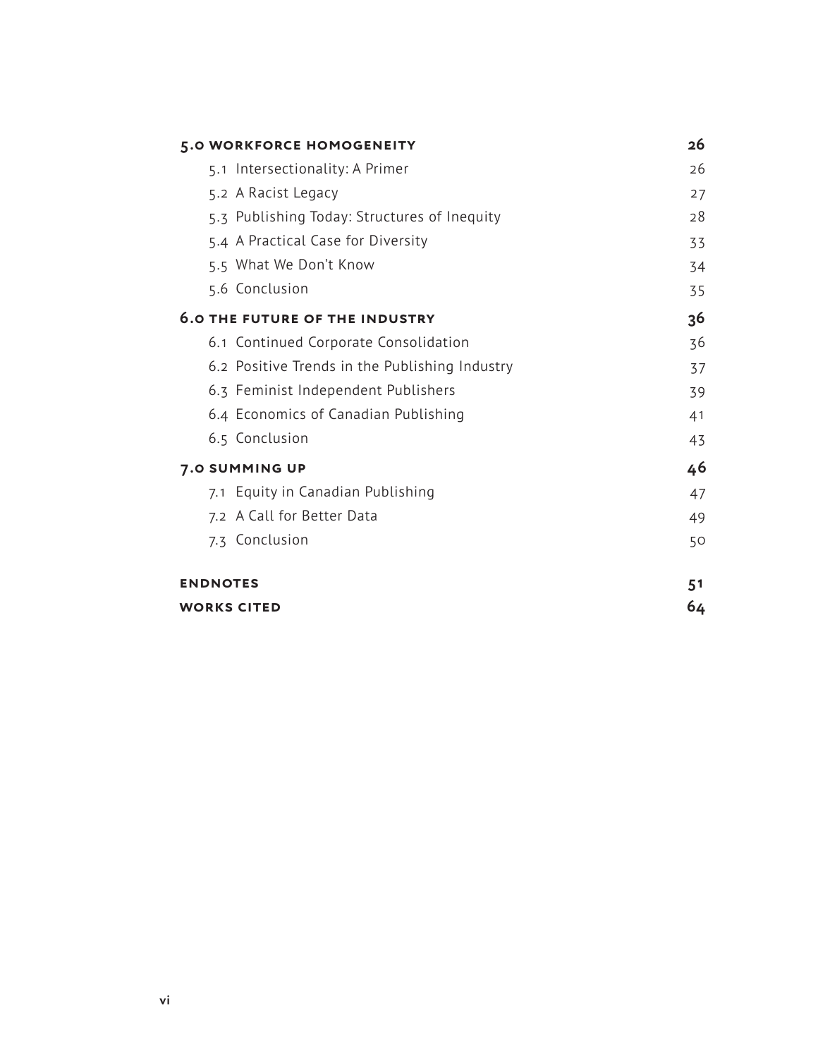**5.0 WORKFORCE HOMOGENEITY** **26**

- 5.1 Intersectionality: A Primer 26
- 5.2 A Racist Legacy 27
- 5.3 Publishing Today: Structures of Inequity 28
- 5.4 A Practical Case for Diversity 33
- 5.5 What We Don't Know 34
- 5.6 Conclusion 35

**6.0 THE FUTURE OF THE INDUSTRY** **36**

- 6.1 Continued Corporate Consolidation 36
- 6.2 Positive Trends in the Publishing Industry 37
- 6.3 Feminist Independent Publishers 39
- 6.4 Economics of Canadian Publishing 41
- 6.5 Conclusion 43

**7.0 SUMMING UP** **46**

- 7.1 Equity in Canadian Publishing 47
- 7.2 A Call for Better Data 49
- 7.3 Conclusion 50

**ENDNOTES** **51**

**WORKS CITED** **64**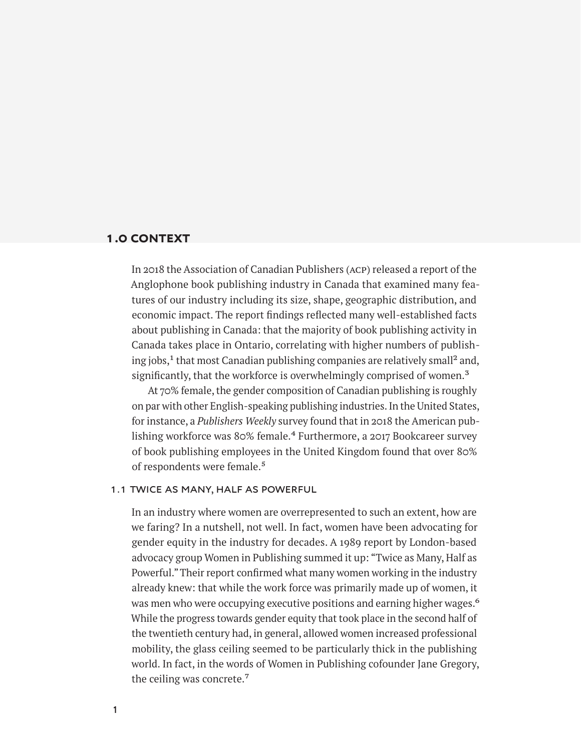## 1.0 CONTEXT

In 2018 the Association of Canadian Publishers (ACP) released a report of the Anglophone book publishing industry in Canada that examined many features of our industry including its size, shape, geographic distribution, and economic impact. The report findings reflected many well-established facts about publishing in Canada: that the majority of book publishing activity in Canada takes place in Ontario, correlating with higher numbers of publishing jobs,[1] that most Canadian publishing companies are relatively small[2] and, significantly, that the workforce is overwhelmingly comprised of women.[3]

At 70% female, the gender composition of Canadian publishing is roughly on par with other English-speaking publishing industries. In the United States, for instance, a *Publishers Weekly* survey found that in 2018 the American publishing workforce was 80% female.[4] Furthermore, a 2017 Bookcareer survey of book publishing employees in the United Kingdom found that over 80% of respondents were female.[5]

### 1.1 TWICE AS MANY, HALF AS POWERFUL

In an industry where women are overrepresented to such an extent, how are we faring? In a nutshell, not well. In fact, women have been advocating for gender equity in the industry for decades. A 1989 report by London-based advocacy group Women in Publishing summed it up: "Twice as Many, Half as Powerful." Their report confirmed what many women working in the industry already knew: that while the work force was primarily made up of women, it was men who were occupying executive positions and earning higher wages.[6] While the progress towards gender equity that took place in the second half of the twentieth century had, in general, allowed women increased professional mobility, the glass ceiling seemed to be particularly thick in the publishing world. In fact, in the words of Women in Publishing cofounder Jane Gregory, the ceiling was concrete.[7]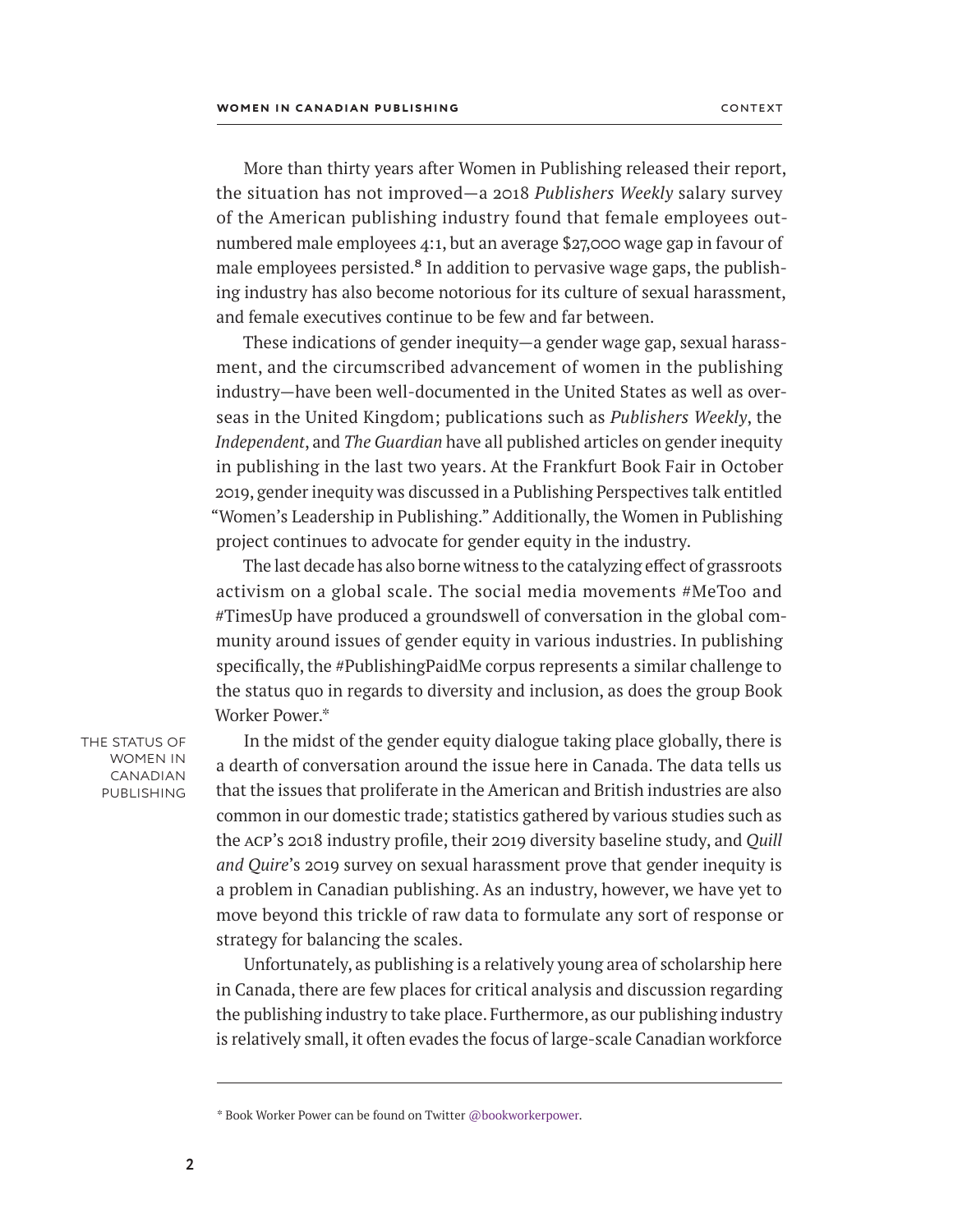More than thirty years after Women in Publishing released their report, the situation has not improved—a 2018 *Publishers Weekly* salary survey of the American publishing industry found that female employees outnumbered male employees 4:1, but an average $27,000 wage gap in favour of male employees persisted.[8] In addition to pervasive wage gaps, the publishing industry has also become notorious for its culture of sexual harassment, and female executives continue to be few and far between.

These indications of gender inequity—a gender wage gap, sexual harassment, and the circumscribed advancement of women in the publishing industry—have been well-documented in the United States as well as overseas in the United Kingdom; publications such as *Publishers Weekly*, the *Independent*, and *The Guardian* have all published articles on gender inequity in publishing in the last two years. At the Frankfurt Book Fair in October 2019, gender inequity was discussed in a Publishing Perspectives talk entitled "Women's Leadership in Publishing." Additionally, the Women in Publishing project continues to advocate for gender equity in the industry.

The last decade has also borne witness to the catalyzing effect of grassroots activism on a global scale. The social media movements #MeToo and #TimesUp have produced a groundswell of conversation in the global community around issues of gender equity in various industries. In publishing specifically, the #PublishingPaidMe corpus represents a similar challenge to the status quo in regards to diversity and inclusion, as does the group Book Worker Power.*

## The Status of Women in Canadian Publishing

In the midst of the gender equity dialogue taking place globally, there is a dearth of conversation around the issue here in Canada. The data tells us that the issues that proliferate in the American and British industries are also common in our domestic trade; statistics gathered by various studies such as the ACP's 2018 industry profile, their 2019 diversity baseline study, and *Quill and Quire*'s 2019 survey on sexual harassment prove that gender inequity is a problem in Canadian publishing. As an industry, however, we have yet to move beyond this trickle of raw data to formulate any sort of response or strategy for balancing the scales.

Unfortunately, as publishing is a relatively young area of scholarship here in Canada, there are few places for critical analysis and discussion regarding the publishing industry to take place. Furthermore, as our publishing industry is relatively small, it often evades the focus of large-scale Canadian workforce

---

* Book Worker Power can be found on Twitter @bookworkerpower.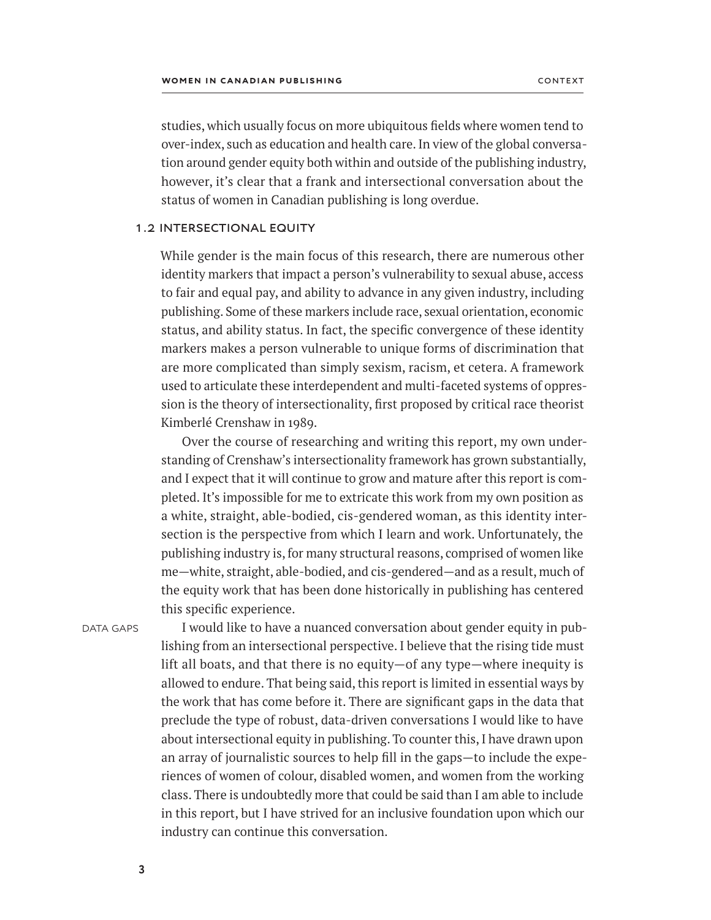studies, which usually focus on more ubiquitous fields where women tend to over-index, such as education and health care. In view of the global conversation around gender equity both within and outside of the publishing industry, however, it's clear that a frank and intersectional conversation about the status of women in Canadian publishing is long overdue.

## 1.2 INTERSECTIONAL EQUITY

While gender is the main focus of this research, there are numerous other identity markers that impact a person's vulnerability to sexual abuse, access to fair and equal pay, and ability to advance in any given industry, including publishing. Some of these markers include race, sexual orientation, economic status, and ability status. In fact, the specific convergence of these identity markers makes a person vulnerable to unique forms of discrimination that are more complicated than simply sexism, racism, et cetera. A framework used to articulate these interdependent and multi-faceted systems of oppression is the theory of intersectionality, first proposed by critical race theorist Kimberlé Crenshaw in 1989.

Over the course of researching and writing this report, my own understanding of Crenshaw's intersectionality framework has grown substantially, and I expect that it will continue to grow and mature after this report is completed. It's impossible for me to extricate this work from my own position as a white, straight, able-bodied, cis-gendered woman, as this identity intersection is the perspective from which I learn and work. Unfortunately, the publishing industry is, for many structural reasons, comprised of women like me—white, straight, able-bodied, and cis-gendered—and as a result, much of the equity work that has been done historically in publishing has centered this specific experience.

DATA GAPS

I would like to have a nuanced conversation about gender equity in publishing from an intersectional perspective. I believe that the rising tide must lift all boats, and that there is no equity—of any type—where inequity is allowed to endure. That being said, this report is limited in essential ways by the work that has come before it. There are significant gaps in the data that preclude the type of robust, data-driven conversations I would like to have about intersectional equity in publishing. To counter this, I have drawn upon an array of journalistic sources to help fill in the gaps—to include the experiences of women of colour, disabled women, and women from the working class. There is undoubtedly more that could be said than I am able to include in this report, but I have strived for an inclusive foundation upon which our industry can continue this conversation.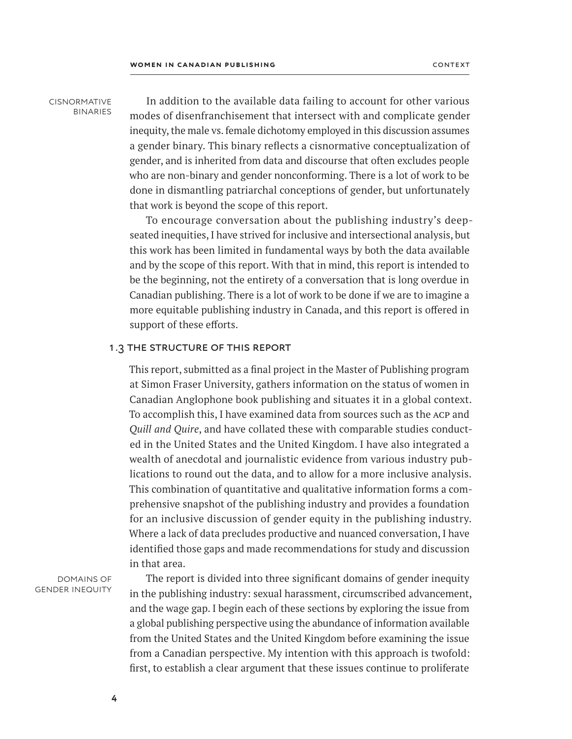CISNORMATIVE BINARIES

In addition to the available data failing to account for other various modes of disenfranchisement that intersect with and complicate gender inequity, the male vs. female dichotomy employed in this discussion assumes a gender binary. This binary reflects a cisnormative conceptualization of gender, and is inherited from data and discourse that often excludes people who are non-binary and gender nonconforming. There is a lot of work to be done in dismantling patriarchal conceptions of gender, but unfortunately that work is beyond the scope of this report.

To encourage conversation about the publishing industry's deep-seated inequities, I have strived for inclusive and intersectional analysis, but this work has been limited in fundamental ways by both the data available and by the scope of this report. With that in mind, this report is intended to be the beginning, not the entirety of a conversation that is long overdue in Canadian publishing. There is a lot of work to be done if we are to imagine a more equitable publishing industry in Canada, and this report is offered in support of these efforts.

### 1.3 THE STRUCTURE OF THIS REPORT

This report, submitted as a final project in the Master of Publishing program at Simon Fraser University, gathers information on the status of women in Canadian Anglophone book publishing and situates it in a global context. To accomplish this, I have examined data from sources such as the ACP and *Quill and Quire*, and have collated these with comparable studies conducted in the United States and the United Kingdom. I have also integrated a wealth of anecdotal and journalistic evidence from various industry publications to round out the data, and to allow for a more inclusive analysis. This combination of quantitative and qualitative information forms a comprehensive snapshot of the publishing industry and provides a foundation for an inclusive discussion of gender equity in the publishing industry. Where a lack of data precludes productive and nuanced conversation, I have identified those gaps and made recommendations for study and discussion in that area.

DOMAINS OF GENDER INEQUITY

The report is divided into three significant domains of gender inequity in the publishing industry: sexual harassment, circumscribed advancement, and the wage gap. I begin each of these sections by exploring the issue from a global publishing perspective using the abundance of information available from the United States and the United Kingdom before examining the issue from a Canadian perspective. My intention with this approach is twofold: first, to establish a clear argument that these issues continue to proliferate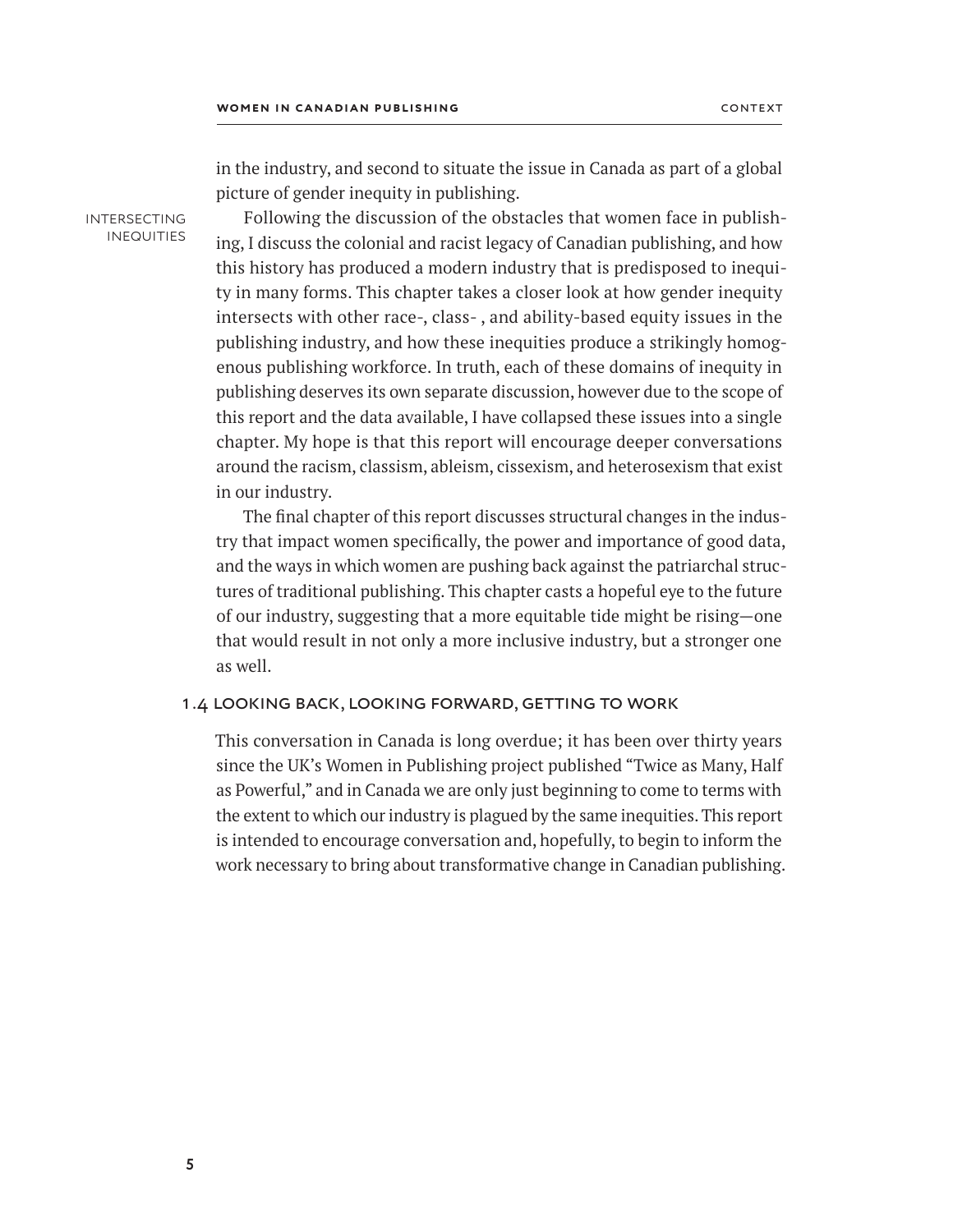in the industry, and second to situate the issue in Canada as part of a global picture of gender inequity in publishing.

INTERSECTING INEQUITIES

Following the discussion of the obstacles that women face in publishing, I discuss the colonial and racist legacy of Canadian publishing, and how this history has produced a modern industry that is predisposed to inequity in many forms. This chapter takes a closer look at how gender inequity intersects with other race-, class- , and ability-based equity issues in the publishing industry, and how these inequities produce a strikingly homogenous publishing workforce. In truth, each of these domains of inequity in publishing deserves its own separate discussion, however due to the scope of this report and the data available, I have collapsed these issues into a single chapter. My hope is that this report will encourage deeper conversations around the racism, classism, ableism, cissexism, and heterosexism that exist in our industry.

The final chapter of this report discusses structural changes in the industry that impact women specifically, the power and importance of good data, and the ways in which women are pushing back against the patriarchal structures of traditional publishing. This chapter casts a hopeful eye to the future of our industry, suggesting that a more equitable tide might be rising—one that would result in not only a more inclusive industry, but a stronger one as well.

### 1.4 LOOKING BACK, LOOKING FORWARD, GETTING TO WORK

This conversation in Canada is long overdue; it has been over thirty years since the UK's Women in Publishing project published "Twice as Many, Half as Powerful," and in Canada we are only just beginning to come to terms with the extent to which our industry is plagued by the same inequities. This report is intended to encourage conversation and, hopefully, to begin to inform the work necessary to bring about transformative change in Canadian publishing.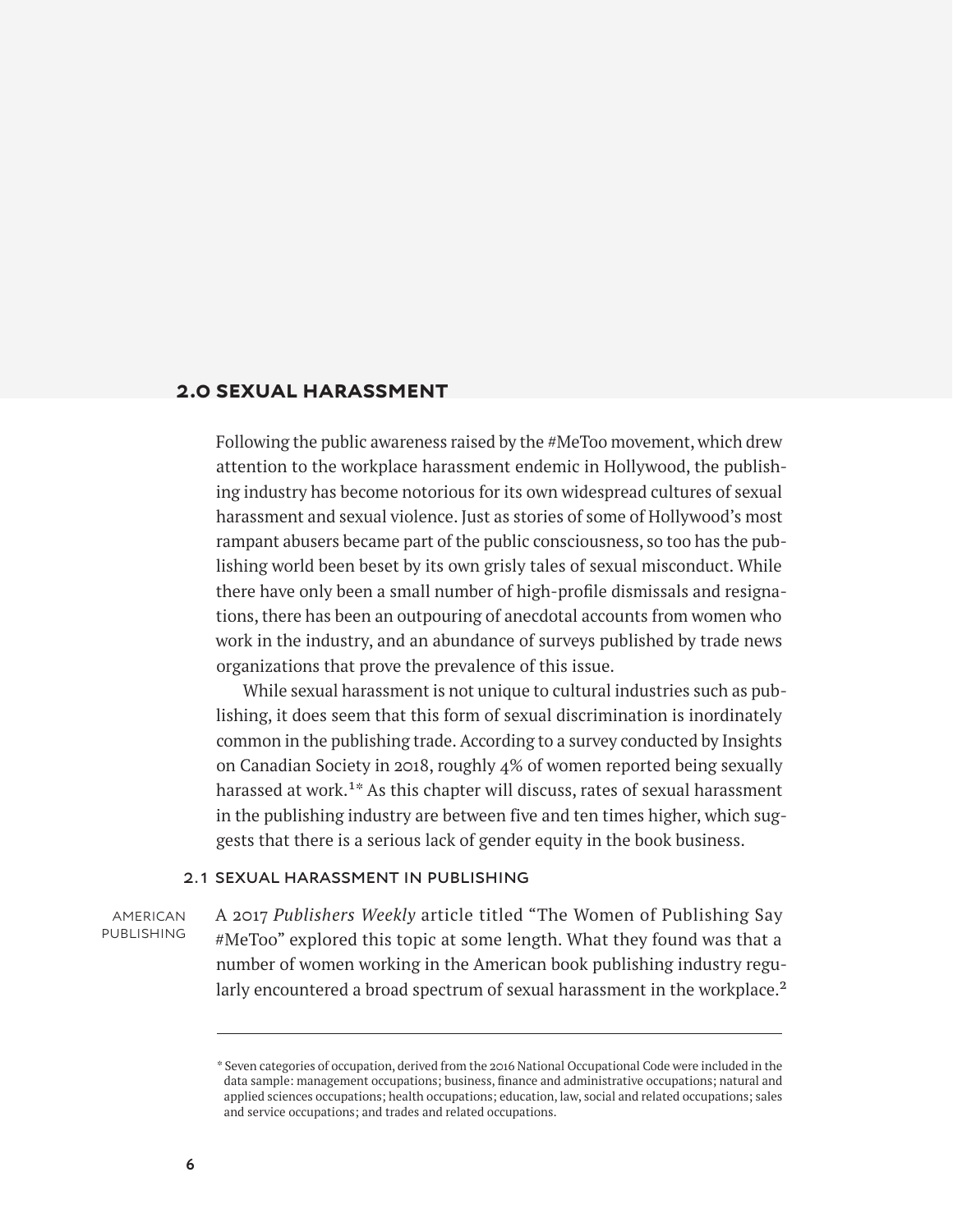## 2.0 SEXUAL HARASSMENT

Following the public awareness raised by the #MeToo movement, which drew attention to the workplace harassment endemic in Hollywood, the publishing industry has become notorious for its own widespread cultures of sexual harassment and sexual violence. Just as stories of some of Hollywood's most rampant abusers became part of the public consciousness, so too has the publishing world been beset by its own grisly tales of sexual misconduct. While there have only been a small number of high-profile dismissals and resignations, there has been an outpouring of anecdotal accounts from women who work in the industry, and an abundance of surveys published by trade news organizations that prove the prevalence of this issue.

While sexual harassment is not unique to cultural industries such as publishing, it does seem that this form of sexual discrimination is inordinately common in the publishing trade. According to a survey conducted by Insights on Canadian Society in 2018, roughly 4% of women reported being sexually harassed at work.[1]* As this chapter will discuss, rates of sexual harassment in the publishing industry are between five and ten times higher, which suggests that there is a serious lack of gender equity in the book business.

### 2.1 SEXUAL HARASSMENT IN PUBLISHING

AMERICAN PUBLISHING

A 2017 *Publishers Weekly* article titled "The Women of Publishing Say #MeToo" explored this topic at some length. What they found was that a number of women working in the American book publishing industry regularly encountered a broad spectrum of sexual harassment in the workplace.[2]

---

* Seven categories of occupation, derived from the 2016 National Occupational Code were included in the data sample: management occupations; business, finance and administrative occupations; natural and applied sciences occupations; health occupations; education, law, social and related occupations; sales and service occupations; and trades and related occupations.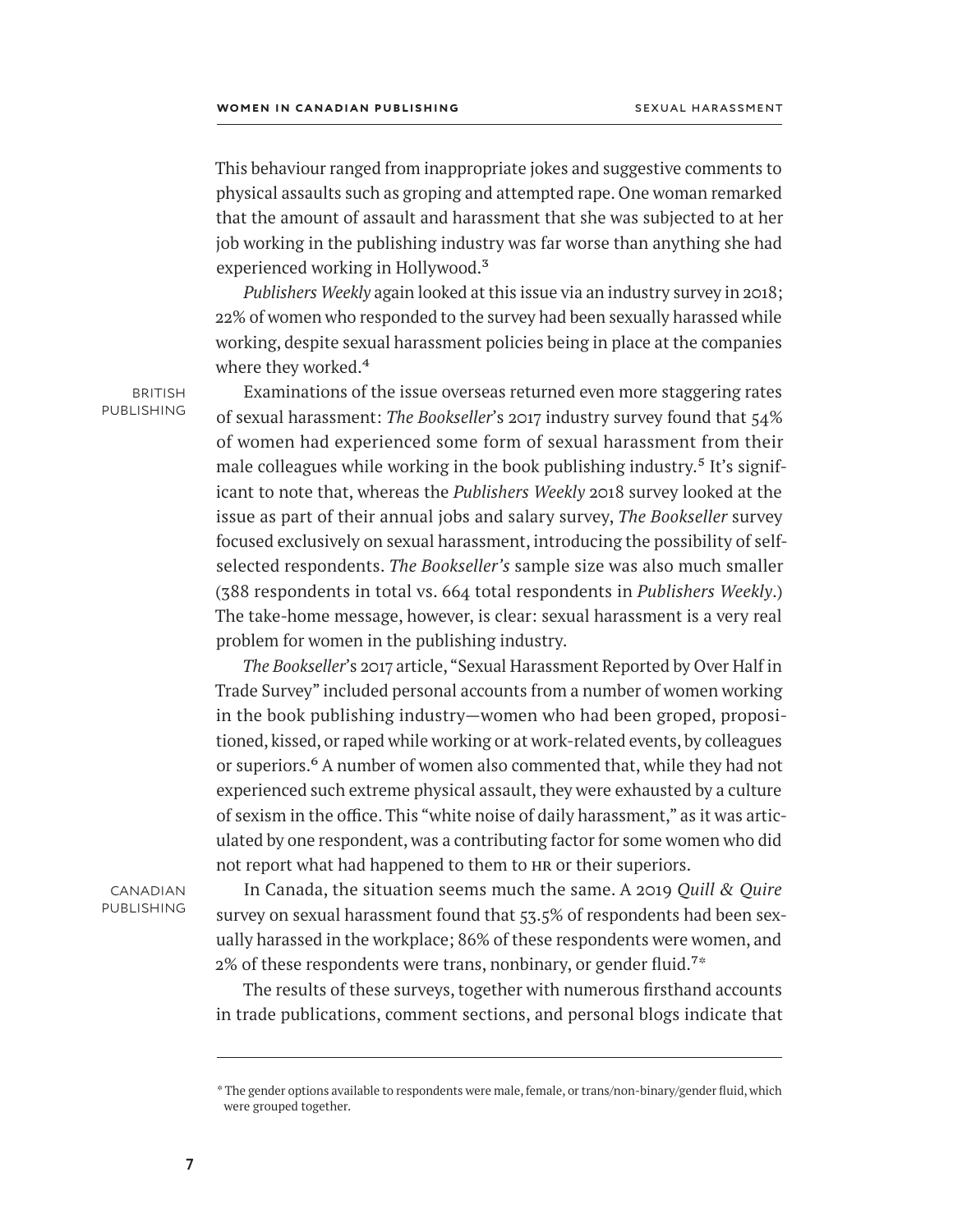This behaviour ranged from inappropriate jokes and suggestive comments to physical assaults such as groping and attempted rape. One woman remarked that the amount of assault and harassment that she was subjected to at her job working in the publishing industry was far worse than anything she had experienced working in Hollywood.[3]

*Publishers Weekly* again looked at this issue via an industry survey in 2018; 22% of women who responded to the survey had been sexually harassed while working, despite sexual harassment policies being in place at the companies where they worked.[4]

BRITISH PUBLISHING

Examinations of the issue overseas returned even more staggering rates of sexual harassment: *The Bookseller*'s 2017 industry survey found that 54% of women had experienced some form of sexual harassment from their male colleagues while working in the book publishing industry.[5] It's significant to note that, whereas the *Publishers Weekly* 2018 survey looked at the issue as part of their annual jobs and salary survey, *The Bookseller* survey focused exclusively on sexual harassment, introducing the possibility of self-selected respondents. *The Bookseller's* sample size was also much smaller (388 respondents in total vs. 664 total respondents in *Publishers Weekly*.) The take-home message, however, is clear: sexual harassment is a very real problem for women in the publishing industry.

*The Bookseller*'s 2017 article, "Sexual Harassment Reported by Over Half in Trade Survey" included personal accounts from a number of women working in the book publishing industry—women who had been groped, propositioned, kissed, or raped while working or at work-related events, by colleagues or superiors.[6] A number of women also commented that, while they had not experienced such extreme physical assault, they were exhausted by a culture of sexism in the office. This "white noise of daily harassment," as it was articulated by one respondent, was a contributing factor for some women who did not report what had happened to them to HR or their superiors.

CANADIAN PUBLISHING

In Canada, the situation seems much the same. A 2019 *Quill & Quire* survey on sexual harassment found that 53.5% of respondents had been sexually harassed in the workplace; 86% of these respondents were women, and 2% of these respondents were trans, nonbinary, or gender fluid.[7]*

The results of these surveys, together with numerous firsthand accounts in trade publications, comment sections, and personal blogs indicate that

---

\* The gender options available to respondents were male, female, or trans/non-binary/gender fluid, which were grouped together.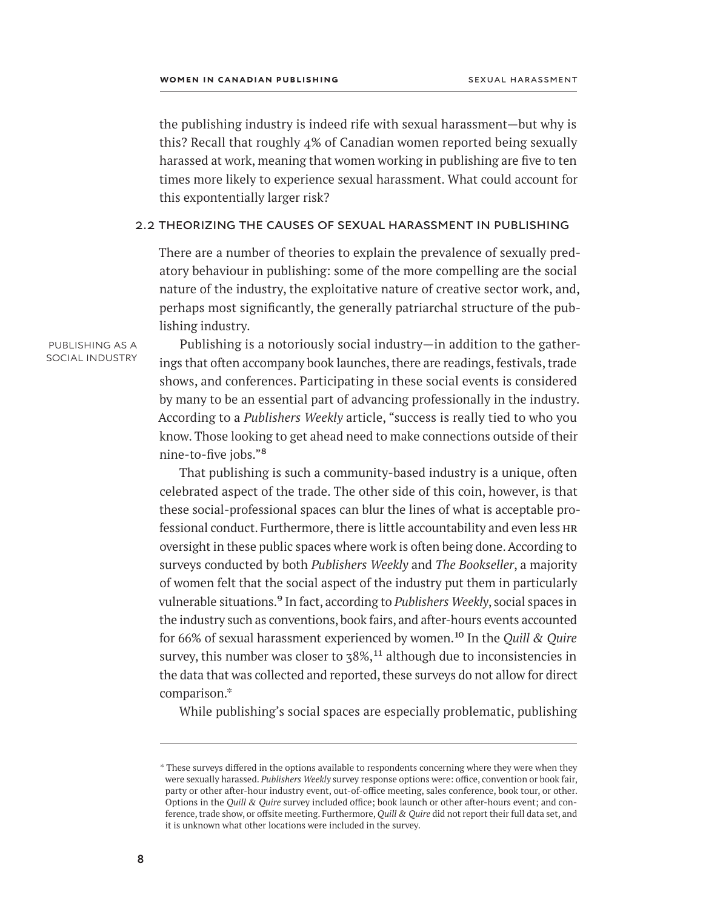the publishing industry is indeed rife with sexual harassment—but why is this? Recall that roughly 4% of Canadian women reported being sexually harassed at work, meaning that women working in publishing are five to ten times more likely to experience sexual harassment. What could account for this expontentially larger risk?

## 2.2 THEORIZING THE CAUSES OF SEXUAL HARASSMENT IN PUBLISHING

There are a number of theories to explain the prevalence of sexually predatory behaviour in publishing: some of the more compelling are the social nature of the industry, the exploitative nature of creative sector work, and, perhaps most significantly, the generally patriarchal structure of the publishing industry.

PUBLISHING AS A SOCIAL INDUSTRY

Publishing is a notoriously social industry—in addition to the gatherings that often accompany book launches, there are readings, festivals, trade shows, and conferences. Participating in these social events is considered by many to be an essential part of advancing professionally in the industry. According to a *Publishers Weekly* article, "success is really tied to who you know. Those looking to get ahead need to make connections outside of their nine-to-five jobs."[8]

That publishing is such a community-based industry is a unique, often celebrated aspect of the trade. The other side of this coin, however, is that these social-professional spaces can blur the lines of what is acceptable professional conduct. Furthermore, there is little accountability and even less HR oversight in these public spaces where work is often being done. According to surveys conducted by both *Publishers Weekly* and *The Bookseller*, a majority of women felt that the social aspect of the industry put them in particularly vulnerable situations.[9] In fact, according to *Publishers Weekly*, social spaces in the industry such as conventions, book fairs, and after-hours events accounted for 66% of sexual harassment experienced by women.[10] In the *Quill & Quire* survey, this number was closer to 38%,[11] although due to inconsistencies in the data that was collected and reported, these surveys do not allow for direct comparison.*

While publishing's social spaces are especially problematic, publishing

* These surveys differed in the options available to respondents concerning where they were when they were sexually harassed. *Publishers Weekly* survey response options were: office, convention or book fair, party or other after-hour industry event, out-of-office meeting, sales conference, book tour, or other. Options in the *Quill & Quire* survey included office; book launch or other after-hours event; and conference, trade show, or offsite meeting. Furthermore, *Quill & Quire* did not report their full data set, and it is unknown what other locations were included in the survey.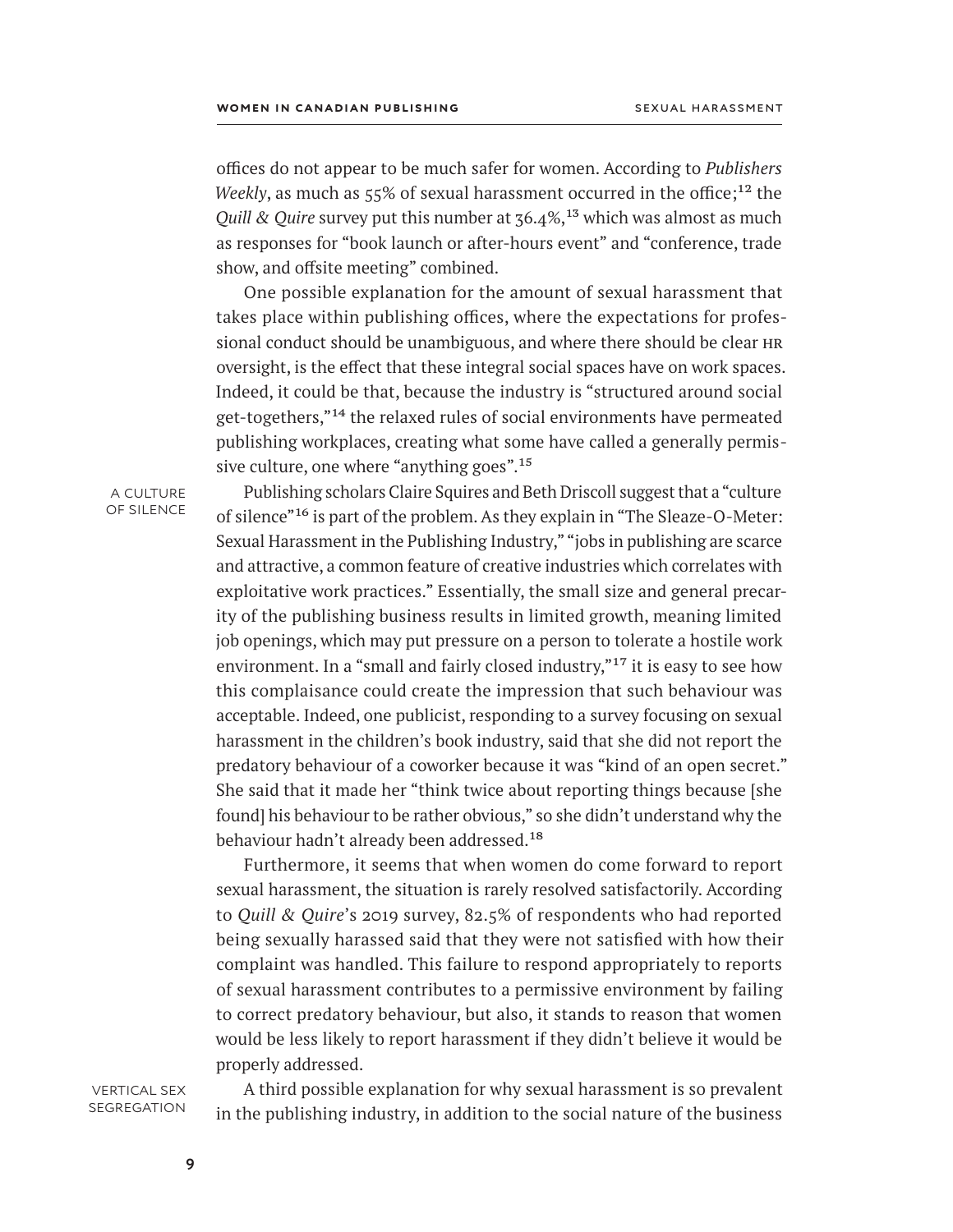offices do not appear to be much safer for women. According to *Publishers Weekly*, as much as 55% of sexual harassment occurred in the office;[12] the *Quill & Quire* survey put this number at 36.4%,[13] which was almost as much as responses for "book launch or after-hours event" and "conference, trade show, and offsite meeting" combined.

One possible explanation for the amount of sexual harassment that takes place within publishing offices, where the expectations for professional conduct should be unambiguous, and where there should be clear HR oversight, is the effect that these integral social spaces have on work spaces. Indeed, it could be that, because the industry is "structured around social get-togethers,"[14] the relaxed rules of social environments have permeated publishing workplaces, creating what some have called a generally permissive culture, one where "anything goes".[15]

## A Culture of Silence

Publishing scholars Claire Squires and Beth Driscoll suggest that a "culture of silence"[16] is part of the problem. As they explain in "The Sleaze-O-Meter: Sexual Harassment in the Publishing Industry," "jobs in publishing are scarce and attractive, a common feature of creative industries which correlates with exploitative work practices." Essentially, the small size and general precarity of the publishing business results in limited growth, meaning limited job openings, which may put pressure on a person to tolerate a hostile work environment. In a "small and fairly closed industry,"[17] it is easy to see how this complaisance could create the impression that such behaviour was acceptable. Indeed, one publicist, responding to a survey focusing on sexual harassment in the children's book industry, said that she did not report the predatory behaviour of a coworker because it was "kind of an open secret." She said that it made her "think twice about reporting things because [she found] his behaviour to be rather obvious," so she didn't understand why the behaviour hadn't already been addressed.[18]

Furthermore, it seems that when women do come forward to report sexual harassment, the situation is rarely resolved satisfactorily. According to *Quill & Quire*'s 2019 survey, 82.5% of respondents who had reported being sexually harassed said that they were not satisfied with how their complaint was handled. This failure to respond appropriately to reports of sexual harassment contributes to a permissive environment by failing to correct predatory behaviour, but also, it stands to reason that women would be less likely to report harassment if they didn't believe it would be properly addressed.

## Vertical Sex Segregation

A third possible explanation for why sexual harassment is so prevalent in the publishing industry, in addition to the social nature of the business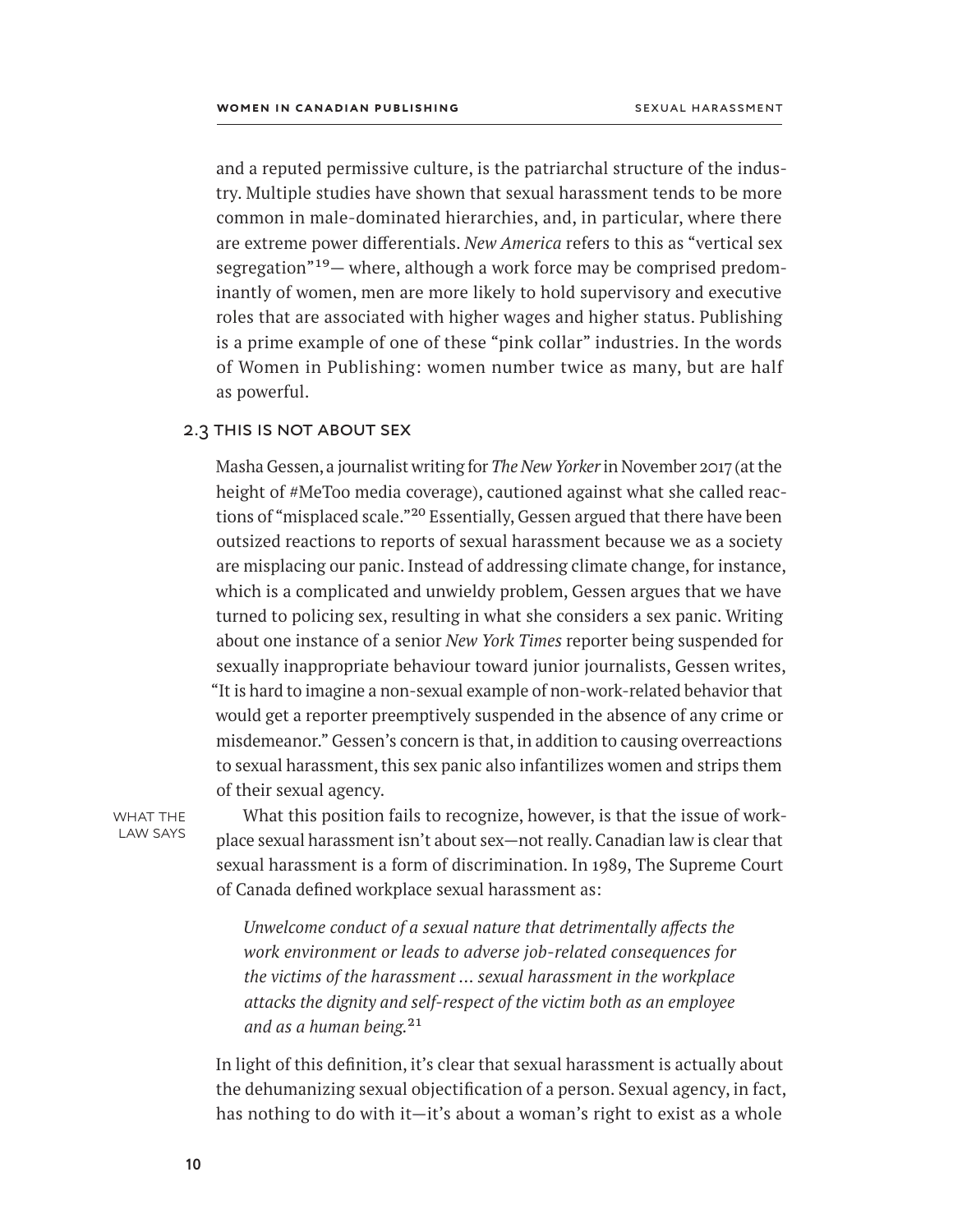and a reputed permissive culture, is the patriarchal structure of the industry. Multiple studies have shown that sexual harassment tends to be more common in male-dominated hierarchies, and, in particular, where there are extreme power differentials. *New America* refers to this as "vertical sex segregation"[19]— where, although a work force may be comprised predominantly of women, men are more likely to hold supervisory and executive roles that are associated with higher wages and higher status. Publishing is a prime example of one of these "pink collar" industries. In the words of Women in Publishing: women number twice as many, but are half as powerful.

### 2.3 THIS IS NOT ABOUT SEX

Masha Gessen, a journalist writing for *The New Yorker* in November 2017 (at the height of #MeToo media coverage), cautioned against what she called reactions of "misplaced scale."[20] Essentially, Gessen argued that there have been outsized reactions to reports of sexual harassment because we as a society are misplacing our panic. Instead of addressing climate change, for instance, which is a complicated and unwieldy problem, Gessen argues that we have turned to policing sex, resulting in what she considers a sex panic. Writing about one instance of a senior *New York Times* reporter being suspended for sexually inappropriate behaviour toward junior journalists, Gessen writes, "It is hard to imagine a non-sexual example of non-work-related behavior that would get a reporter preemptively suspended in the absence of any crime or misdemeanor." Gessen's concern is that, in addition to causing overreactions to sexual harassment, this sex panic also infantilizes women and strips them of their sexual agency.

WHAT THE LAW SAYS

What this position fails to recognize, however, is that the issue of workplace sexual harassment isn't about sex—not really. Canadian law is clear that sexual harassment is a form of discrimination. In 1989, The Supreme Court of Canada defined workplace sexual harassment as:

> *Unwelcome conduct of a sexual nature that detrimentally affects the work environment or leads to adverse job-related consequences for the victims of the harassment … sexual harassment in the workplace attacks the dignity and self-respect of the victim both as an employee and as a human being.*[21]

In light of this definition, it's clear that sexual harassment is actually about the dehumanizing sexual objectification of a person. Sexual agency, in fact, has nothing to do with it—it's about a woman's right to exist as a whole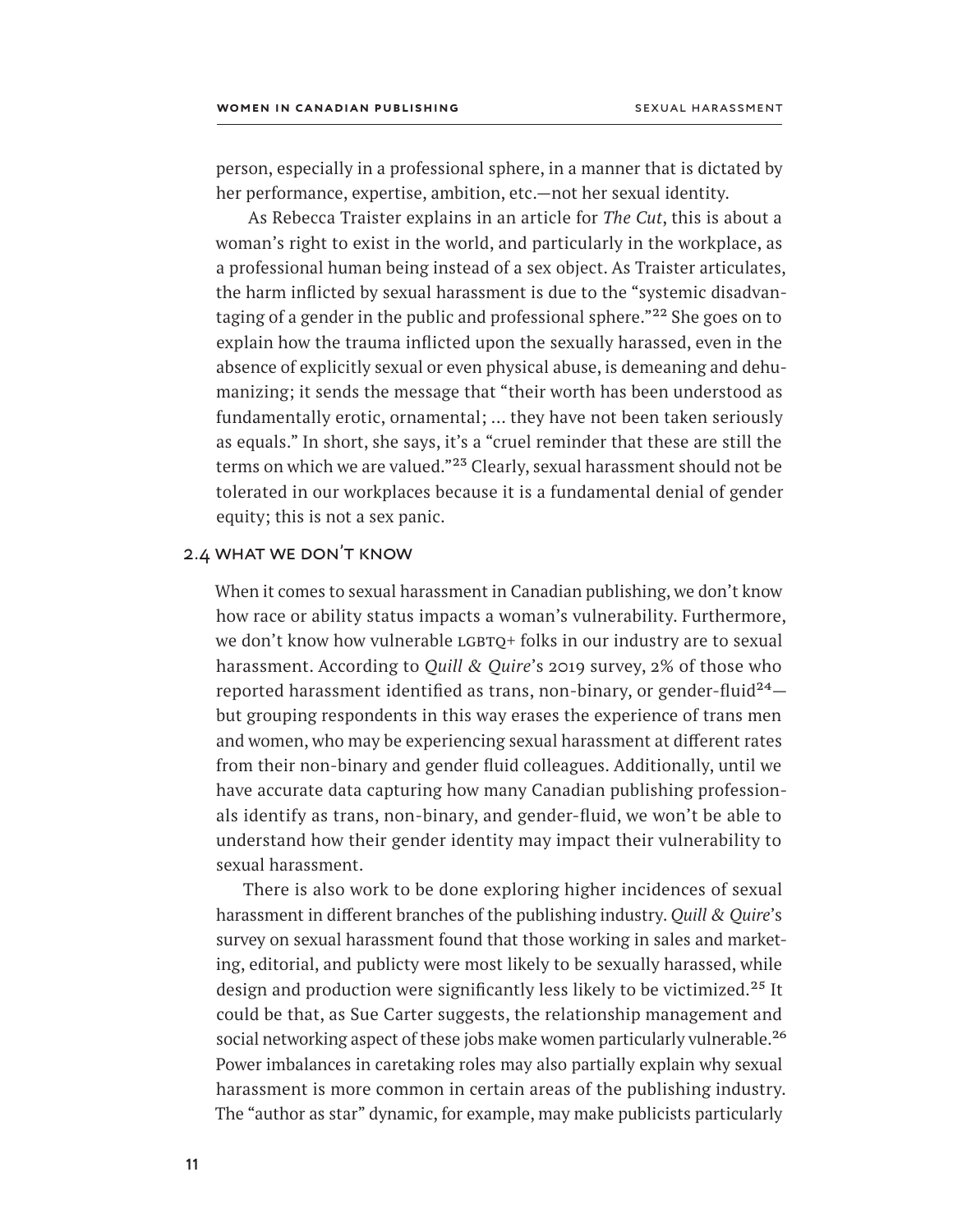person, especially in a professional sphere, in a manner that is dictated by her performance, expertise, ambition, etc.—not her sexual identity.

As Rebecca Traister explains in an article for *The Cut*, this is about a woman's right to exist in the world, and particularly in the workplace, as a professional human being instead of a sex object. As Traister articulates, the harm inflicted by sexual harassment is due to the "systemic disadvantaging of a gender in the public and professional sphere."[22] She goes on to explain how the trauma inflicted upon the sexually harassed, even in the absence of explicitly sexual or even physical abuse, is demeaning and dehumanizing; it sends the message that "their worth has been understood as fundamentally erotic, ornamental; … they have not been taken seriously as equals." In short, she says, it's a "cruel reminder that these are still the terms on which we are valued."[23] Clearly, sexual harassment should not be tolerated in our workplaces because it is a fundamental denial of gender equity; this is not a sex panic.

### 2.4 What We Don't Know

When it comes to sexual harassment in Canadian publishing, we don't know how race or ability status impacts a woman's vulnerability. Furthermore, we don't know how vulnerable LGBTQ+ folks in our industry are to sexual harassment. According to *Quill & Quire*'s 2019 survey, 2% of those who reported harassment identified as trans, non-binary, or gender-fluid[24]—but grouping respondents in this way erases the experience of trans men and women, who may be experiencing sexual harassment at different rates from their non-binary and gender fluid colleagues. Additionally, until we have accurate data capturing how many Canadian publishing professionals identify as trans, non-binary, and gender-fluid, we won't be able to understand how their gender identity may impact their vulnerability to sexual harassment.

There is also work to be done exploring higher incidences of sexual harassment in different branches of the publishing industry. *Quill & Quire*'s survey on sexual harassment found that those working in sales and marketing, editorial, and publicty were most likely to be sexually harassed, while design and production were significantly less likely to be victimized.[25] It could be that, as Sue Carter suggests, the relationship management and social networking aspect of these jobs make women particularly vulnerable.[26] Power imbalances in caretaking roles may also partially explain why sexual harassment is more common in certain areas of the publishing industry. The "author as star" dynamic, for example, may make publicists particularly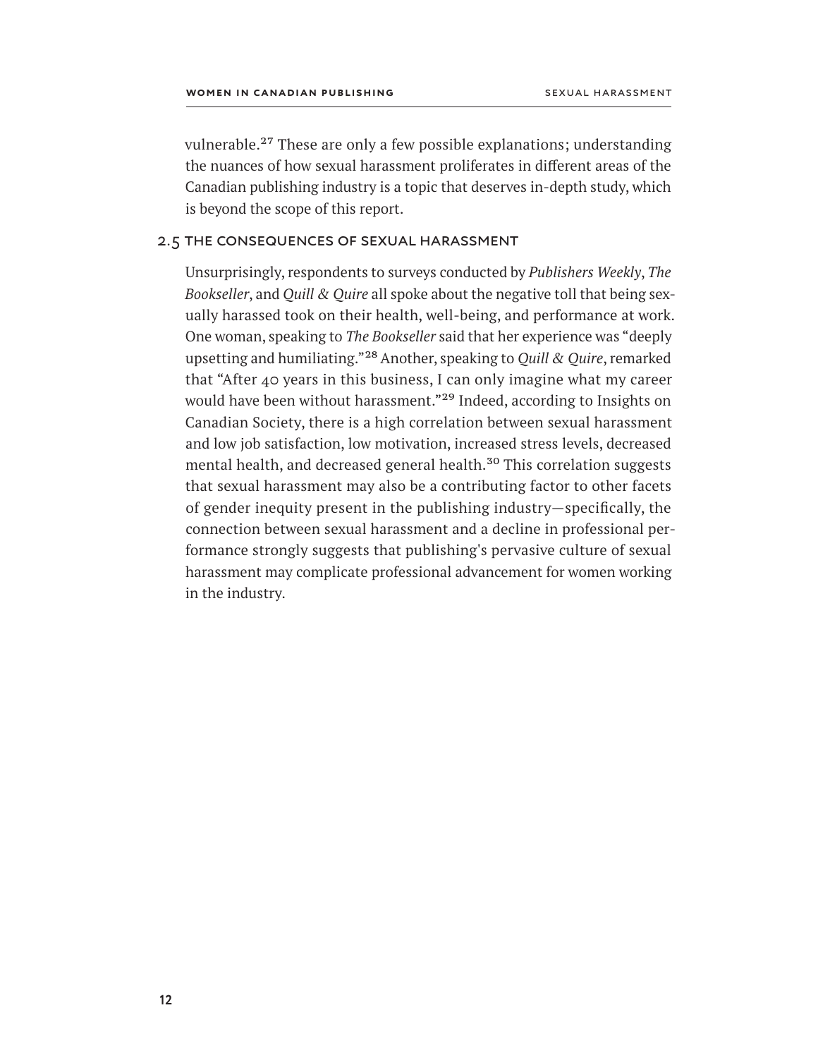vulnerable.[27] These are only a few possible explanations; understanding the nuances of how sexual harassment proliferates in different areas of the Canadian publishing industry is a topic that deserves in-depth study, which is beyond the scope of this report.

## 2.5 THE CONSEQUENCES OF SEXUAL HARASSMENT

Unsurprisingly, respondents to surveys conducted by *Publishers Weekly*, *The Bookseller*, and *Quill & Quire* all spoke about the negative toll that being sexually harassed took on their health, well-being, and performance at work. One woman, speaking to *The Bookseller* said that her experience was "deeply upsetting and humiliating."[28] Another, speaking to *Quill & Quire*, remarked that "After 40 years in this business, I can only imagine what my career would have been without harassment."[29] Indeed, according to Insights on Canadian Society, there is a high correlation between sexual harassment and low job satisfaction, low motivation, increased stress levels, decreased mental health, and decreased general health.[30] This correlation suggests that sexual harassment may also be a contributing factor to other facets of gender inequity present in the publishing industry—specifically, the connection between sexual harassment and a decline in professional performance strongly suggests that publishing's pervasive culture of sexual harassment may complicate professional advancement for women working in the industry.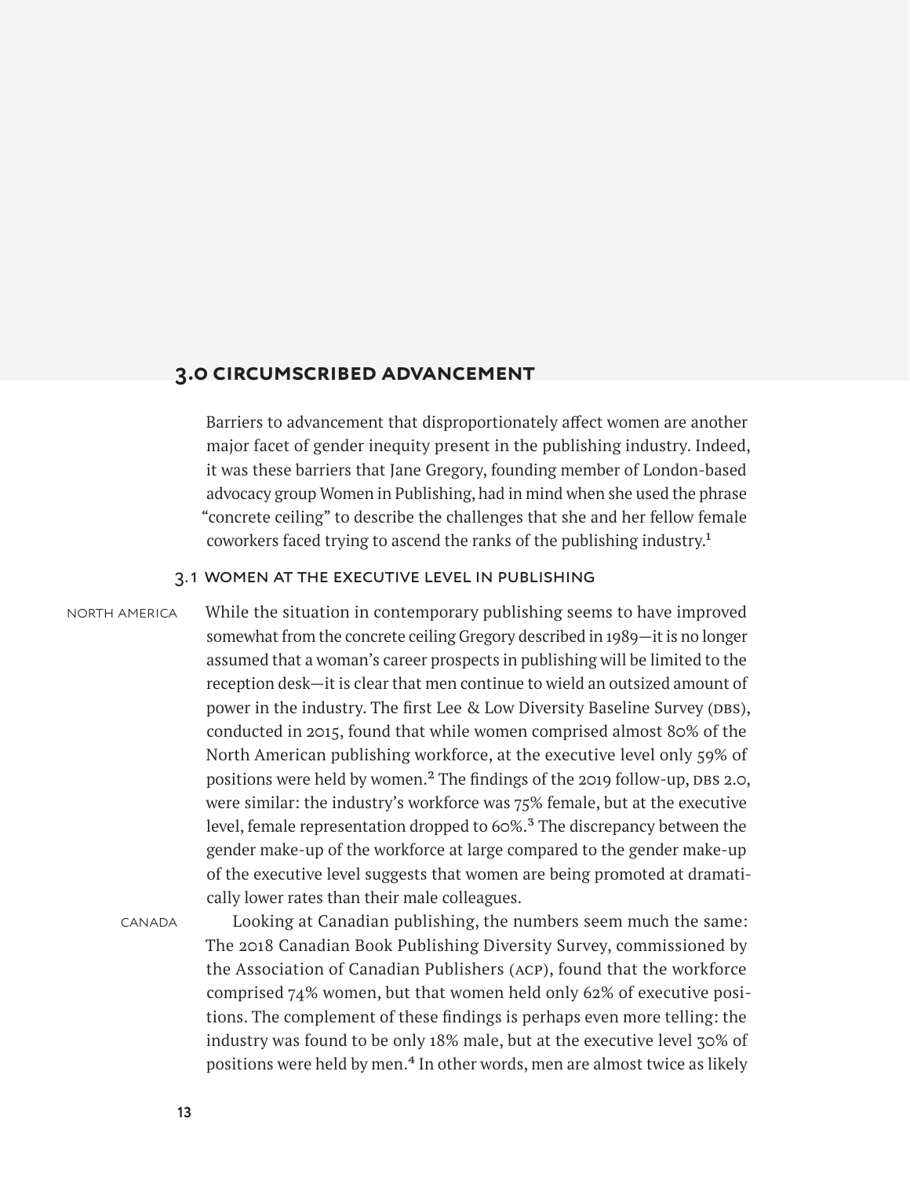## 3.0 CIRCUMSCRIBED ADVANCEMENT

Barriers to advancement that disproportionately affect women are another major facet of gender inequity present in the publishing industry. Indeed, it was these barriers that Jane Gregory, founding member of London-based advocacy group Women in Publishing, had in mind when she used the phrase "concrete ceiling" to describe the challenges that she and her fellow female coworkers faced trying to ascend the ranks of the publishing industry.[1]

### 3.1 WOMEN AT THE EXECUTIVE LEVEL IN PUBLISHING

NORTH AMERICA

While the situation in contemporary publishing seems to have improved somewhat from the concrete ceiling Gregory described in 1989—it is no longer assumed that a woman's career prospects in publishing will be limited to the reception desk—it is clear that men continue to wield an outsized amount of power in the industry. The first Lee & Low Diversity Baseline Survey (DBS), conducted in 2015, found that while women comprised almost 80% of the North American publishing workforce, at the executive level only 59% of positions were held by women.[2] The findings of the 2019 follow-up, DBS 2.0, were similar: the industry's workforce was 75% female, but at the executive level, female representation dropped to 60%.[3] The discrepancy between the gender make-up of the workforce at large compared to the gender make-up of the executive level suggests that women are being promoted at dramatically lower rates than their male colleagues.

CANADA

Looking at Canadian publishing, the numbers seem much the same: The 2018 Canadian Book Publishing Diversity Survey, commissioned by the Association of Canadian Publishers (ACP), found that the workforce comprised 74% women, but that women held only 62% of executive positions. The complement of these findings is perhaps even more telling: the industry was found to be only 18% male, but at the executive level 30% of positions were held by men.[4] In other words, men are almost twice as likely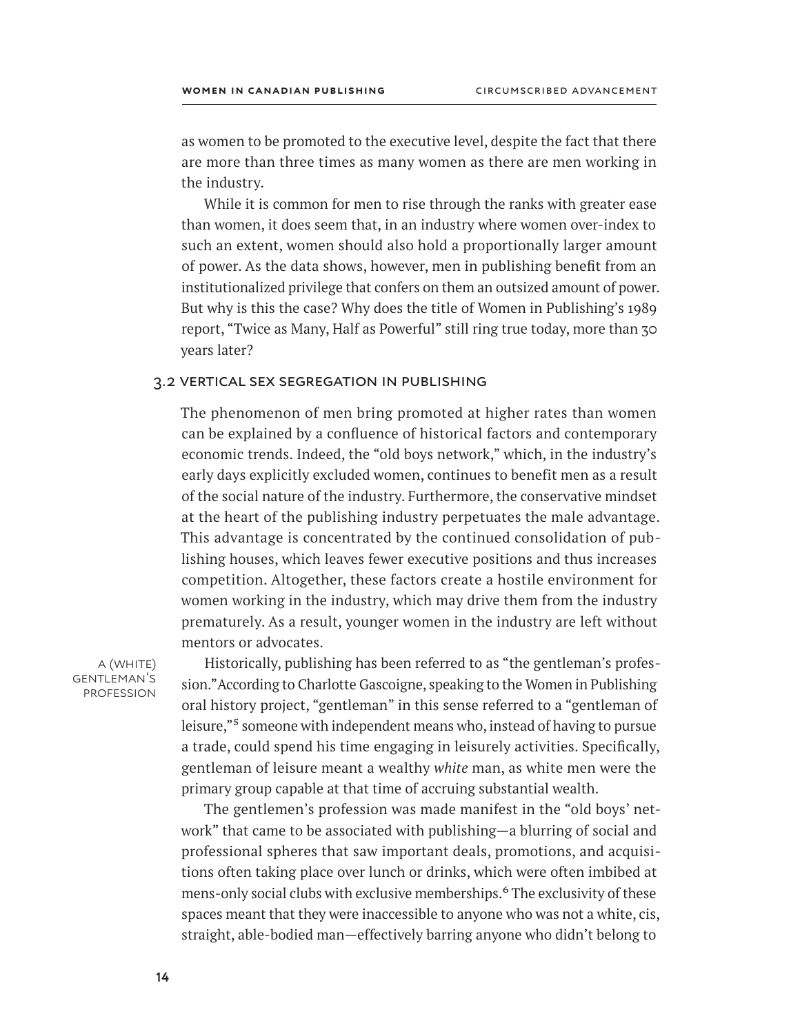as women to be promoted to the executive level, despite the fact that there are more than three times as many women as there are men working in the industry.

While it is common for men to rise through the ranks with greater ease than women, it does seem that, in an industry where women over-index to such an extent, women should also hold a proportionally larger amount of power. As the data shows, however, men in publishing benefit from an institutionalized privilege that confers on them an outsized amount of power. But why is this the case? Why does the title of Women in Publishing's 1989 report, "Twice as Many, Half as Powerful" still ring true today, more than 30 years later?

## 3.2 VERTICAL SEX SEGREGATION IN PUBLISHING

The phenomenon of men bring promoted at higher rates than women can be explained by a confluence of historical factors and contemporary economic trends. Indeed, the "old boys network," which, in the industry's early days explicitly excluded women, continues to benefit men as a result of the social nature of the industry. Furthermore, the conservative mindset at the heart of the publishing industry perpetuates the male advantage. This advantage is concentrated by the continued consolidation of publishing houses, which leaves fewer executive positions and thus increases competition. Altogether, these factors create a hostile environment for women working in the industry, which may drive them from the industry prematurely. As a result, younger women in the industry are left without mentors or advocates.

### A (WHITE) GENTLEMAN'S PROFESSION

Historically, publishing has been referred to as "the gentleman's profession." According to Charlotte Gascoigne, speaking to the Women in Publishing oral history project, "gentleman" in this sense referred to a "gentleman of leisure,"[5] someone with independent means who, instead of having to pursue a trade, could spend his time engaging in leisurely activities. Specifically, gentleman of leisure meant a wealthy *white* man, as white men were the primary group capable at that time of accruing substantial wealth.

The gentlemen's profession was made manifest in the "old boys' network" that came to be associated with publishing—a blurring of social and professional spheres that saw important deals, promotions, and acquisitions often taking place over lunch or drinks, which were often imbibed at mens-only social clubs with exclusive memberships.[6] The exclusivity of these spaces meant that they were inaccessible to anyone who was not a white, cis, straight, able-bodied man—effectively barring anyone who didn't belong to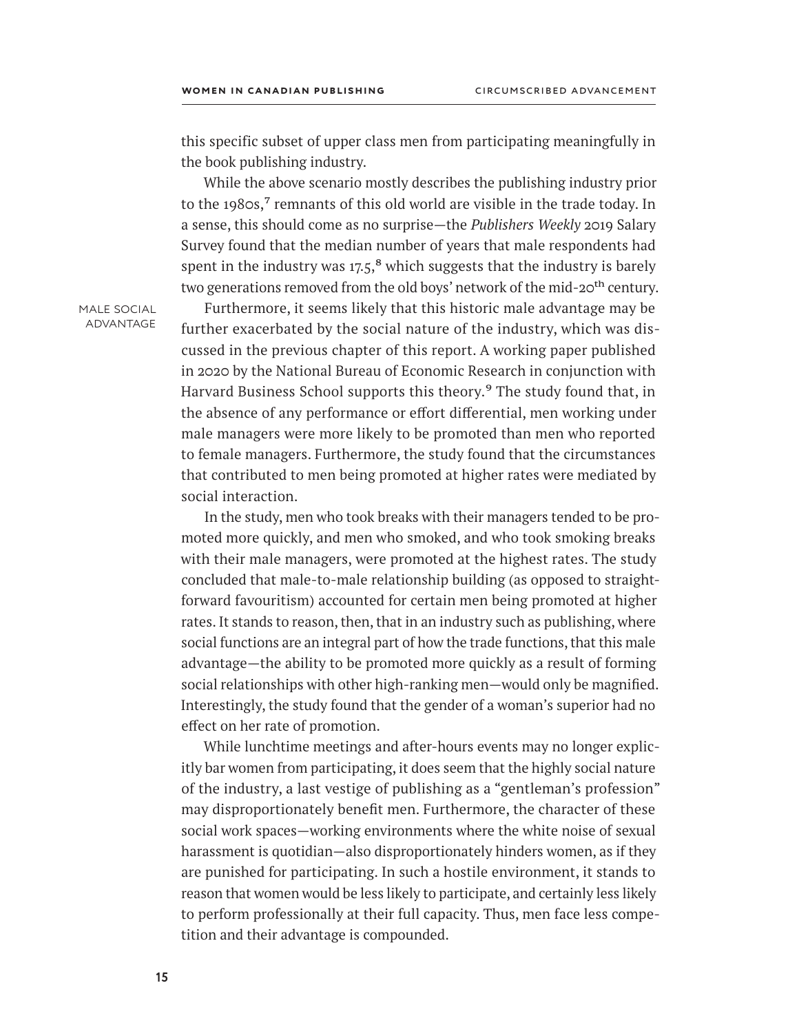this specific subset of upper class men from participating meaningfully in the book publishing industry.

While the above scenario mostly describes the publishing industry prior to the 1980s,[7] remnants of this old world are visible in the trade today. In a sense, this should come as no surprise—the *Publishers Weekly* 2019 Salary Survey found that the median number of years that male respondents had spent in the industry was 17.5,[8] which suggests that the industry is barely two generations removed from the old boys' network of the mid-20th century.

MALE SOCIAL ADVANTAGE

Furthermore, it seems likely that this historic male advantage may be further exacerbated by the social nature of the industry, which was discussed in the previous chapter of this report. A working paper published in 2020 by the National Bureau of Economic Research in conjunction with Harvard Business School supports this theory.[9] The study found that, in the absence of any performance or effort differential, men working under male managers were more likely to be promoted than men who reported to female managers. Furthermore, the study found that the circumstances that contributed to men being promoted at higher rates were mediated by social interaction.

In the study, men who took breaks with their managers tended to be promoted more quickly, and men who smoked, and who took smoking breaks with their male managers, were promoted at the highest rates. The study concluded that male-to-male relationship building (as opposed to straightforward favouritism) accounted for certain men being promoted at higher rates. It stands to reason, then, that in an industry such as publishing, where social functions are an integral part of how the trade functions, that this male advantage—the ability to be promoted more quickly as a result of forming social relationships with other high-ranking men—would only be magnified. Interestingly, the study found that the gender of a woman's superior had no effect on her rate of promotion.

While lunchtime meetings and after-hours events may no longer explicitly bar women from participating, it does seem that the highly social nature of the industry, a last vestige of publishing as a "gentleman's profession" may disproportionately benefit men. Furthermore, the character of these social work spaces—working environments where the white noise of sexual harassment is quotidian—also disproportionately hinders women, as if they are punished for participating. In such a hostile environment, it stands to reason that women would be less likely to participate, and certainly less likely to perform professionally at their full capacity. Thus, men face less competition and their advantage is compounded.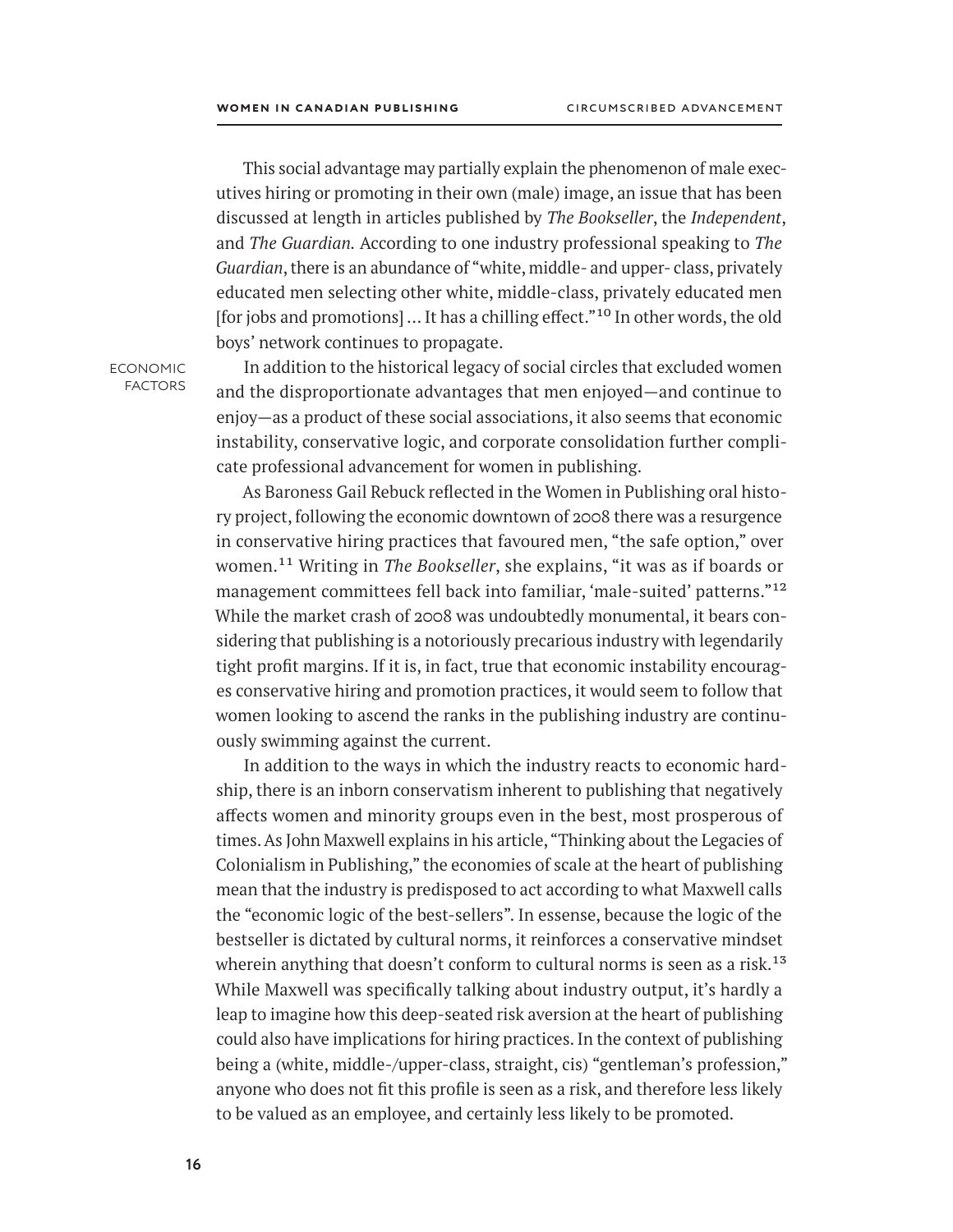This social advantage may partially explain the phenomenon of male executives hiring or promoting in their own (male) image, an issue that has been discussed at length in articles published by *The Bookseller*, the *Independent*, and *The Guardian*. According to one industry professional speaking to *The Guardian*, there is an abundance of "white, middle- and upper- class, privately educated men selecting other white, middle-class, privately educated men [for jobs and promotions] … It has a chilling effect."[10] In other words, the old boys' network continues to propagate.

ECONOMIC FACTORS

In addition to the historical legacy of social circles that excluded women and the disproportionate advantages that men enjoyed—and continue to enjoy—as a product of these social associations, it also seems that economic instability, conservative logic, and corporate consolidation further complicate professional advancement for women in publishing.

As Baroness Gail Rebuck reflected in the Women in Publishing oral history project, following the economic downtown of 2008 there was a resurgence in conservative hiring practices that favoured men, "the safe option," over women.[11] Writing in *The Bookseller*, she explains, "it was as if boards or management committees fell back into familiar, 'male-suited' patterns."[12] While the market crash of 2008 was undoubtedly monumental, it bears considering that publishing is a notoriously precarious industry with legendarily tight profit margins. If it is, in fact, true that economic instability encourages conservative hiring and promotion practices, it would seem to follow that women looking to ascend the ranks in the publishing industry are continuously swimming against the current.

In addition to the ways in which the industry reacts to economic hardship, there is an inborn conservatism inherent to publishing that negatively affects women and minority groups even in the best, most prosperous of times. As John Maxwell explains in his article, "Thinking about the Legacies of Colonialism in Publishing," the economies of scale at the heart of publishing mean that the industry is predisposed to act according to what Maxwell calls the "economic logic of the best-sellers". In essense, because the logic of the bestseller is dictated by cultural norms, it reinforces a conservative mindset wherein anything that doesn't conform to cultural norms is seen as a risk.[13] While Maxwell was specifically talking about industry output, it's hardly a leap to imagine how this deep-seated risk aversion at the heart of publishing could also have implications for hiring practices. In the context of publishing being a (white, middle-/upper-class, straight, cis) "gentleman's profession," anyone who does not fit this profile is seen as a risk, and therefore less likely to be valued as an employee, and certainly less likely to be promoted.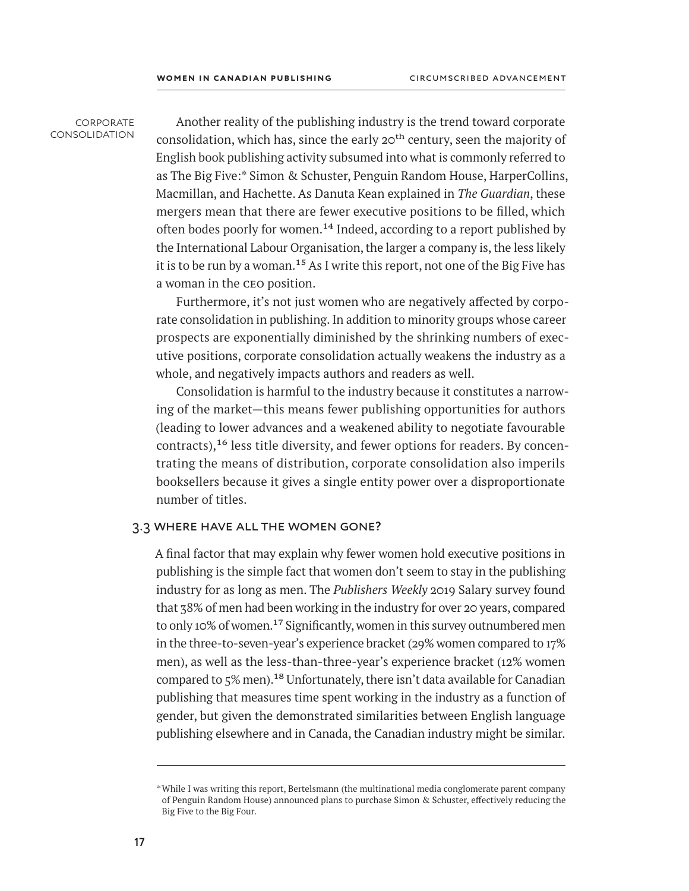CORPORATE CONSOLIDATION

Another reality of the publishing industry is the trend toward corporate consolidation, which has, since the early 20th century, seen the majority of English book publishing activity subsumed into what is commonly referred to as The Big Five:* Simon & Schuster, Penguin Random House, HarperCollins, Macmillan, and Hachette. As Danuta Kean explained in *The Guardian*, these mergers mean that there are fewer executive positions to be filled, which often bodes poorly for women.[14] Indeed, according to a report published by the International Labour Organisation, the larger a company is, the less likely it is to be run by a woman.[15] As I write this report, not one of the Big Five has a woman in the CEO position.

Furthermore, it's not just women who are negatively affected by corporate consolidation in publishing. In addition to minority groups whose career prospects are exponentially diminished by the shrinking numbers of executive positions, corporate consolidation actually weakens the industry as a whole, and negatively impacts authors and readers as well.

Consolidation is harmful to the industry because it constitutes a narrowing of the market—this means fewer publishing opportunities for authors (leading to lower advances and a weakened ability to negotiate favourable contracts),[16] less title diversity, and fewer options for readers. By concentrating the means of distribution, corporate consolidation also imperils booksellers because it gives a single entity power over a disproportionate number of titles.

### 3.3 WHERE HAVE ALL THE WOMEN GONE?

A final factor that may explain why fewer women hold executive positions in publishing is the simple fact that women don't seem to stay in the publishing industry for as long as men. The *Publishers Weekly* 2019 Salary survey found that 38% of men had been working in the industry for over 20 years, compared to only 10% of women.[17] Significantly, women in this survey outnumbered men in the three-to-seven-year's experience bracket (29% women compared to 17% men), as well as the less-than-three-year's experience bracket (12% women compared to 5% men).[18] Unfortunately, there isn't data available for Canadian publishing that measures time spent working in the industry as a function of gender, but given the demonstrated similarities between English language publishing elsewhere and in Canada, the Canadian industry might be similar.

---

*While I was writing this report, Bertelsmann (the multinational media conglomerate parent company of Penguin Random House) announced plans to purchase Simon & Schuster, effectively reducing the Big Five to the Big Four.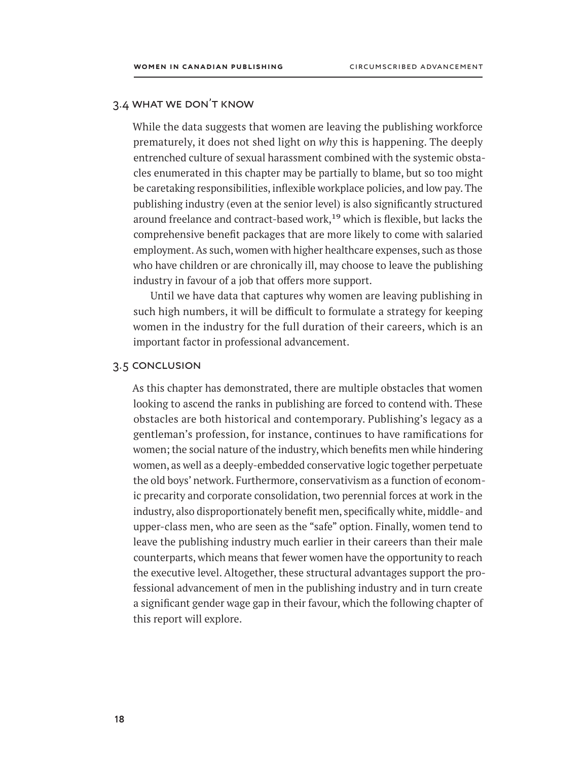## 3.4 What We Don't Know

While the data suggests that women are leaving the publishing workforce prematurely, it does not shed light on *why* this is happening. The deeply entrenched culture of sexual harassment combined with the systemic obstacles enumerated in this chapter may be partially to blame, but so too might be caretaking responsibilities, inflexible workplace policies, and low pay. The publishing industry (even at the senior level) is also significantly structured around freelance and contract-based work,[19] which is flexible, but lacks the comprehensive benefit packages that are more likely to come with salaried employment. As such, women with higher healthcare expenses, such as those who have children or are chronically ill, may choose to leave the publishing industry in favour of a job that offers more support.

Until we have data that captures why women are leaving publishing in such high numbers, it will be difficult to formulate a strategy for keeping women in the industry for the full duration of their careers, which is an important factor in professional advancement.

## 3.5 Conclusion

As this chapter has demonstrated, there are multiple obstacles that women looking to ascend the ranks in publishing are forced to contend with. These obstacles are both historical and contemporary. Publishing's legacy as a gentleman's profession, for instance, continues to have ramifications for women; the social nature of the industry, which benefits men while hindering women, as well as a deeply-embedded conservative logic together perpetuate the old boys' network. Furthermore, conservativism as a function of economic precarity and corporate consolidation, two perennial forces at work in the industry, also disproportionately benefit men, specifically white, middle- and upper-class men, who are seen as the "safe" option. Finally, women tend to leave the publishing industry much earlier in their careers than their male counterparts, which means that fewer women have the opportunity to reach the executive level. Altogether, these structural advantages support the professional advancement of men in the publishing industry and in turn create a significant gender wage gap in their favour, which the following chapter of this report will explore.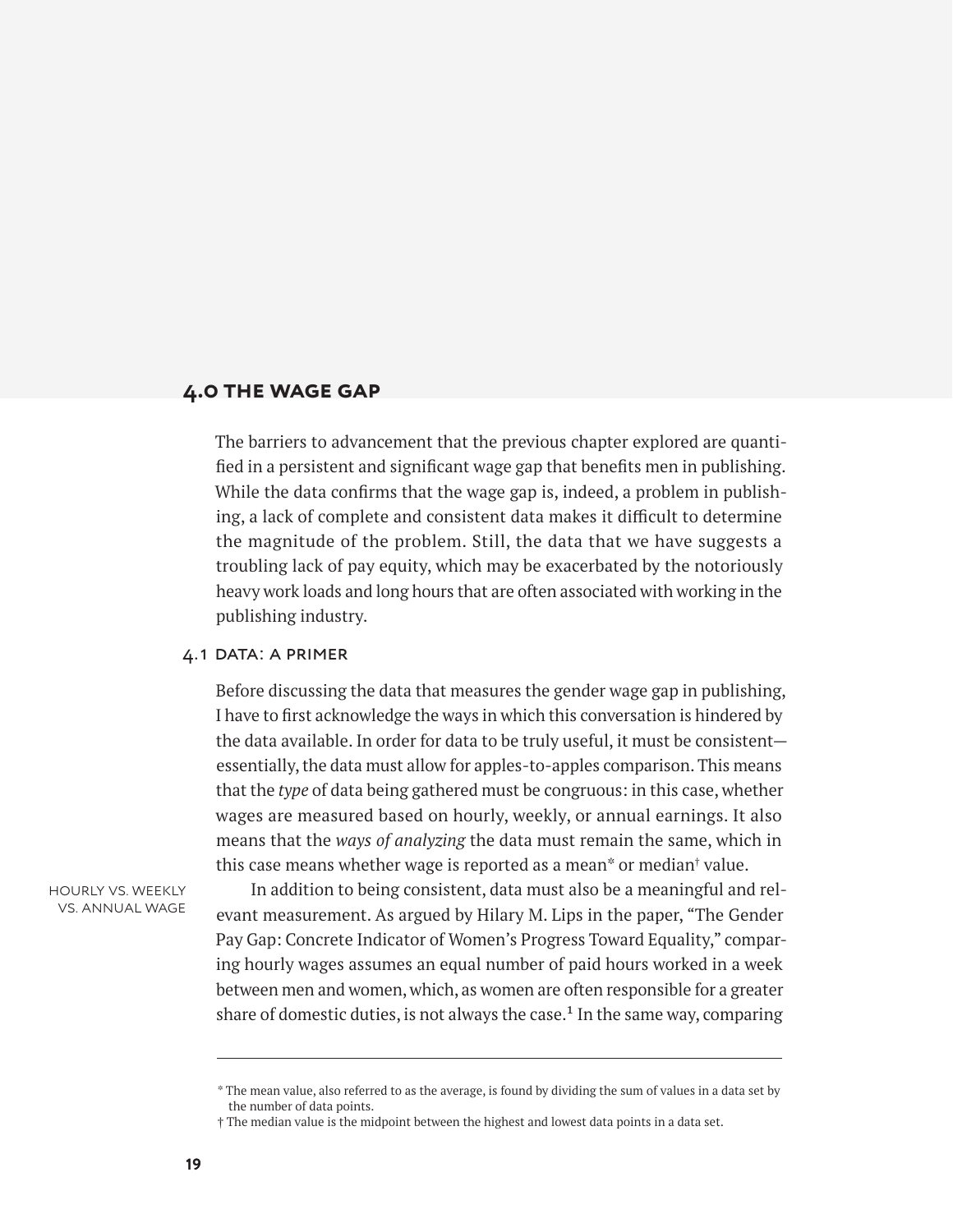## 4.0 THE WAGE GAP

The barriers to advancement that the previous chapter explored are quantified in a persistent and significant wage gap that benefits men in publishing. While the data confirms that the wage gap is, indeed, a problem in publishing, a lack of complete and consistent data makes it difficult to determine the magnitude of the problem. Still, the data that we have suggests a troubling lack of pay equity, which may be exacerbated by the notoriously heavy work loads and long hours that are often associated with working in the publishing industry.

### 4.1 DATA: A PRIMER

Before discussing the data that measures the gender wage gap in publishing, I have to first acknowledge the ways in which this conversation is hindered by the data available. In order for data to be truly useful, it must be consistent—essentially, the data must allow for apples-to-apples comparison. This means that the *type* of data being gathered must be congruous: in this case, whether wages are measured based on hourly, weekly, or annual earnings. It also means that the *ways of analyzing* the data must remain the same, which in this case means whether wage is reported as a mean* or median† value.

HOURLY VS. WEEKLY VS. ANNUAL WAGE

In addition to being consistent, data must also be a meaningful and relevant measurement. As argued by Hilary M. Lips in the paper, "The Gender Pay Gap: Concrete Indicator of Women's Progress Toward Equality," comparing hourly wages assumes an equal number of paid hours worked in a week between men and women, which, as women are often responsible for a greater share of domestic duties, is not always the case.[1] In the same way, comparing

---

* The mean value, also referred to as the average, is found by dividing the sum of values in a data set by the number of data points.

† The median value is the midpoint between the highest and lowest data points in a data set.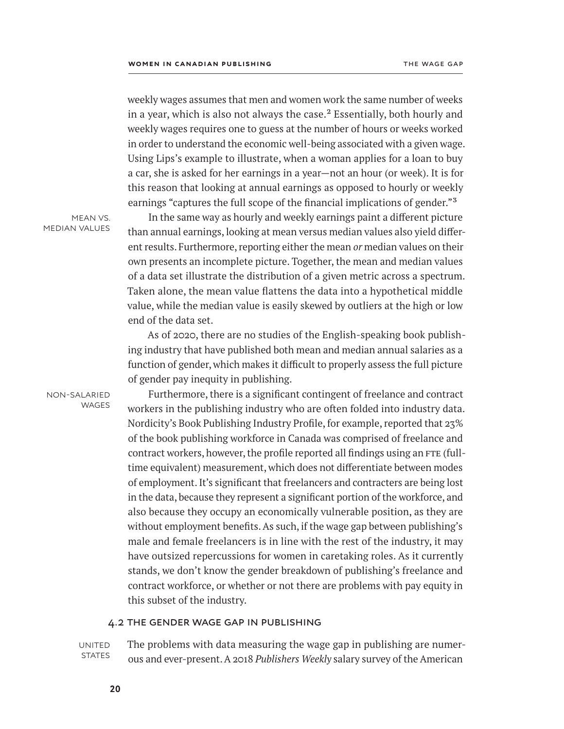weekly wages assumes that men and women work the same number of weeks in a year, which is also not always the case.[2] Essentially, both hourly and weekly wages requires one to guess at the number of hours or weeks worked in order to understand the economic well-being associated with a given wage. Using Lips's example to illustrate, when a woman applies for a loan to buy a car, she is asked for her earnings in a year—not an hour (or week). It is for this reason that looking at annual earnings as opposed to hourly or weekly earnings "captures the full scope of the financial implications of gender."[3]

MEAN VS. MEDIAN VALUES

In the same way as hourly and weekly earnings paint a different picture than annual earnings, looking at mean versus median values also yield different results. Furthermore, reporting either the mean *or* median values on their own presents an incomplete picture. Together, the mean and median values of a data set illustrate the distribution of a given metric across a spectrum. Taken alone, the mean value flattens the data into a hypothetical middle value, while the median value is easily skewed by outliers at the high or low end of the data set.

As of 2020, there are no studies of the English-speaking book publishing industry that have published both mean and median annual salaries as a function of gender, which makes it difficult to properly assess the full picture of gender pay inequity in publishing.

NON-SALARIED WAGES

Furthermore, there is a significant contingent of freelance and contract workers in the publishing industry who are often folded into industry data. Nordicity's Book Publishing Industry Profile, for example, reported that 23% of the book publishing workforce in Canada was comprised of freelance and contract workers, however, the profile reported all findings using an FTE (full-time equivalent) measurement, which does not differentiate between modes of employment. It's significant that freelancers and contracters are being lost in the data, because they represent a significant portion of the workforce, and also because they occupy an economically vulnerable position, as they are without employment benefits. As such, if the wage gap between publishing's male and female freelancers is in line with the rest of the industry, it may have outsized repercussions for women in caretaking roles. As it currently stands, we don't know the gender breakdown of publishing's freelance and contract workforce, or whether or not there are problems with pay equity in this subset of the industry.

## 4.2 THE GENDER WAGE GAP IN PUBLISHING

UNITED STATES

The problems with data measuring the wage gap in publishing are numerous and ever-present. A 2018 *Publishers Weekly* salary survey of the American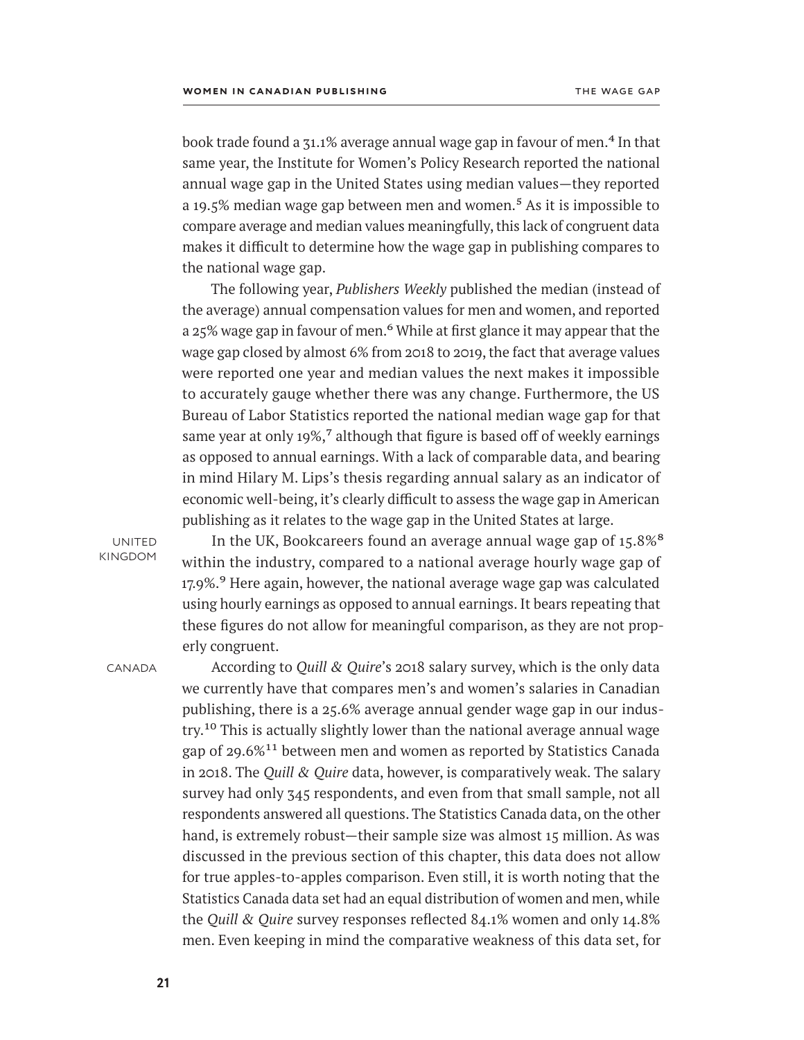book trade found a 31.1% average annual wage gap in favour of men.[4] In that same year, the Institute for Women's Policy Research reported the national annual wage gap in the United States using median values—they reported a 19.5% median wage gap between men and women.[5] As it is impossible to compare average and median values meaningfully, this lack of congruent data makes it difficult to determine how the wage gap in publishing compares to the national wage gap.

The following year, *Publishers Weekly* published the median (instead of the average) annual compensation values for men and women, and reported a 25% wage gap in favour of men.[6] While at first glance it may appear that the wage gap closed by almost 6% from 2018 to 2019, the fact that average values were reported one year and median values the next makes it impossible to accurately gauge whether there was any change. Furthermore, the US Bureau of Labor Statistics reported the national median wage gap for that same year at only 19%,[7] although that figure is based off of weekly earnings as opposed to annual earnings. With a lack of comparable data, and bearing in mind Hilary M. Lips's thesis regarding annual salary as an indicator of economic well-being, it's clearly difficult to assess the wage gap in American publishing as it relates to the wage gap in the United States at large.

UNITED KINGDOM

In the UK, Bookcareers found an average annual wage gap of 15.8%[8] within the industry, compared to a national average hourly wage gap of 17.9%.[9] Here again, however, the national average wage gap was calculated using hourly earnings as opposed to annual earnings. It bears repeating that these figures do not allow for meaningful comparison, as they are not properly congruent.

CANADA

According to *Quill & Quire*'s 2018 salary survey, which is the only data we currently have that compares men's and women's salaries in Canadian publishing, there is a 25.6% average annual gender wage gap in our industry.[10] This is actually slightly lower than the national average annual wage gap of 29.6%[11] between men and women as reported by Statistics Canada in 2018. The *Quill & Quire* data, however, is comparatively weak. The salary survey had only 345 respondents, and even from that small sample, not all respondents answered all questions. The Statistics Canada data, on the other hand, is extremely robust—their sample size was almost 15 million. As was discussed in the previous section of this chapter, this data does not allow for true apples-to-apples comparison. Even still, it is worth noting that the Statistics Canada data set had an equal distribution of women and men, while the *Quill & Quire* survey responses reflected 84.1% women and only 14.8% men. Even keeping in mind the comparative weakness of this data set, for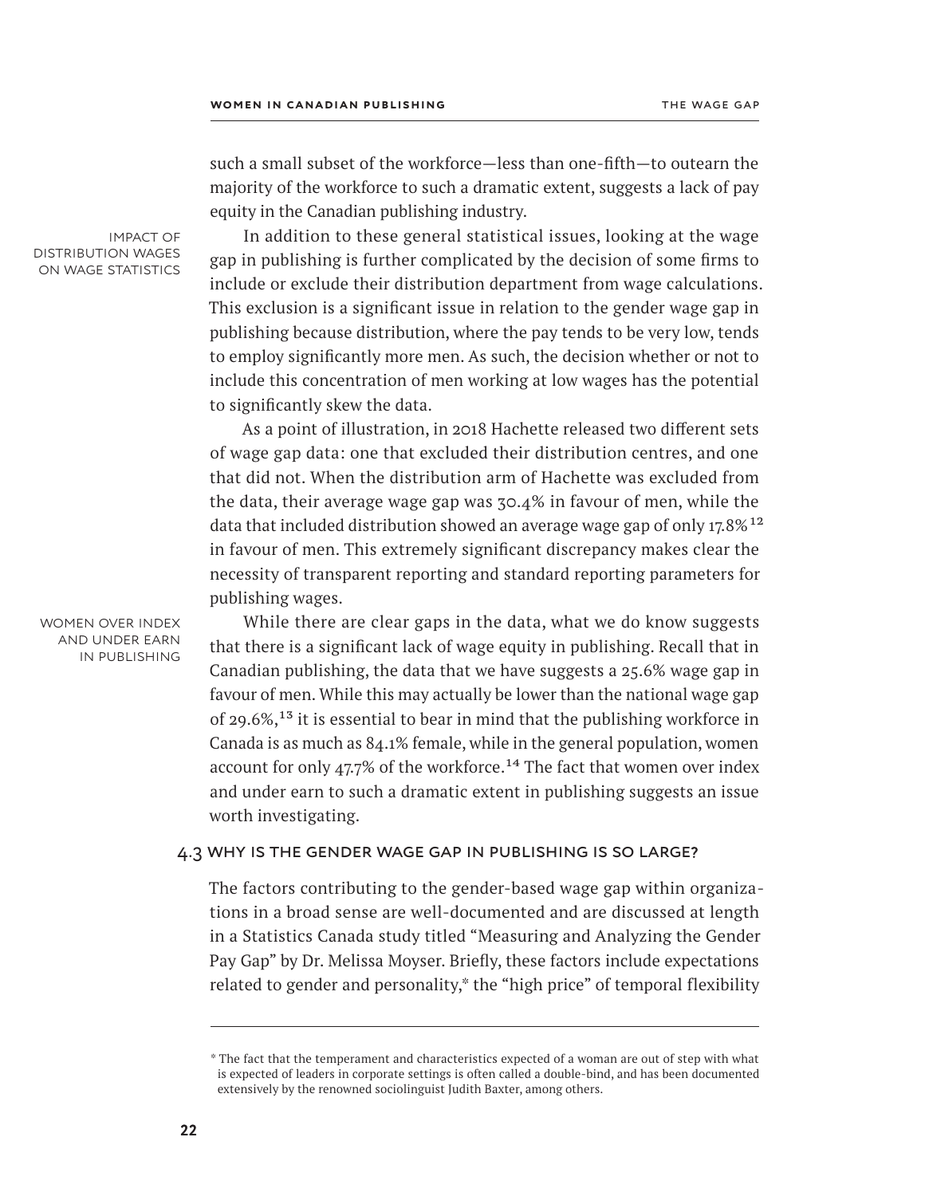such a small subset of the workforce—less than one-fifth—to outearn the majority of the workforce to such a dramatic extent, suggests a lack of pay equity in the Canadian publishing industry.

IMPACT OF DISTRIBUTION WAGES ON WAGE STATISTICS

In addition to these general statistical issues, looking at the wage gap in publishing is further complicated by the decision of some firms to include or exclude their distribution department from wage calculations. This exclusion is a significant issue in relation to the gender wage gap in publishing because distribution, where the pay tends to be very low, tends to employ significantly more men. As such, the decision whether or not to include this concentration of men working at low wages has the potential to significantly skew the data.

As a point of illustration, in 2018 Hachette released two different sets of wage gap data: one that excluded their distribution centres, and one that did not. When the distribution arm of Hachette was excluded from the data, their average wage gap was 30.4% in favour of men, while the data that included distribution showed an average wage gap of only 17.8%[12] in favour of men. This extremely significant discrepancy makes clear the necessity of transparent reporting and standard reporting parameters for publishing wages.

WOMEN OVER INDEX AND UNDER EARN IN PUBLISHING

While there are clear gaps in the data, what we do know suggests that there is a significant lack of wage equity in publishing. Recall that in Canadian publishing, the data that we have suggests a 25.6% wage gap in favour of men. While this may actually be lower than the national wage gap of 29.6%,[13] it is essential to bear in mind that the publishing workforce in Canada is as much as 84.1% female, while in the general population, women account for only 47.7% of the workforce.[14] The fact that women over index and under earn to such a dramatic extent in publishing suggests an issue worth investigating.

## 4.3 WHY IS THE GENDER WAGE GAP IN PUBLISHING IS SO LARGE?

The factors contributing to the gender-based wage gap within organizations in a broad sense are well-documented and are discussed at length in a Statistics Canada study titled "Measuring and Analyzing the Gender Pay Gap" by Dr. Melissa Moyser. Briefly, these factors include expectations related to gender and personality,* the "high price" of temporal flexibility

* The fact that the temperament and characteristics expected of a woman are out of step with what is expected of leaders in corporate settings is often called a double-bind, and has been documented extensively by the renowned sociolinguist Judith Baxter, among others.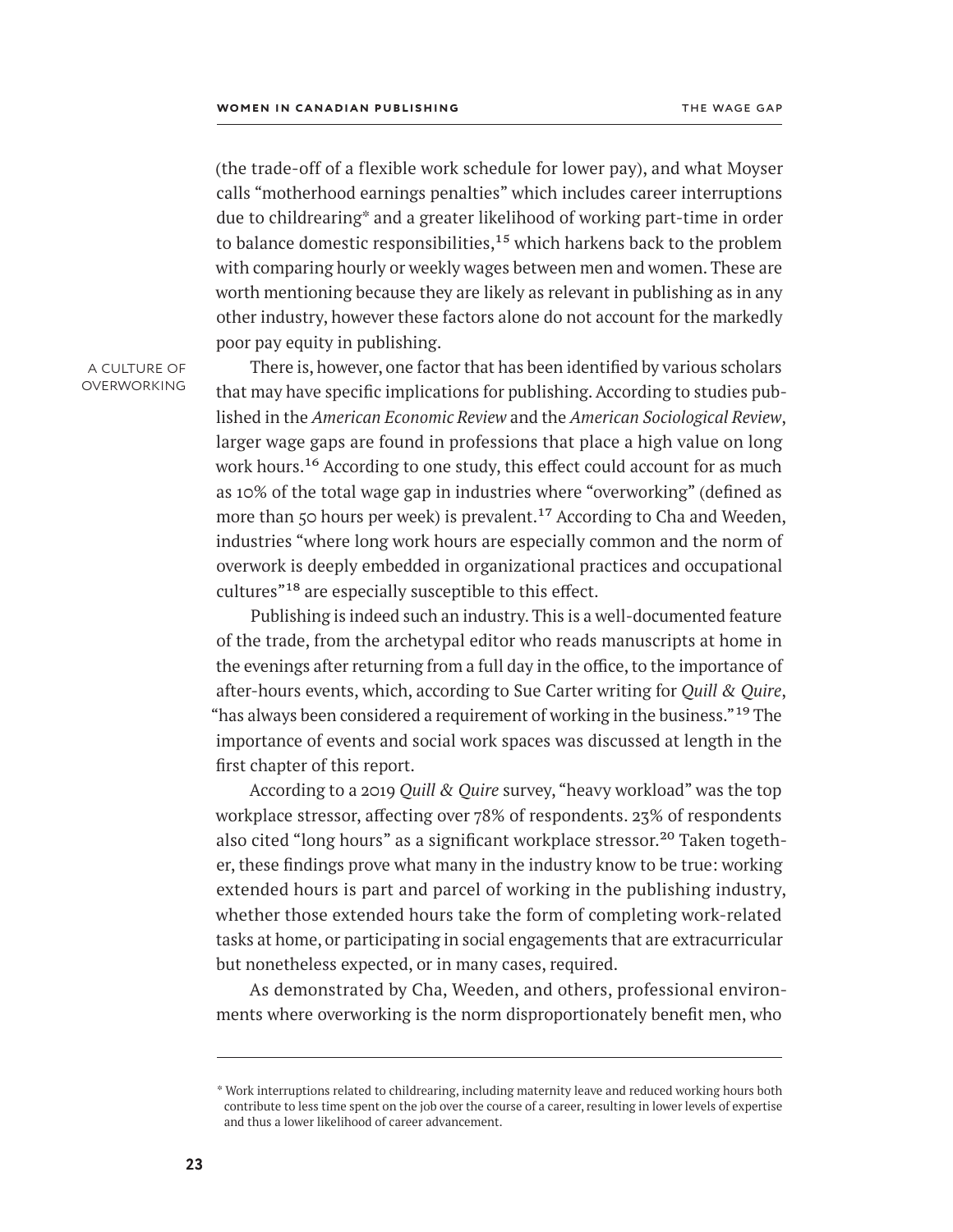(the trade-off of a flexible work schedule for lower pay), and what Moyser calls "motherhood earnings penalties" which includes career interruptions due to childrearing* and a greater likelihood of working part-time in order to balance domestic responsibilities,[15] which harkens back to the problem with comparing hourly or weekly wages between men and women. These are worth mentioning because they are likely as relevant in publishing as in any other industry, however these factors alone do not account for the markedly poor pay equity in publishing.

A CULTURE OF OVERWORKING

There is, however, one factor that has been identified by various scholars that may have specific implications for publishing. According to studies published in the *American Economic Review* and the *American Sociological Review*, larger wage gaps are found in professions that place a high value on long work hours.[16] According to one study, this effect could account for as much as 10% of the total wage gap in industries where "overworking" (defined as more than 50 hours per week) is prevalent.[17] According to Cha and Weeden, industries "where long work hours are especially common and the norm of overwork is deeply embedded in organizational practices and occupational cultures"[18] are especially susceptible to this effect.

Publishing is indeed such an industry. This is a well-documented feature of the trade, from the archetypal editor who reads manuscripts at home in the evenings after returning from a full day in the office, to the importance of after-hours events, which, according to Sue Carter writing for *Quill & Quire*, "has always been considered a requirement of working in the business."[19] The importance of events and social work spaces was discussed at length in the first chapter of this report.

According to a 2019 *Quill & Quire* survey, "heavy workload" was the top workplace stressor, affecting over 78% of respondents. 23% of respondents also cited "long hours" as a significant workplace stressor.[20] Taken together, these findings prove what many in the industry know to be true: working extended hours is part and parcel of working in the publishing industry, whether those extended hours take the form of completing work-related tasks at home, or participating in social engagements that are extracurricular but nonetheless expected, or in many cases, required.

As demonstrated by Cha, Weeden, and others, professional environments where overworking is the norm disproportionately benefit men, who

---

* Work interruptions related to childrearing, including maternity leave and reduced working hours both contribute to less time spent on the job over the course of a career, resulting in lower levels of expertise and thus a lower likelihood of career advancement.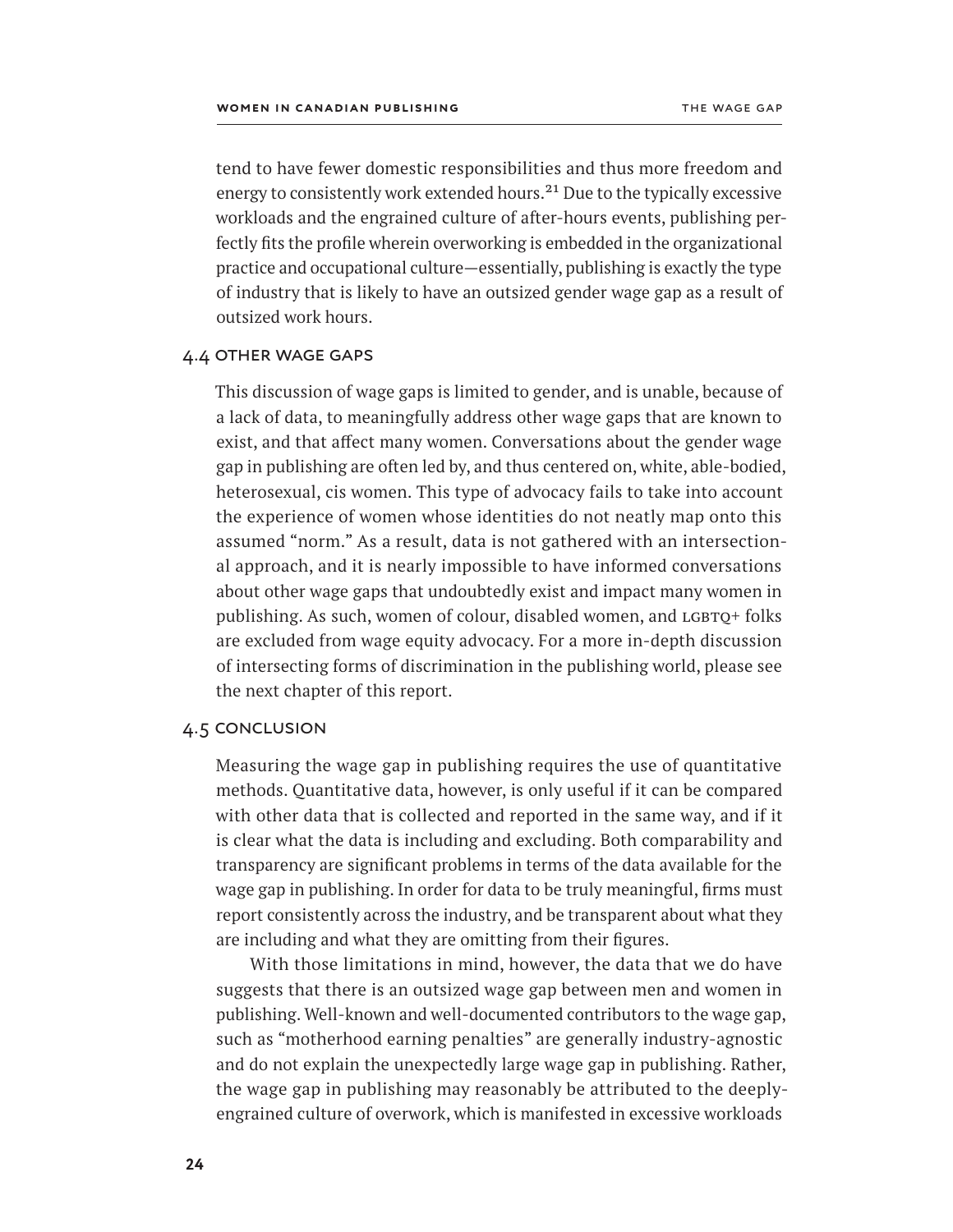tend to have fewer domestic responsibilities and thus more freedom and energy to consistently work extended hours.[21] Due to the typically excessive workloads and the engrained culture of after-hours events, publishing perfectly fits the profile wherein overworking is embedded in the organizational practice and occupational culture—essentially, publishing is exactly the type of industry that is likely to have an outsized gender wage gap as a result of outsized work hours.

## 4.4 Other Wage Gaps

This discussion of wage gaps is limited to gender, and is unable, because of a lack of data, to meaningfully address other wage gaps that are known to exist, and that affect many women. Conversations about the gender wage gap in publishing are often led by, and thus centered on, white, able-bodied, heterosexual, cis women. This type of advocacy fails to take into account the experience of women whose identities do not neatly map onto this assumed "norm." As a result, data is not gathered with an intersectional approach, and it is nearly impossible to have informed conversations about other wage gaps that undoubtedly exist and impact many women in publishing. As such, women of colour, disabled women, and LGBTQ+ folks are excluded from wage equity advocacy. For a more in-depth discussion of intersecting forms of discrimination in the publishing world, please see the next chapter of this report.

## 4.5 Conclusion

Measuring the wage gap in publishing requires the use of quantitative methods. Quantitative data, however, is only useful if it can be compared with other data that is collected and reported in the same way, and if it is clear what the data is including and excluding. Both comparability and transparency are significant problems in terms of the data available for the wage gap in publishing. In order for data to be truly meaningful, firms must report consistently across the industry, and be transparent about what they are including and what they are omitting from their figures.

With those limitations in mind, however, the data that we do have suggests that there is an outsized wage gap between men and women in publishing. Well-known and well-documented contributors to the wage gap, such as "motherhood earning penalties" are generally industry-agnostic and do not explain the unexpectedly large wage gap in publishing. Rather, the wage gap in publishing may reasonably be attributed to the deeply-engrained culture of overwork, which is manifested in excessive workloads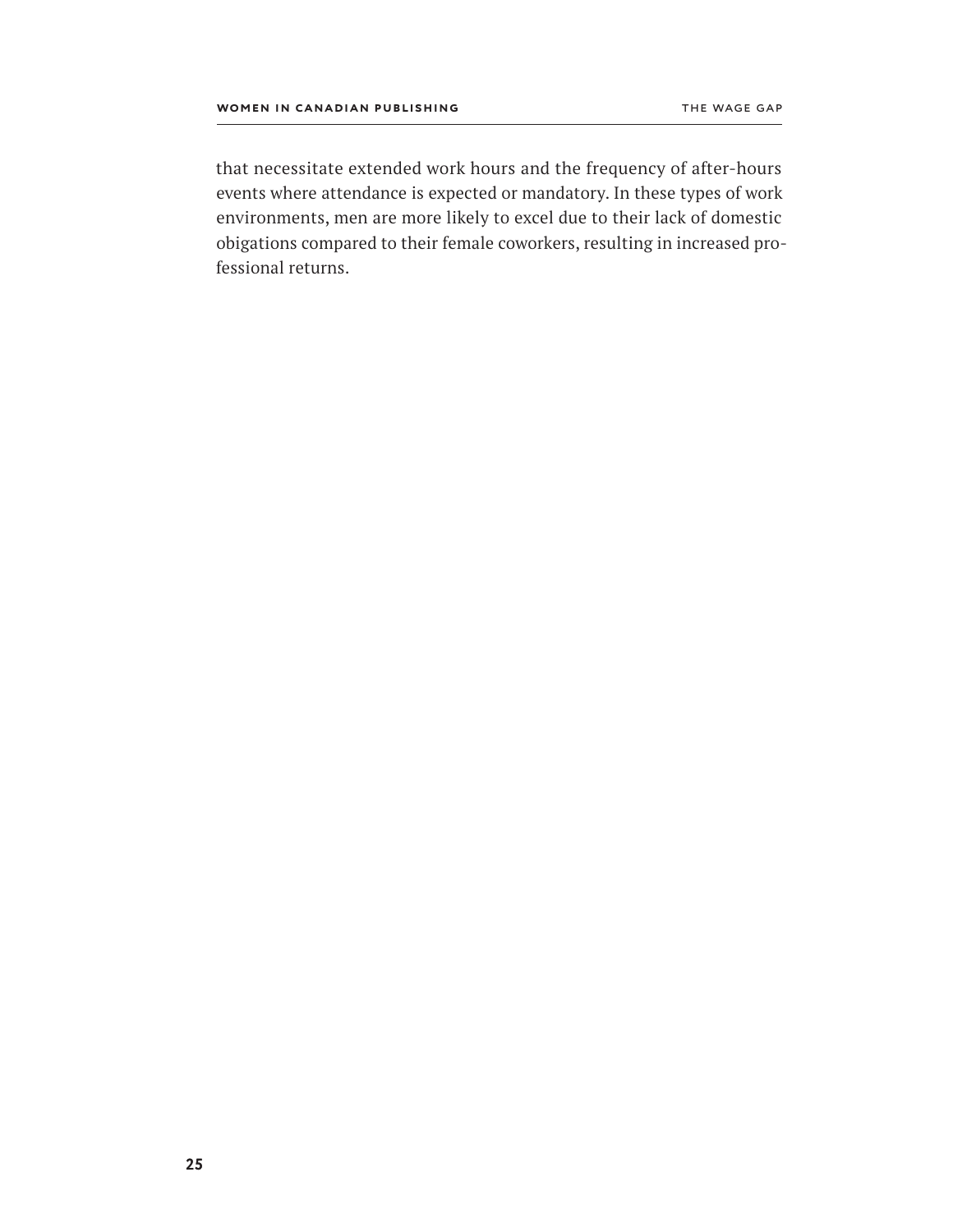that necessitate extended work hours and the frequency of after-hours events where attendance is expected or mandatory. In these types of work environments, men are more likely to excel due to their lack of domestic obigations compared to their female coworkers, resulting in increased professional returns.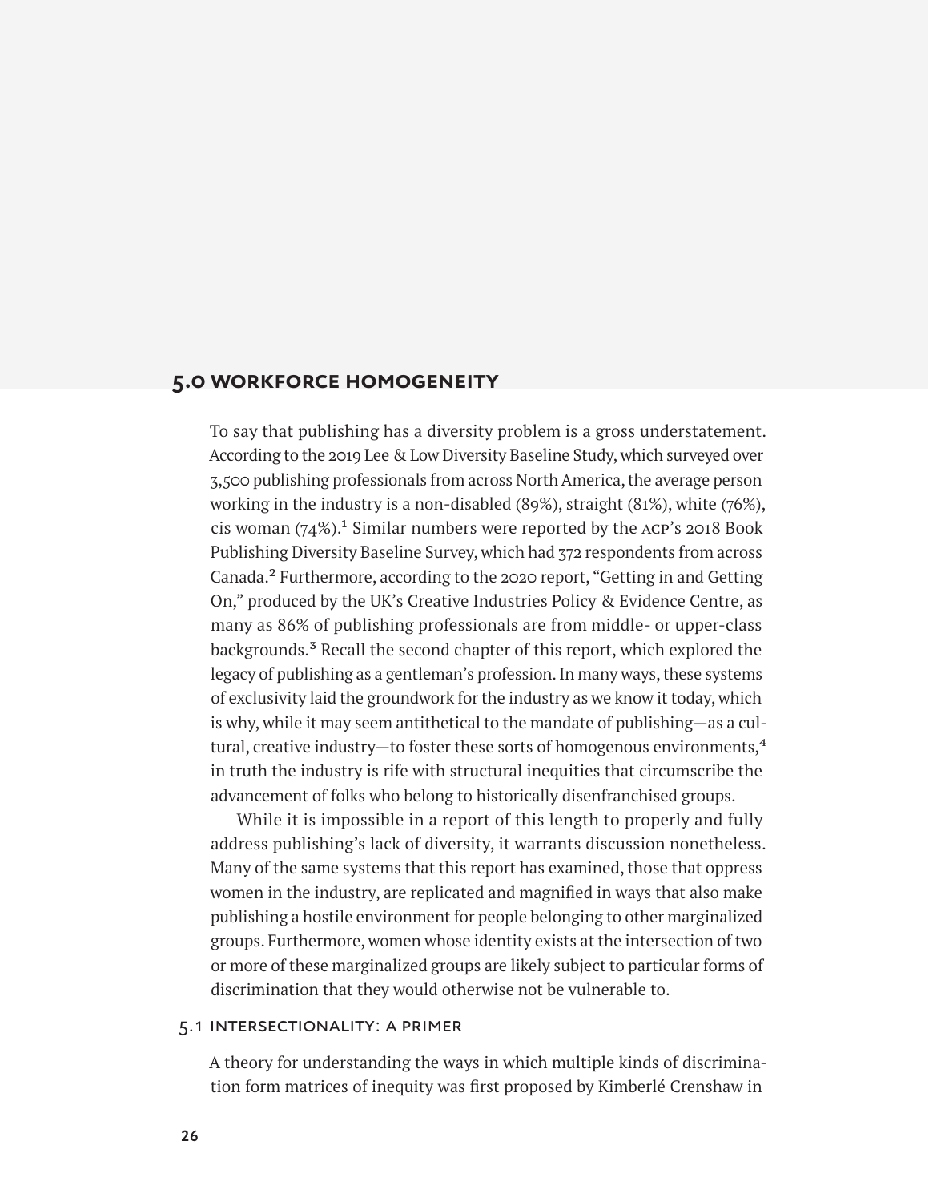## 5.0 WORKFORCE HOMOGENEITY

To say that publishing has a diversity problem is a gross understatement. According to the 2019 Lee & Low Diversity Baseline Study, which surveyed over 3,500 publishing professionals from across North America, the average person working in the industry is a non-disabled (89%), straight (81%), white (76%), cis woman (74%).[1] Similar numbers were reported by the ACP's 2018 Book Publishing Diversity Baseline Survey, which had 372 respondents from across Canada.[2] Furthermore, according to the 2020 report, "Getting in and Getting On," produced by the UK's Creative Industries Policy & Evidence Centre, as many as 86% of publishing professionals are from middle- or upper-class backgrounds.[3] Recall the second chapter of this report, which explored the legacy of publishing as a gentleman's profession. In many ways, these systems of exclusivity laid the groundwork for the industry as we know it today, which is why, while it may seem antithetical to the mandate of publishing—as a cultural, creative industry—to foster these sorts of homogenous environments,[4] in truth the industry is rife with structural inequities that circumscribe the advancement of folks who belong to historically disenfranchised groups.

While it is impossible in a report of this length to properly and fully address publishing's lack of diversity, it warrants discussion nonetheless. Many of the same systems that this report has examined, those that oppress women in the industry, are replicated and magnified in ways that also make publishing a hostile environment for people belonging to other marginalized groups. Furthermore, women whose identity exists at the intersection of two or more of these marginalized groups are likely subject to particular forms of discrimination that they would otherwise not be vulnerable to.

### 5.1 INTERSECTIONALITY: A PRIMER

A theory for understanding the ways in which multiple kinds of discrimination form matrices of inequity was first proposed by Kimberlé Crenshaw in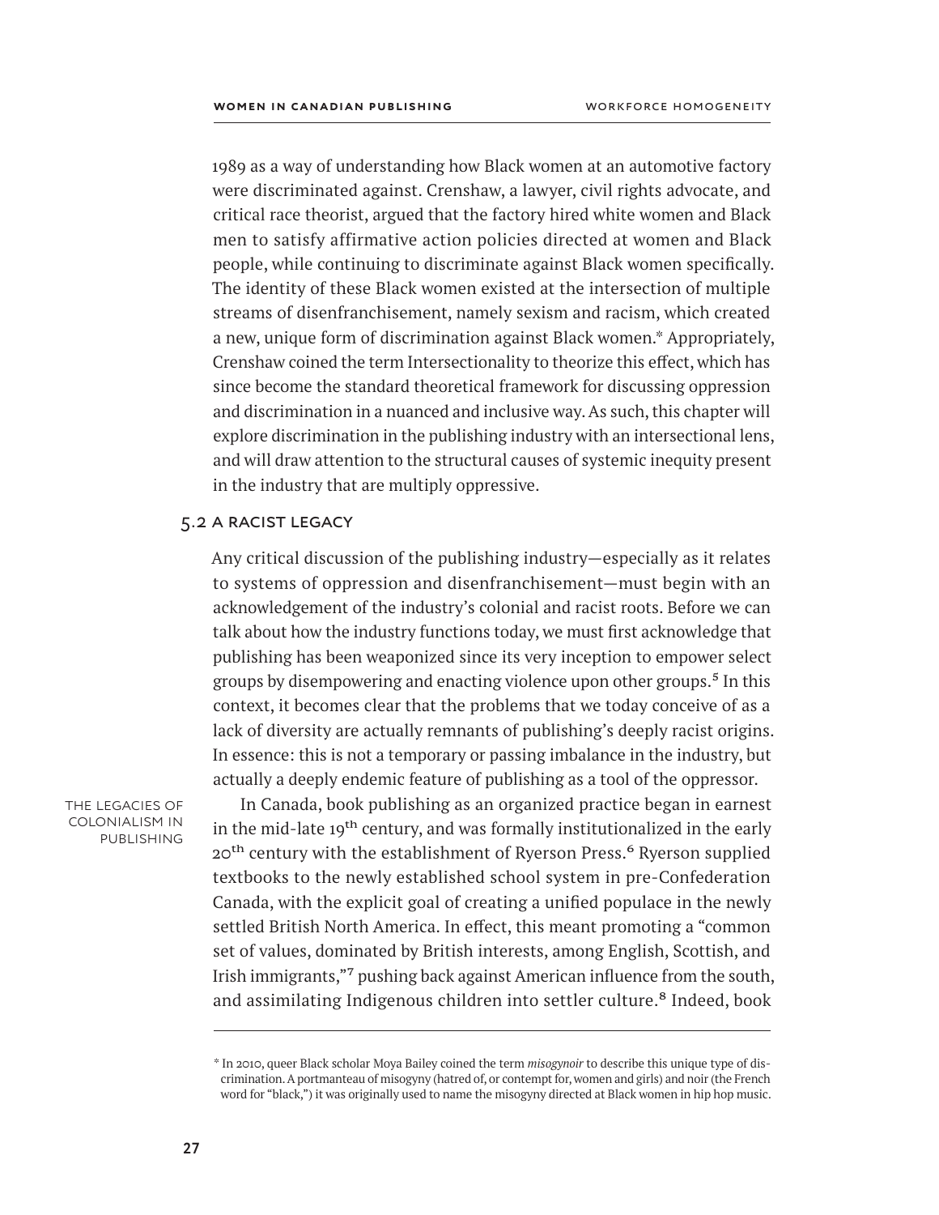1989 as a way of understanding how Black women at an automotive factory were discriminated against. Crenshaw, a lawyer, civil rights advocate, and critical race theorist, argued that the factory hired white women and Black men to satisfy affirmative action policies directed at women and Black people, while continuing to discriminate against Black women specifically. The identity of these Black women existed at the intersection of multiple streams of disenfranchisement, namely sexism and racism, which created a new, unique form of discrimination against Black women.* Appropriately, Crenshaw coined the term Intersectionality to theorize this effect, which has since become the standard theoretical framework for discussing oppression and discrimination in a nuanced and inclusive way. As such, this chapter will explore discrimination in the publishing industry with an intersectional lens, and will draw attention to the structural causes of systemic inequity present in the industry that are multiply oppressive.

## 5.2 A Racist Legacy

Any critical discussion of the publishing industry—especially as it relates to systems of oppression and disenfranchisement—must begin with an acknowledgement of the industry's colonial and racist roots. Before we can talk about how the industry functions today, we must first acknowledge that publishing has been weaponized since its very inception to empower select groups by disempowering and enacting violence upon other groups.[5] In this context, it becomes clear that the problems that we today conceive of as a lack of diversity are actually remnants of publishing's deeply racist origins. In essence: this is not a temporary or passing imbalance in the industry, but actually a deeply endemic feature of publishing as a tool of the oppressor.

THE LEGACIES OF COLONIALISM IN PUBLISHING

In Canada, book publishing as an organized practice began in earnest in the mid-late 19th century, and was formally institutionalized in the early 20th century with the establishment of Ryerson Press.[6] Ryerson supplied textbooks to the newly established school system in pre-Confederation Canada, with the explicit goal of creating a unified populace in the newly settled British North America. In effect, this meant promoting a "common set of values, dominated by British interests, among English, Scottish, and Irish immigrants,"[7] pushing back against American influence from the south, and assimilating Indigenous children into settler culture.[8] Indeed, book

---

* In 2010, queer Black scholar Moya Bailey coined the term *misogynoir* to describe this unique type of discrimination. A portmanteau of misogyny (hatred of, or contempt for, women and girls) and noir (the French word for "black,") it was originally used to name the misogyny directed at Black women in hip hop music.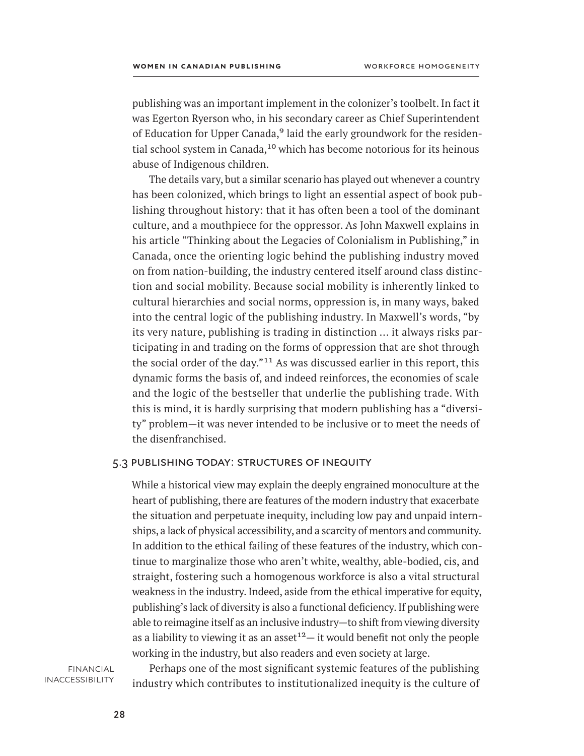publishing was an important implement in the colonizer's toolbelt. In fact it was Egerton Ryerson who, in his secondary career as Chief Superintendent of Education for Upper Canada,[9] laid the early groundwork for the residential school system in Canada,[10] which has become notorious for its heinous abuse of Indigenous children.

The details vary, but a similar scenario has played out whenever a country has been colonized, which brings to light an essential aspect of book publishing throughout history: that it has often been a tool of the dominant culture, and a mouthpiece for the oppressor. As John Maxwell explains in his article "Thinking about the Legacies of Colonialism in Publishing," in Canada, once the orienting logic behind the publishing industry moved on from nation-building, the industry centered itself around class distinction and social mobility. Because social mobility is inherently linked to cultural hierarchies and social norms, oppression is, in many ways, baked into the central logic of the publishing industry. In Maxwell's words, "by its very nature, publishing is trading in distinction … it always risks participating in and trading on the forms of oppression that are shot through the social order of the day."[11] As was discussed earlier in this report, this dynamic forms the basis of, and indeed reinforces, the economies of scale and the logic of the bestseller that underlie the publishing trade. With this is mind, it is hardly surprising that modern publishing has a "diversity" problem—it was never intended to be inclusive or to meet the needs of the disenfranchised.

### 5.3 Publishing Today: Structures of Inequity

While a historical view may explain the deeply engrained monoculture at the heart of publishing, there are features of the modern industry that exacerbate the situation and perpetuate inequity, including low pay and unpaid internships, a lack of physical accessibility, and a scarcity of mentors and community. In addition to the ethical failing of these features of the industry, which continue to marginalize those who aren't white, wealthy, able-bodied, cis, and straight, fostering such a homogenous workforce is also a vital structural weakness in the industry. Indeed, aside from the ethical imperative for equity, publishing's lack of diversity is also a functional deficiency. If publishing were able to reimagine itself as an inclusive industry—to shift from viewing diversity as a liability to viewing it as an asset[12]— it would benefit not only the people working in the industry, but also readers and even society at large.

**Financial Inaccessibility**

Perhaps one of the most significant systemic features of the publishing industry which contributes to institutionalized inequity is the culture of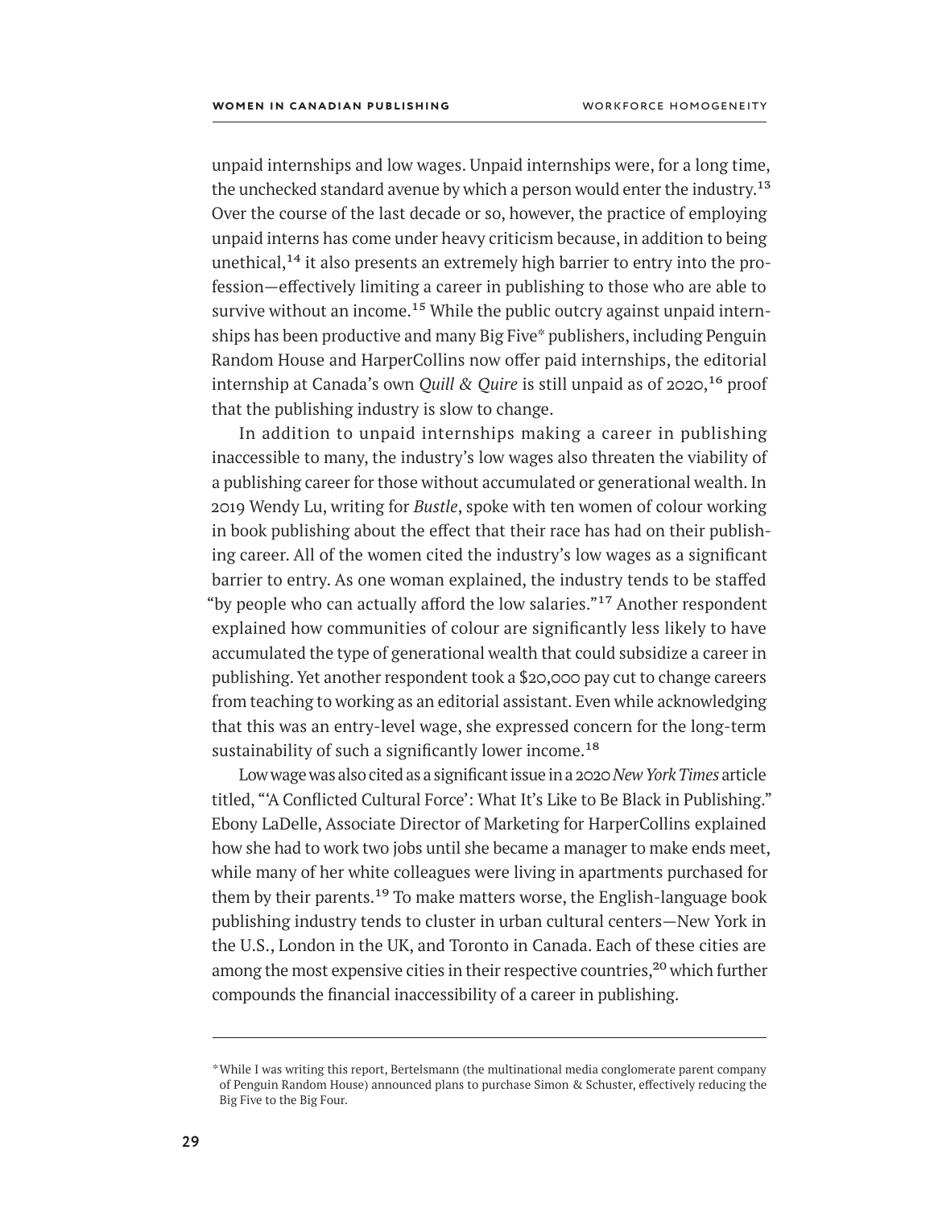unpaid internships and low wages. Unpaid internships were, for a long time, the unchecked standard avenue by which a person would enter the industry.[13] Over the course of the last decade or so, however, the practice of employing unpaid interns has come under heavy criticism because, in addition to being unethical,[14] it also presents an extremely high barrier to entry into the profession—effectively limiting a career in publishing to those who are able to survive without an income.[15] While the public outcry against unpaid internships has been productive and many Big Five* publishers, including Penguin Random House and HarperCollins now offer paid internships, the editorial internship at Canada's own *Quill & Quire* is still unpaid as of 2020,[16] proof that the publishing industry is slow to change.

In addition to unpaid internships making a career in publishing inaccessible to many, the industry's low wages also threaten the viability of a publishing career for those without accumulated or generational wealth. In 2019 Wendy Lu, writing for *Bustle*, spoke with ten women of colour working in book publishing about the effect that their race has had on their publishing career. All of the women cited the industry's low wages as a significant barrier to entry. As one woman explained, the industry tends to be staffed "by people who can actually afford the low salaries."[17] Another respondent explained how communities of colour are significantly less likely to have accumulated the type of generational wealth that could subsidize a career in publishing. Yet another respondent took a $20,000 pay cut to change careers from teaching to working as an editorial assistant. Even while acknowledging that this was an entry-level wage, she expressed concern for the long-term sustainability of such a significantly lower income.[18]

Low wage was also cited as a significant issue in a 2020 *New York Times* article titled, "'A Conflicted Cultural Force': What It's Like to Be Black in Publishing." Ebony LaDelle, Associate Director of Marketing for HarperCollins explained how she had to work two jobs until she became a manager to make ends meet, while many of her white colleagues were living in apartments purchased for them by their parents.[19] To make matters worse, the English-language book publishing industry tends to cluster in urban cultural centers—New York in the U.S., London in the UK, and Toronto in Canada. Each of these cities are among the most expensive cities in their respective countries,[20] which further compounds the financial inaccessibility of a career in publishing.

---

*While I was writing this report, Bertelsmann (the multinational media conglomerate parent company of Penguin Random House) announced plans to purchase Simon & Schuster, effectively reducing the Big Five to the Big Four.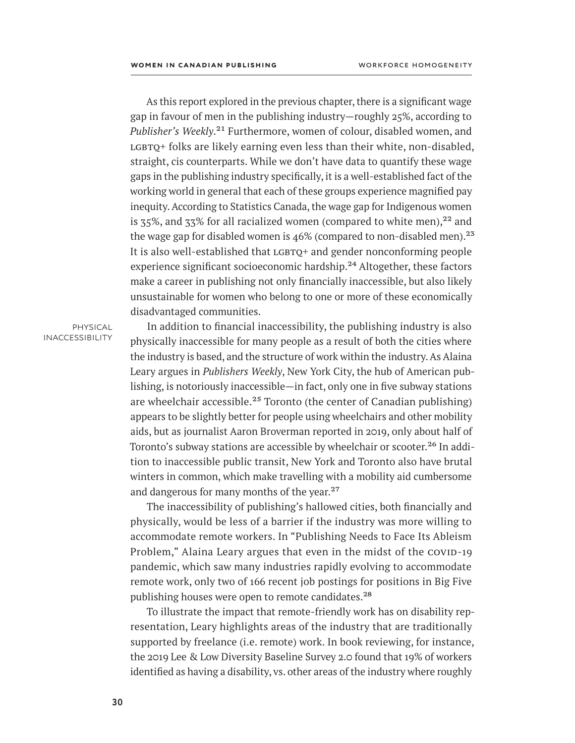As this report explored in the previous chapter, there is a significant wage gap in favour of men in the publishing industry—roughly 25%, according to *Publisher's Weekly*.[21] Furthermore, women of colour, disabled women, and LGBTQ+ folks are likely earning even less than their white, non-disabled, straight, cis counterparts. While we don't have data to quantify these wage gaps in the publishing industry specifically, it is a well-established fact of the working world in general that each of these groups experience magnified pay inequity. According to Statistics Canada, the wage gap for Indigenous women is 35%, and 33% for all racialized women (compared to white men),[22] and the wage gap for disabled women is 46% (compared to non-disabled men).[23] It is also well-established that LGBTQ+ and gender nonconforming people experience significant socioeconomic hardship.[24] Altogether, these factors make a career in publishing not only financially inaccessible, but also likely unsustainable for women who belong to one or more of these economically disadvantaged communities.

PHYSICAL INACCESSIBILITY

In addition to financial inaccessibility, the publishing industry is also physically inaccessible for many people as a result of both the cities where the industry is based, and the structure of work within the industry. As Alaina Leary argues in *Publishers Weekly*, New York City, the hub of American publishing, is notoriously inaccessible—in fact, only one in five subway stations are wheelchair accessible.[25] Toronto (the center of Canadian publishing) appears to be slightly better for people using wheelchairs and other mobility aids, but as journalist Aaron Broverman reported in 2019, only about half of Toronto's subway stations are accessible by wheelchair or scooter.[26] In addition to inaccessible public transit, New York and Toronto also have brutal winters in common, which make travelling with a mobility aid cumbersome and dangerous for many months of the year.[27]

The inaccessibility of publishing's hallowed cities, both financially and physically, would be less of a barrier if the industry was more willing to accommodate remote workers. In "Publishing Needs to Face Its Ableism Problem," Alaina Leary argues that even in the midst of the COVID-19 pandemic, which saw many industries rapidly evolving to accommodate remote work, only two of 166 recent job postings for positions in Big Five publishing houses were open to remote candidates.[28]

To illustrate the impact that remote-friendly work has on disability representation, Leary highlights areas of the industry that are traditionally supported by freelance (i.e. remote) work. In book reviewing, for instance, the 2019 Lee & Low Diversity Baseline Survey 2.0 found that 19% of workers identified as having a disability, vs. other areas of the industry where roughly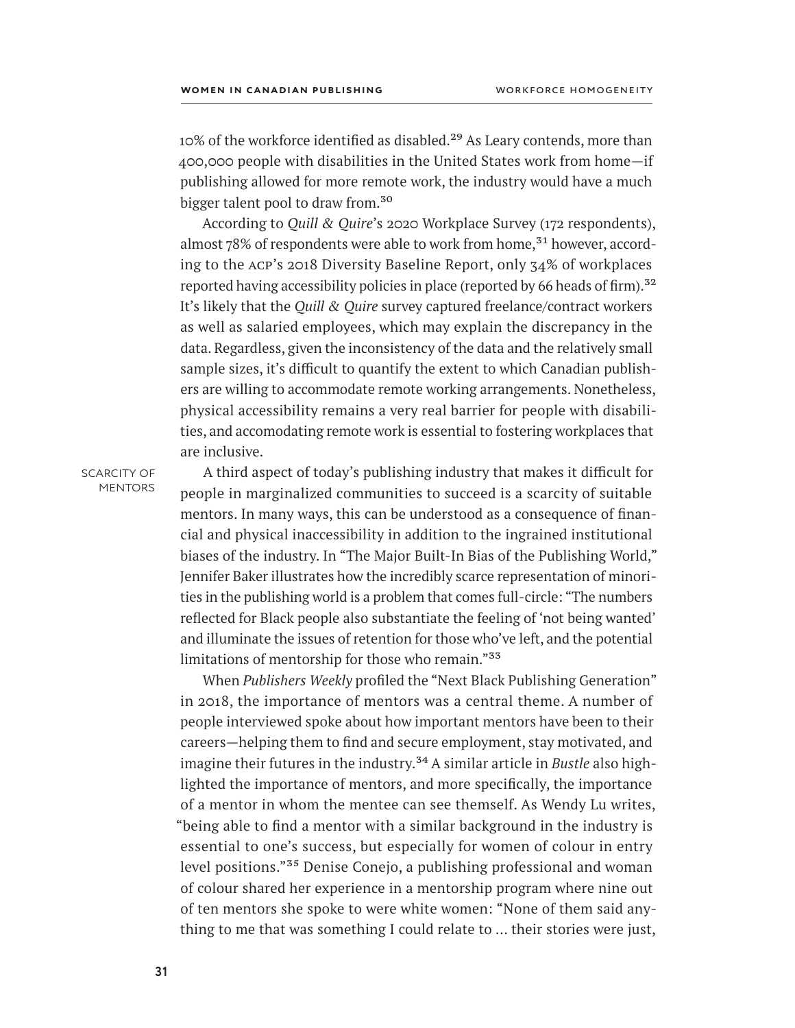10% of the workforce identified as disabled.[29] As Leary contends, more than 400,000 people with disabilities in the United States work from home—if publishing allowed for more remote work, the industry would have a much bigger talent pool to draw from.[30]

According to *Quill & Quire*'s 2020 Workplace Survey (172 respondents), almost 78% of respondents were able to work from home,[31] however, according to the ACP's 2018 Diversity Baseline Report, only 34% of workplaces reported having accessibility policies in place (reported by 66 heads of firm).[32] It's likely that the *Quill & Quire* survey captured freelance/contract workers as well as salaried employees, which may explain the discrepancy in the data. Regardless, given the inconsistency of the data and the relatively small sample sizes, it's difficult to quantify the extent to which Canadian publishers are willing to accommodate remote working arrangements. Nonetheless, physical accessibility remains a very real barrier for people with disabilities, and accomodating remote work is essential to fostering workplaces that are inclusive.

SCARCITY OF MENTORS

A third aspect of today's publishing industry that makes it difficult for people in marginalized communities to succeed is a scarcity of suitable mentors. In many ways, this can be understood as a consequence of financial and physical inaccessibility in addition to the ingrained institutional biases of the industry. In "The Major Built-In Bias of the Publishing World," Jennifer Baker illustrates how the incredibly scarce representation of minorities in the publishing world is a problem that comes full-circle: "The numbers reflected for Black people also substantiate the feeling of 'not being wanted' and illuminate the issues of retention for those who've left, and the potential limitations of mentorship for those who remain."[33]

When *Publishers Weekly* profiled the "Next Black Publishing Generation" in 2018, the importance of mentors was a central theme. A number of people interviewed spoke about how important mentors have been to their careers—helping them to find and secure employment, stay motivated, and imagine their futures in the industry.[34] A similar article in *Bustle* also highlighted the importance of mentors, and more specifically, the importance of a mentor in whom the mentee can see themself. As Wendy Lu writes, "being able to find a mentor with a similar background in the industry is essential to one's success, but especially for women of colour in entry level positions."[35] Denise Conejo, a publishing professional and woman of colour shared her experience in a mentorship program where nine out of ten mentors she spoke to were white women: "None of them said anything to me that was something I could relate to ... their stories were just,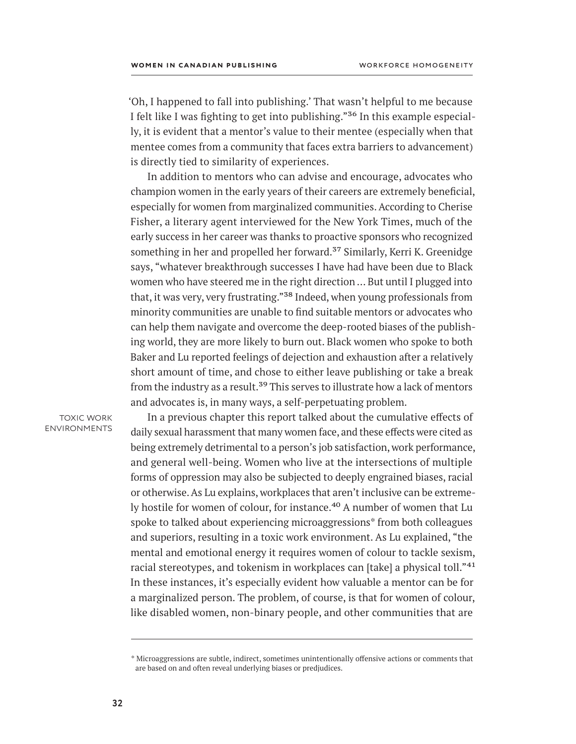'Oh, I happened to fall into publishing.' That wasn't helpful to me because I felt like I was fighting to get into publishing."[36] In this example especially, it is evident that a mentor's value to their mentee (especially when that mentee comes from a community that faces extra barriers to advancement) is directly tied to similarity of experiences.

In addition to mentors who can advise and encourage, advocates who champion women in the early years of their careers are extremely beneficial, especially for women from marginalized communities. According to Cherise Fisher, a literary agent interviewed for the New York Times, much of the early success in her career was thanks to proactive sponsors who recognized something in her and propelled her forward.[37] Similarly, Kerri K. Greenidge says, "whatever breakthrough successes I have had have been due to Black women who have steered me in the right direction … But until I plugged into that, it was very, very frustrating."[38] Indeed, when young professionals from minority communities are unable to find suitable mentors or advocates who can help them navigate and overcome the deep-rooted biases of the publishing world, they are more likely to burn out. Black women who spoke to both Baker and Lu reported feelings of dejection and exhaustion after a relatively short amount of time, and chose to either leave publishing or take a break from the industry as a result.[39] This serves to illustrate how a lack of mentors and advocates is, in many ways, a self-perpetuating problem.

TOXIC WORK ENVIRONMENTS

In a previous chapter this report talked about the cumulative effects of daily sexual harassment that many women face, and these effects were cited as being extremely detrimental to a person's job satisfaction, work performance, and general well-being. Women who live at the intersections of multiple forms of oppression may also be subjected to deeply engrained biases, racial or otherwise. As Lu explains, workplaces that aren't inclusive can be extremely hostile for women of colour, for instance.[40] A number of women that Lu spoke to talked about experiencing microaggressions* from both colleagues and superiors, resulting in a toxic work environment. As Lu explained, "the mental and emotional energy it requires women of colour to tackle sexism, racial stereotypes, and tokenism in workplaces can [take] a physical toll."[41] In these instances, it's especially evident how valuable a mentor can be for a marginalized person. The problem, of course, is that for women of colour, like disabled women, non-binary people, and other communities that are

* Microaggressions are subtle, indirect, sometimes unintentionally offensive actions or comments that are based on and often reveal underlying biases or predjudices.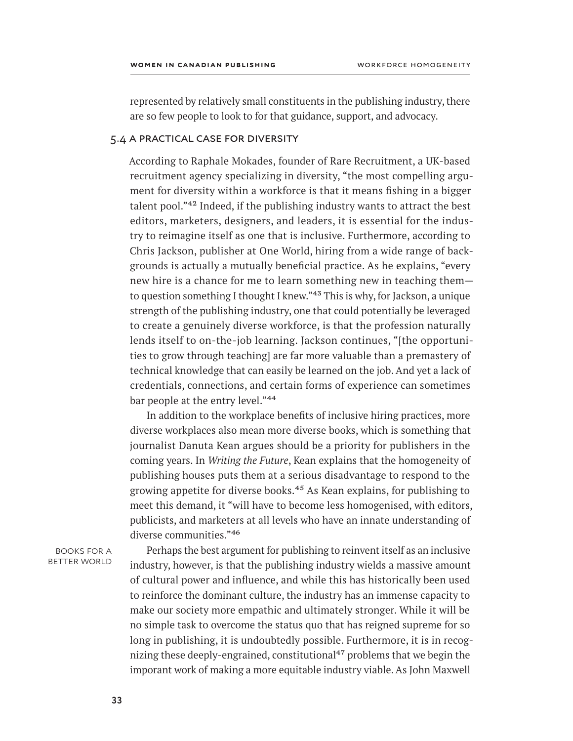represented by relatively small constituents in the publishing industry, there are so few people to look to for that guidance, support, and advocacy.

### 5.4 A Practical Case for Diversity

According to Raphale Mokades, founder of Rare Recruitment, a UK-based recruitment agency specializing in diversity, "the most compelling argument for diversity within a workforce is that it means fishing in a bigger talent pool."[42] Indeed, if the publishing industry wants to attract the best editors, marketers, designers, and leaders, it is essential for the industry to reimagine itself as one that is inclusive. Furthermore, according to Chris Jackson, publisher at One World, hiring from a wide range of backgrounds is actually a mutually beneficial practice. As he explains, "every new hire is a chance for me to learn something new in teaching them—to question something I thought I knew."[43] This is why, for Jackson, a unique strength of the publishing industry, one that could potentially be leveraged to create a genuinely diverse workforce, is that the profession naturally lends itself to on-the-job learning. Jackson continues, "[the opportunities to grow through teaching] are far more valuable than a premastery of technical knowledge that can easily be learned on the job. And yet a lack of credentials, connections, and certain forms of experience can sometimes bar people at the entry level."[44]

In addition to the workplace benefits of inclusive hiring practices, more diverse workplaces also mean more diverse books, which is something that journalist Danuta Kean argues should be a priority for publishers in the coming years. In *Writing the Future*, Kean explains that the homogeneity of publishing houses puts them at a serious disadvantage to respond to the growing appetite for diverse books.[45] As Kean explains, for publishing to meet this demand, it "will have to become less homogenised, with editors, publicists, and marketers at all levels who have an innate understanding of diverse communities."[46]

BOOKS FOR A BETTER WORLD

Perhaps the best argument for publishing to reinvent itself as an inclusive industry, however, is that the publishing industry wields a massive amount of cultural power and influence, and while this has historically been used to reinforce the dominant culture, the industry has an immense capacity to make our society more empathic and ultimately stronger. While it will be no simple task to overcome the status quo that has reigned supreme for so long in publishing, it is undoubtedly possible. Furthermore, it is in recognizing these deeply-engrained, constitutional[47] problems that we begin the imporant work of making a more equitable industry viable. As John Maxwell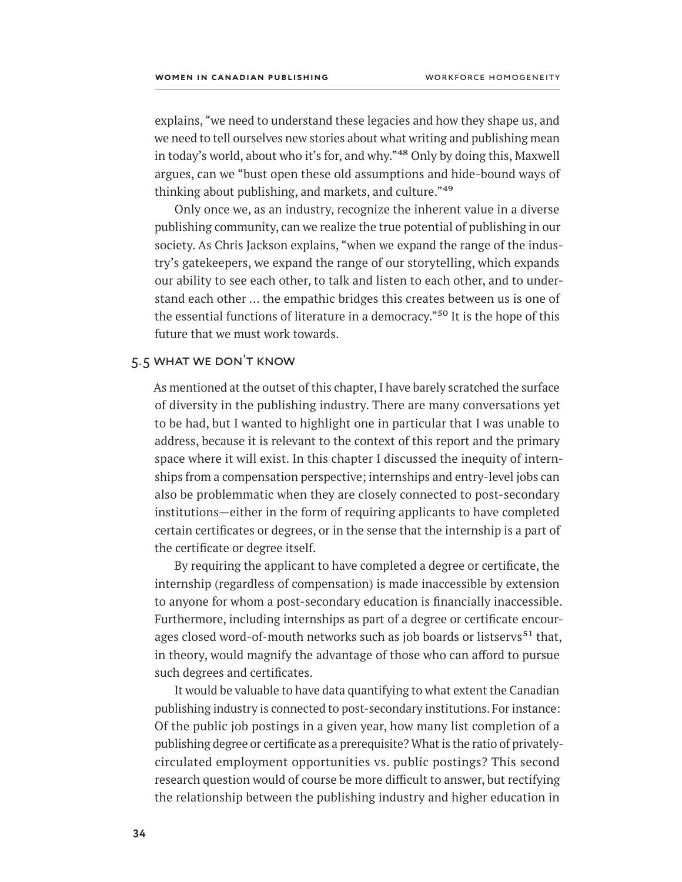explains, "we need to understand these legacies and how they shape us, and we need to tell ourselves new stories about what writing and publishing mean in today's world, about who it's for, and why."[48] Only by doing this, Maxwell argues, can we "bust open these old assumptions and hide-bound ways of thinking about publishing, and markets, and culture."[49]

Only once we, as an industry, recognize the inherent value in a diverse publishing community, can we realize the true potential of publishing in our society. As Chris Jackson explains, "when we expand the range of the industry's gatekeepers, we expand the range of our storytelling, which expands our ability to see each other, to talk and listen to each other, and to understand each other … the empathic bridges this creates between us is one of the essential functions of literature in a democracy."[50] It is the hope of this future that we must work towards.

## 5.5 What We Don't Know

As mentioned at the outset of this chapter, I have barely scratched the surface of diversity in the publishing industry. There are many conversations yet to be had, but I wanted to highlight one in particular that I was unable to address, because it is relevant to the context of this report and the primary space where it will exist. In this chapter I discussed the inequity of internships from a compensation perspective; internships and entry-level jobs can also be problemmatic when they are closely connected to post-secondary institutions—either in the form of requiring applicants to have completed certain certificates or degrees, or in the sense that the internship is a part of the certificate or degree itself.

By requiring the applicant to have completed a degree or certificate, the internship (regardless of compensation) is made inaccessible by extension to anyone for whom a post-secondary education is financially inaccessible. Furthermore, including internships as part of a degree or certificate encourages closed word-of-mouth networks such as job boards or listservs[51] that, in theory, would magnify the advantage of those who can afford to pursue such degrees and certificates.

It would be valuable to have data quantifying to what extent the Canadian publishing industry is connected to post-secondary institutions. For instance: Of the public job postings in a given year, how many list completion of a publishing degree or certificate as a prerequisite? What is the ratio of privately-circulated employment opportunities vs. public postings? This second research question would of course be more difficult to answer, but rectifying the relationship between the publishing industry and higher education in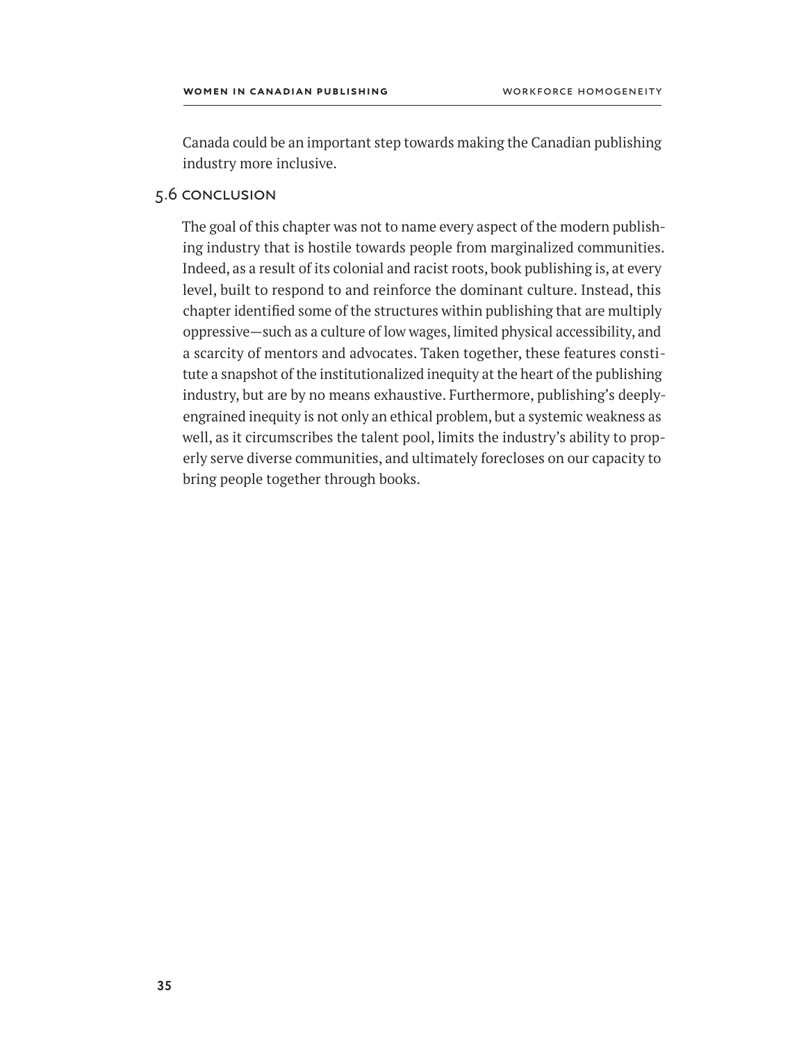Canada could be an important step towards making the Canadian publishing industry more inclusive.

## 5.6 CONCLUSION

The goal of this chapter was not to name every aspect of the modern publishing industry that is hostile towards people from marginalized communities. Indeed, as a result of its colonial and racist roots, book publishing is, at every level, built to respond to and reinforce the dominant culture. Instead, this chapter identified some of the structures within publishing that are multiply oppressive—such as a culture of low wages, limited physical accessibility, and a scarcity of mentors and advocates. Taken together, these features constitute a snapshot of the institutionalized inequity at the heart of the publishing industry, but are by no means exhaustive. Furthermore, publishing's deeply-engrained inequity is not only an ethical problem, but a systemic weakness as well, as it circumscribes the talent pool, limits the industry's ability to properly serve diverse communities, and ultimately forecloses on our capacity to bring people together through books.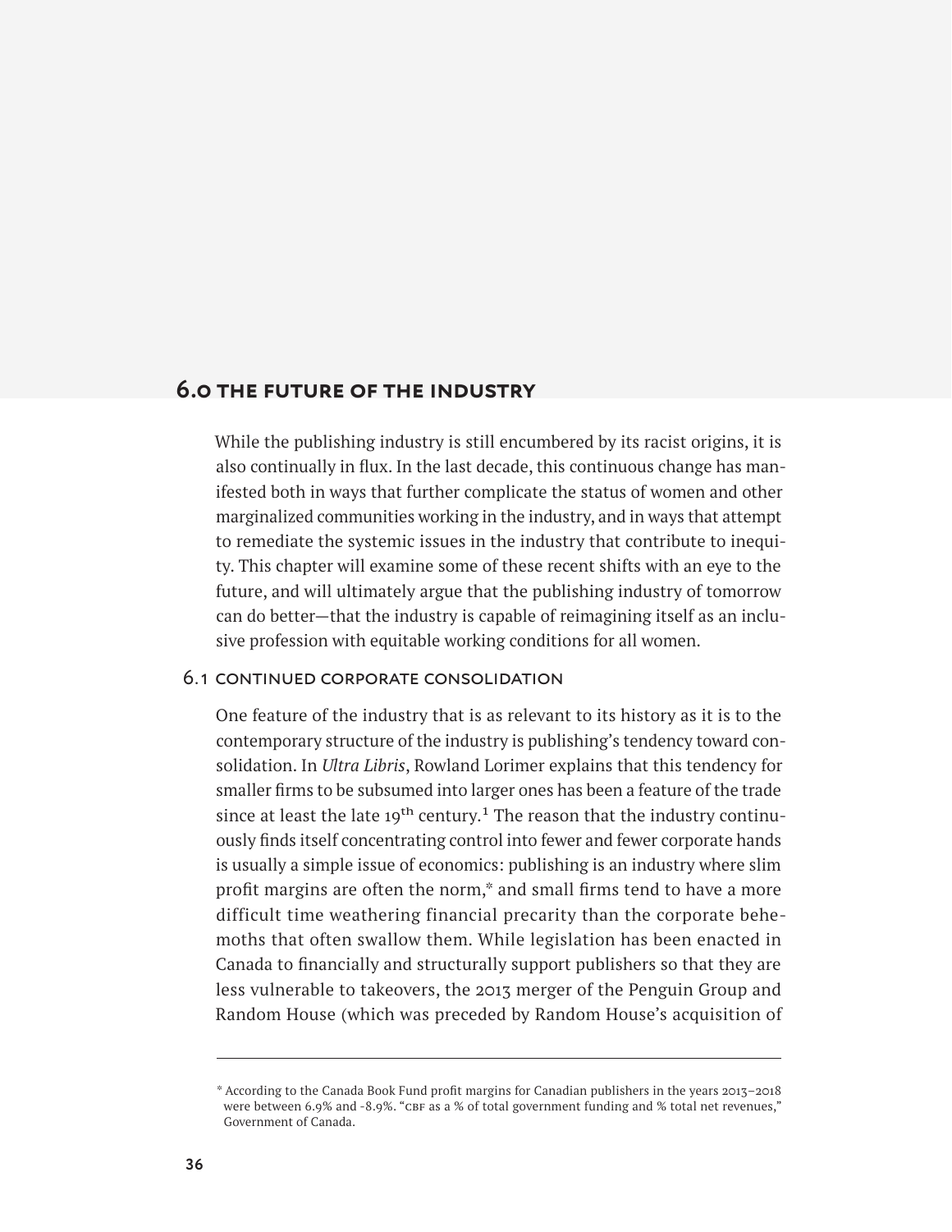# 6.0 THE FUTURE OF THE INDUSTRY

While the publishing industry is still encumbered by its racist origins, it is also continually in flux. In the last decade, this continuous change has manifested both in ways that further complicate the status of women and other marginalized communities working in the industry, and in ways that attempt to remediate the systemic issues in the industry that contribute to inequity. This chapter will examine some of these recent shifts with an eye to the future, and will ultimately argue that the publishing industry of tomorrow can do better—that the industry is capable of reimagining itself as an inclusive profession with equitable working conditions for all women.

## 6.1 CONTINUED CORPORATE CONSOLIDATION

One feature of the industry that is as relevant to its history as it is to the contemporary structure of the industry is publishing's tendency toward consolidation. In *Ultra Libris*, Rowland Lorimer explains that this tendency for smaller firms to be subsumed into larger ones has been a feature of the trade since at least the late 19th century.[1] The reason that the industry continuously finds itself concentrating control into fewer and fewer corporate hands is usually a simple issue of economics: publishing is an industry where slim profit margins are often the norm,* and small firms tend to have a more difficult time weathering financial precarity than the corporate behemoths that often swallow them. While legislation has been enacted in Canada to financially and structurally support publishers so that they are less vulnerable to takeovers, the 2013 merger of the Penguin Group and Random House (which was preceded by Random House's acquisition of

---

* According to the Canada Book Fund profit margins for Canadian publishers in the years 2013–2018 were between 6.9% and -8.9%. "CBF as a % of total government funding and % total net revenues," Government of Canada.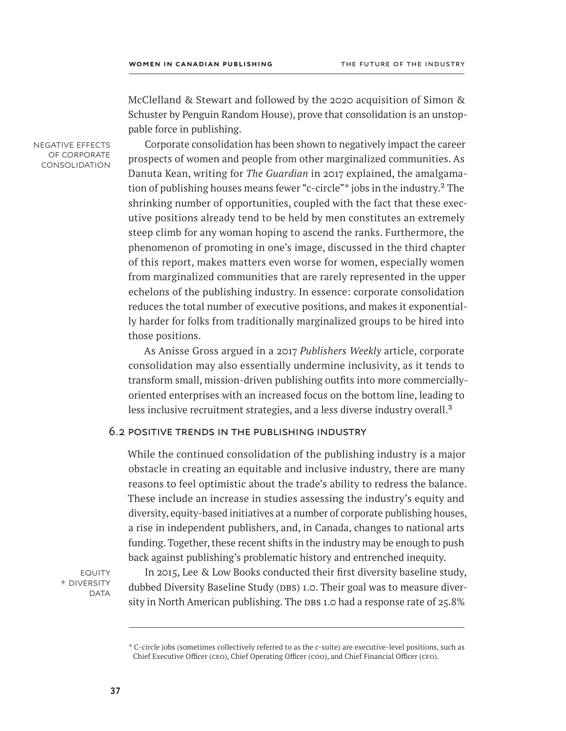McClelland & Stewart and followed by the 2020 acquisition of Simon & Schuster by Penguin Random House), prove that consolidation is an unstoppable force in publishing.

NEGATIVE EFFECTS OF CORPORATE CONSOLIDATION

Corporate consolidation has been shown to negatively impact the career prospects of women and people from other marginalized communities. As Danuta Kean, writing for *The Guardian* in 2017 explained, the amalgamation of publishing houses means fewer "c-circle"* jobs in the industry.[2] The shrinking number of opportunities, coupled with the fact that these executive positions already tend to be held by men constitutes an extremely steep climb for any woman hoping to ascend the ranks. Furthermore, the phenomenon of promoting in one's image, discussed in the third chapter of this report, makes matters even worse for women, especially women from marginalized communities that are rarely represented in the upper echelons of the publishing industry. In essence: corporate consolidation reduces the total number of executive positions, and makes it exponentially harder for folks from traditionally marginalized groups to be hired into those positions.

As Anisse Gross argued in a 2017 *Publishers Weekly* article, corporate consolidation may also essentially undermine inclusivity, as it tends to transform small, mission-driven publishing outfits into more commercially-oriented enterprises with an increased focus on the bottom line, leading to less inclusive recruitment strategies, and a less diverse industry overall.[3]

## 6.2 POSITIVE TRENDS IN THE PUBLISHING INDUSTRY

While the continued consolidation of the publishing industry is a major obstacle in creating an equitable and inclusive industry, there are many reasons to feel optimistic about the trade's ability to redress the balance. These include an increase in studies assessing the industry's equity and diversity, equity-based initiatives at a number of corporate publishing houses, a rise in independent publishers, and, in Canada, changes to national arts funding. Together, these recent shifts in the industry may be enough to push back against publishing's problematic history and entrenched inequity.

EQUITY + DIVERSITY DATA

In 2015, Lee & Low Books conducted their first diversity baseline study, dubbed Diversity Baseline Study (DBS) 1.0. Their goal was to measure diversity in North American publishing. The DBS 1.0 had a response rate of 25.8%

---

\* C-circle jobs (sometimes collectively referred to as the c-suite) are executive-level positions, such as Chief Executive Officer (CEO), Chief Operating Officer (COO), and Chief Financial Officer (CFO).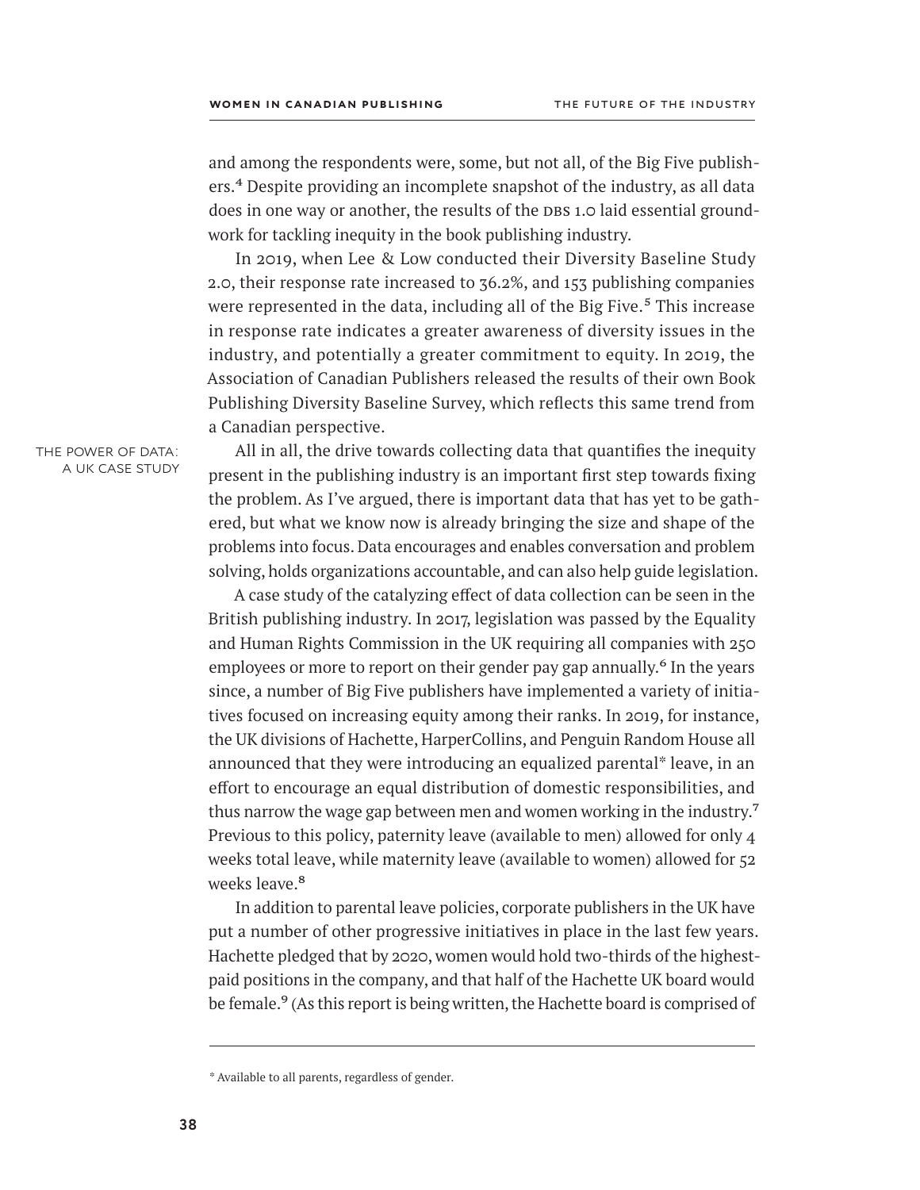and among the respondents were, some, but not all, of the Big Five publishers.[4] Despite providing an incomplete snapshot of the industry, as all data does in one way or another, the results of the DBS 1.0 laid essential groundwork for tackling inequity in the book publishing industry.

In 2019, when Lee & Low conducted their Diversity Baseline Study 2.0, their response rate increased to 36.2%, and 153 publishing companies were represented in the data, including all of the Big Five.[5] This increase in response rate indicates a greater awareness of diversity issues in the industry, and potentially a greater commitment to equity. In 2019, the Association of Canadian Publishers released the results of their own Book Publishing Diversity Baseline Survey, which reflects this same trend from a Canadian perspective.

## The Power of Data: A UK Case Study

All in all, the drive towards collecting data that quantifies the inequity present in the publishing industry is an important first step towards fixing the problem. As I've argued, there is important data that has yet to be gathered, but what we know now is already bringing the size and shape of the problems into focus. Data encourages and enables conversation and problem solving, holds organizations accountable, and can also help guide legislation.

A case study of the catalyzing effect of data collection can be seen in the British publishing industry. In 2017, legislation was passed by the Equality and Human Rights Commission in the UK requiring all companies with 250 employees or more to report on their gender pay gap annually.[6] In the years since, a number of Big Five publishers have implemented a variety of initiatives focused on increasing equity among their ranks. In 2019, for instance, the UK divisions of Hachette, HarperCollins, and Penguin Random House all announced that they were introducing an equalized parental* leave, in an effort to encourage an equal distribution of domestic responsibilities, and thus narrow the wage gap between men and women working in the industry.[7] Previous to this policy, paternity leave (available to men) allowed for only 4 weeks total leave, while maternity leave (available to women) allowed for 52 weeks leave.[8]

In addition to parental leave policies, corporate publishers in the UK have put a number of other progressive initiatives in place in the last few years. Hachette pledged that by 2020, women would hold two-thirds of the highest-paid positions in the company, and that half of the Hachette UK board would be female.[9] (As this report is being written, the Hachette board is comprised of

* Available to all parents, regardless of gender.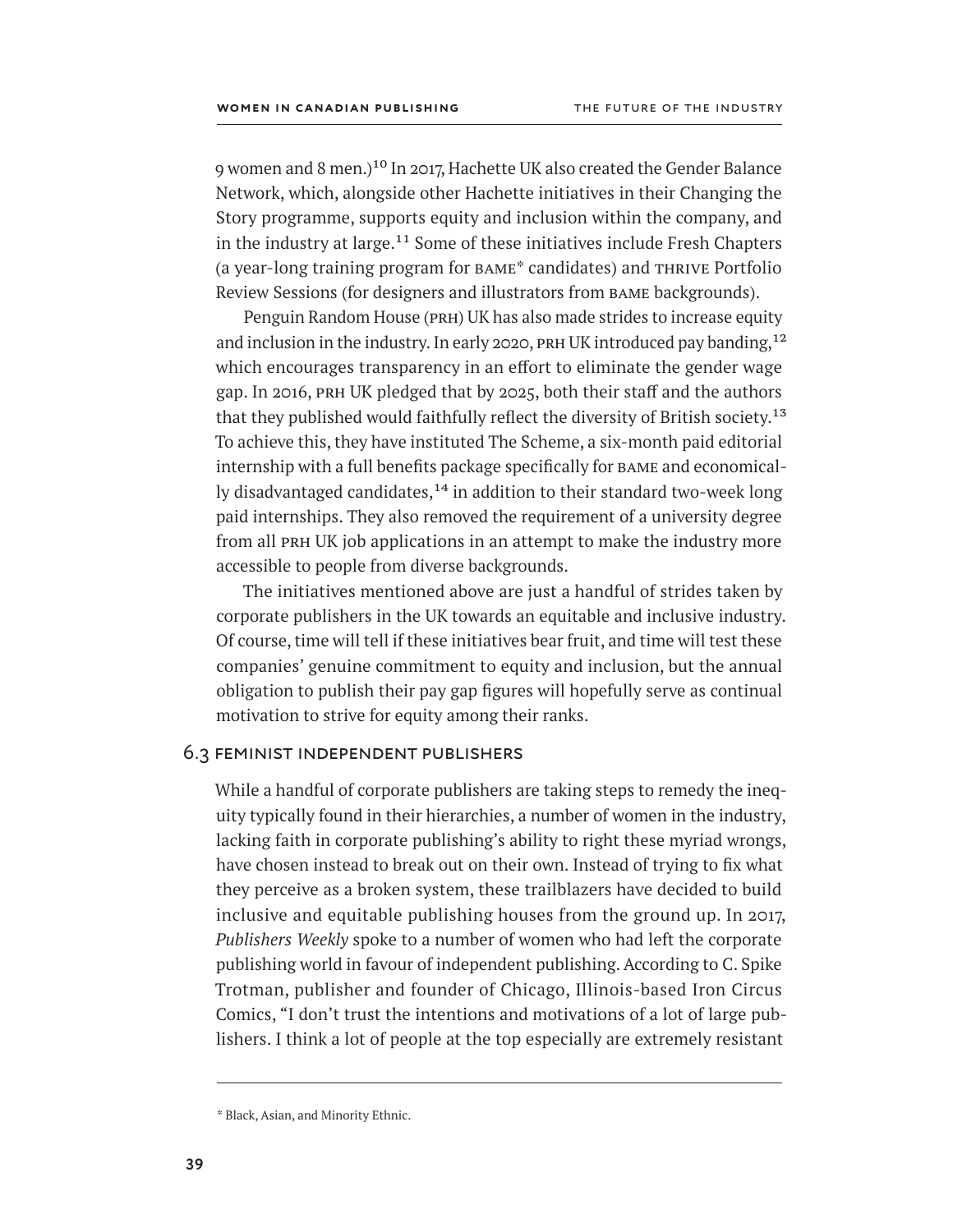9 women and 8 men.)[10] In 2017, Hachette UK also created the Gender Balance Network, which, alongside other Hachette initiatives in their Changing the Story programme, supports equity and inclusion within the company, and in the industry at large.[11] Some of these initiatives include Fresh Chapters (a year-long training program for BAME* candidates) and THRIVE Portfolio Review Sessions (for designers and illustrators from BAME backgrounds).

Penguin Random House (PRH) UK has also made strides to increase equity and inclusion in the industry. In early 2020, PRH UK introduced pay banding,[12] which encourages transparency in an effort to eliminate the gender wage gap. In 2016, PRH UK pledged that by 2025, both their staff and the authors that they published would faithfully reflect the diversity of British society.[13] To achieve this, they have instituted The Scheme, a six-month paid editorial internship with a full benefits package specifically for BAME and economically disadvantaged candidates,[14] in addition to their standard two-week long paid internships. They also removed the requirement of a university degree from all PRH UK job applications in an attempt to make the industry more accessible to people from diverse backgrounds.

The initiatives mentioned above are just a handful of strides taken by corporate publishers in the UK towards an equitable and inclusive industry. Of course, time will tell if these initiatives bear fruit, and time will test these companies' genuine commitment to equity and inclusion, but the annual obligation to publish their pay gap figures will hopefully serve as continual motivation to strive for equity among their ranks.

## 6.3 Feminist Independent Publishers

While a handful of corporate publishers are taking steps to remedy the inequity typically found in their hierarchies, a number of women in the industry, lacking faith in corporate publishing's ability to right these myriad wrongs, have chosen instead to break out on their own. Instead of trying to fix what they perceive as a broken system, these trailblazers have decided to build inclusive and equitable publishing houses from the ground up. In 2017, *Publishers Weekly* spoke to a number of women who had left the corporate publishing world in favour of independent publishing. According to C. Spike Trotman, publisher and founder of Chicago, Illinois-based Iron Circus Comics, "I don't trust the intentions and motivations of a lot of large publishers. I think a lot of people at the top especially are extremely resistant

---

\* Black, Asian, and Minority Ethnic.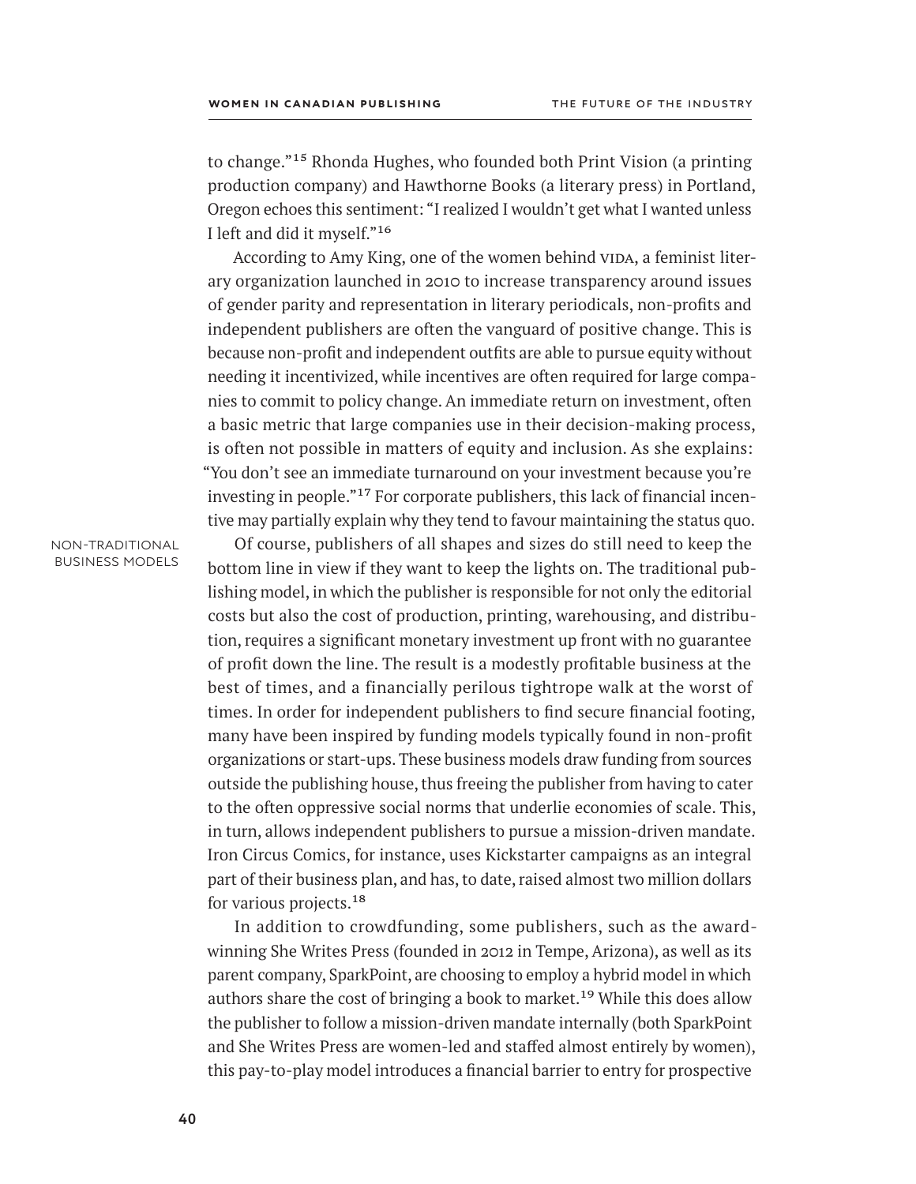to change."[15] Rhonda Hughes, who founded both Print Vision (a printing production company) and Hawthorne Books (a literary press) in Portland, Oregon echoes this sentiment: "I realized I wouldn't get what I wanted unless I left and did it myself."[16]

According to Amy King, one of the women behind VIDA, a feminist literary organization launched in 2010 to increase transparency around issues of gender parity and representation in literary periodicals, non-profits and independent publishers are often the vanguard of positive change. This is because non-profit and independent outfits are able to pursue equity without needing it incentivized, while incentives are often required for large companies to commit to policy change. An immediate return on investment, often a basic metric that large companies use in their decision-making process, is often not possible in matters of equity and inclusion. As she explains: "You don't see an immediate turnaround on your investment because you're investing in people."[17] For corporate publishers, this lack of financial incentive may partially explain why they tend to favour maintaining the status quo.

### Non-traditional business models

Of course, publishers of all shapes and sizes do still need to keep the bottom line in view if they want to keep the lights on. The traditional publishing model, in which the publisher is responsible for not only the editorial costs but also the cost of production, printing, warehousing, and distribution, requires a significant monetary investment up front with no guarantee of profit down the line. The result is a modestly profitable business at the best of times, and a financially perilous tightrope walk at the worst of times. In order for independent publishers to find secure financial footing, many have been inspired by funding models typically found in non-profit organizations or start-ups. These business models draw funding from sources outside the publishing house, thus freeing the publisher from having to cater to the often oppressive social norms that underlie economies of scale. This, in turn, allows independent publishers to pursue a mission-driven mandate. Iron Circus Comics, for instance, uses Kickstarter campaigns as an integral part of their business plan, and has, to date, raised almost two million dollars for various projects.[18]

In addition to crowdfunding, some publishers, such as the award-winning She Writes Press (founded in 2012 in Tempe, Arizona), as well as its parent company, SparkPoint, are choosing to employ a hybrid model in which authors share the cost of bringing a book to market.[19] While this does allow the publisher to follow a mission-driven mandate internally (both SparkPoint and She Writes Press are women-led and staffed almost entirely by women), this pay-to-play model introduces a financial barrier to entry for prospective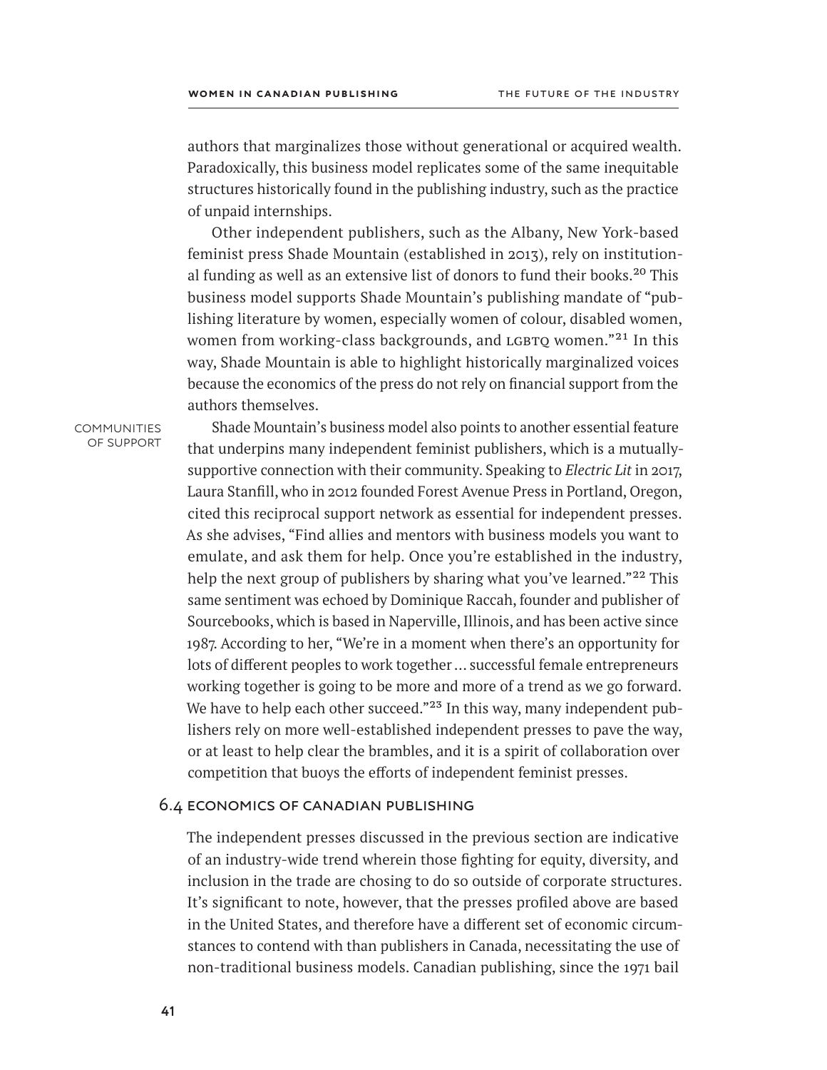authors that marginalizes those without generational or acquired wealth. Paradoxically, this business model replicates some of the same inequitable structures historically found in the publishing industry, such as the practice of unpaid internships.

Other independent publishers, such as the Albany, New York-based feminist press Shade Mountain (established in 2013), rely on institutional funding as well as an extensive list of donors to fund their books.[20] This business model supports Shade Mountain's publishing mandate of "publishing literature by women, especially women of colour, disabled women, women from working-class backgrounds, and LGBTQ women."[21] In this way, Shade Mountain is able to highlight historically marginalized voices because the economics of the press do not rely on financial support from the authors themselves.

COMMUNITIES OF SUPPORT

Shade Mountain's business model also points to another essential feature that underpins many independent feminist publishers, which is a mutually-supportive connection with their community. Speaking to *Electric Lit* in 2017, Laura Stanfill, who in 2012 founded Forest Avenue Press in Portland, Oregon, cited this reciprocal support network as essential for independent presses. As she advises, "Find allies and mentors with business models you want to emulate, and ask them for help. Once you're established in the industry, help the next group of publishers by sharing what you've learned."[22] This same sentiment was echoed by Dominique Raccah, founder and publisher of Sourcebooks, which is based in Naperville, Illinois, and has been active since 1987. According to her, "We're in a moment when there's an opportunity for lots of different peoples to work together … successful female entrepreneurs working together is going to be more and more of a trend as we go forward. We have to help each other succeed."[23] In this way, many independent publishers rely on more well-established independent presses to pave the way, or at least to help clear the brambles, and it is a spirit of collaboration over competition that buoys the efforts of independent feminist presses.

## 6.4 ECONOMICS OF CANADIAN PUBLISHING

The independent presses discussed in the previous section are indicative of an industry-wide trend wherein those fighting for equity, diversity, and inclusion in the trade are chosing to do so outside of corporate structures. It's significant to note, however, that the presses profiled above are based in the United States, and therefore have a different set of economic circumstances to contend with than publishers in Canada, necessitating the use of non-traditional business models. Canadian publishing, since the 1971 bail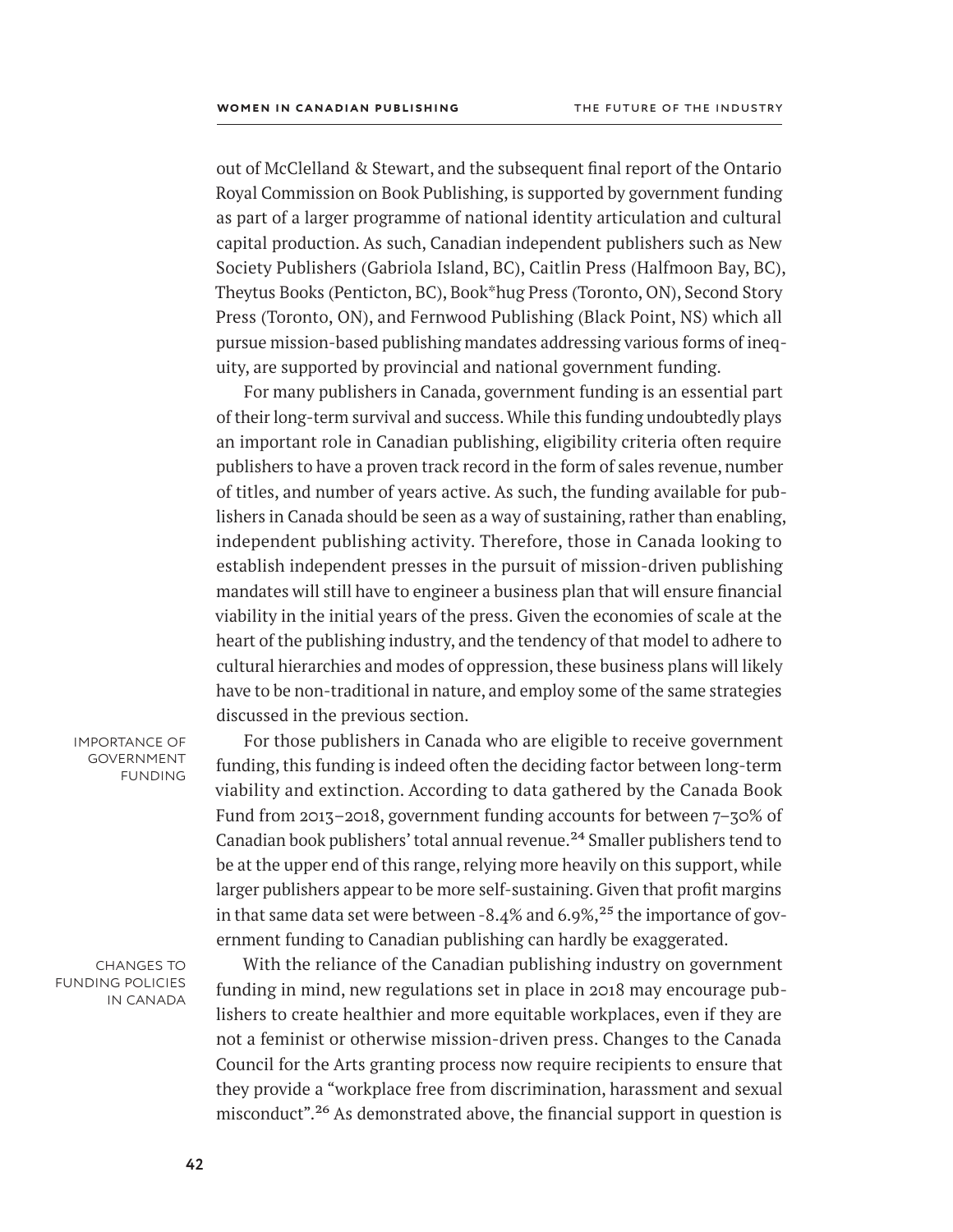out of McClelland & Stewart, and the subsequent final report of the Ontario Royal Commission on Book Publishing, is supported by government funding as part of a larger programme of national identity articulation and cultural capital production. As such, Canadian independent publishers such as New Society Publishers (Gabriola Island, BC), Caitlin Press (Halfmoon Bay, BC), Theytus Books (Penticton, BC), Book*hug Press (Toronto, ON), Second Story Press (Toronto, ON), and Fernwood Publishing (Black Point, NS) which all pursue mission-based publishing mandates addressing various forms of inequity, are supported by provincial and national government funding.

For many publishers in Canada, government funding is an essential part of their long-term survival and success. While this funding undoubtedly plays an important role in Canadian publishing, eligibility criteria often require publishers to have a proven track record in the form of sales revenue, number of titles, and number of years active. As such, the funding available for publishers in Canada should be seen as a way of sustaining, rather than enabling, independent publishing activity. Therefore, those in Canada looking to establish independent presses in the pursuit of mission-driven publishing mandates will still have to engineer a business plan that will ensure financial viability in the initial years of the press. Given the economies of scale at the heart of the publishing industry, and the tendency of that model to adhere to cultural hierarchies and modes of oppression, these business plans will likely have to be non-traditional in nature, and employ some of the same strategies discussed in the previous section.

IMPORTANCE OF GOVERNMENT FUNDING

For those publishers in Canada who are eligible to receive government funding, this funding is indeed often the deciding factor between long-term viability and extinction. According to data gathered by the Canada Book Fund from 2013–2018, government funding accounts for between 7–30% of Canadian book publishers' total annual revenue.[24] Smaller publishers tend to be at the upper end of this range, relying more heavily on this support, while larger publishers appear to be more self-sustaining. Given that profit margins in that same data set were between -8.4% and 6.9%,[25] the importance of government funding to Canadian publishing can hardly be exaggerated.

CHANGES TO FUNDING POLICIES IN CANADA

With the reliance of the Canadian publishing industry on government funding in mind, new regulations set in place in 2018 may encourage publishers to create healthier and more equitable workplaces, even if they are not a feminist or otherwise mission-driven press. Changes to the Canada Council for the Arts granting process now require recipients to ensure that they provide a "workplace free from discrimination, harassment and sexual misconduct".[26] As demonstrated above, the financial support in question is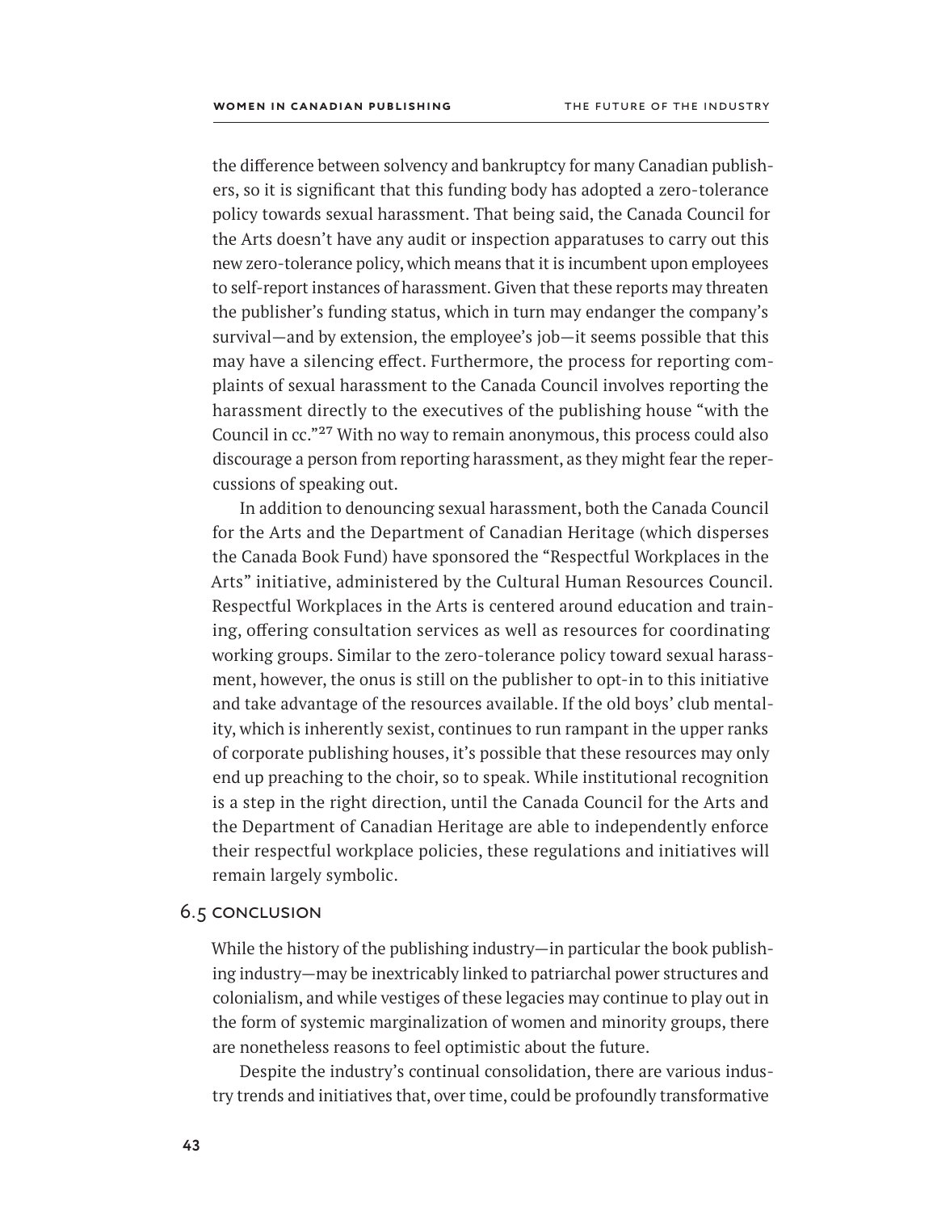the difference between solvency and bankruptcy for many Canadian publishers, so it is significant that this funding body has adopted a zero-tolerance policy towards sexual harassment. That being said, the Canada Council for the Arts doesn't have any audit or inspection apparatuses to carry out this new zero-tolerance policy, which means that it is incumbent upon employees to self-report instances of harassment. Given that these reports may threaten the publisher's funding status, which in turn may endanger the company's survival—and by extension, the employee's job—it seems possible that this may have a silencing effect. Furthermore, the process for reporting complaints of sexual harassment to the Canada Council involves reporting the harassment directly to the executives of the publishing house "with the Council in cc."[27] With no way to remain anonymous, this process could also discourage a person from reporting harassment, as they might fear the repercussions of speaking out.

In addition to denouncing sexual harassment, both the Canada Council for the Arts and the Department of Canadian Heritage (which disperses the Canada Book Fund) have sponsored the "Respectful Workplaces in the Arts" initiative, administered by the Cultural Human Resources Council. Respectful Workplaces in the Arts is centered around education and training, offering consultation services as well as resources for coordinating working groups. Similar to the zero-tolerance policy toward sexual harassment, however, the onus is still on the publisher to opt-in to this initiative and take advantage of the resources available. If the old boys' club mentality, which is inherently sexist, continues to run rampant in the upper ranks of corporate publishing houses, it's possible that these resources may only end up preaching to the choir, so to speak. While institutional recognition is a step in the right direction, until the Canada Council for the Arts and the Department of Canadian Heritage are able to independently enforce their respectful workplace policies, these regulations and initiatives will remain largely symbolic.

## 6.5 Conclusion

While the history of the publishing industry—in particular the book publishing industry—may be inextricably linked to patriarchal power structures and colonialism, and while vestiges of these legacies may continue to play out in the form of systemic marginalization of women and minority groups, there are nonetheless reasons to feel optimistic about the future.

Despite the industry's continual consolidation, there are various industry trends and initiatives that, over time, could be profoundly transformative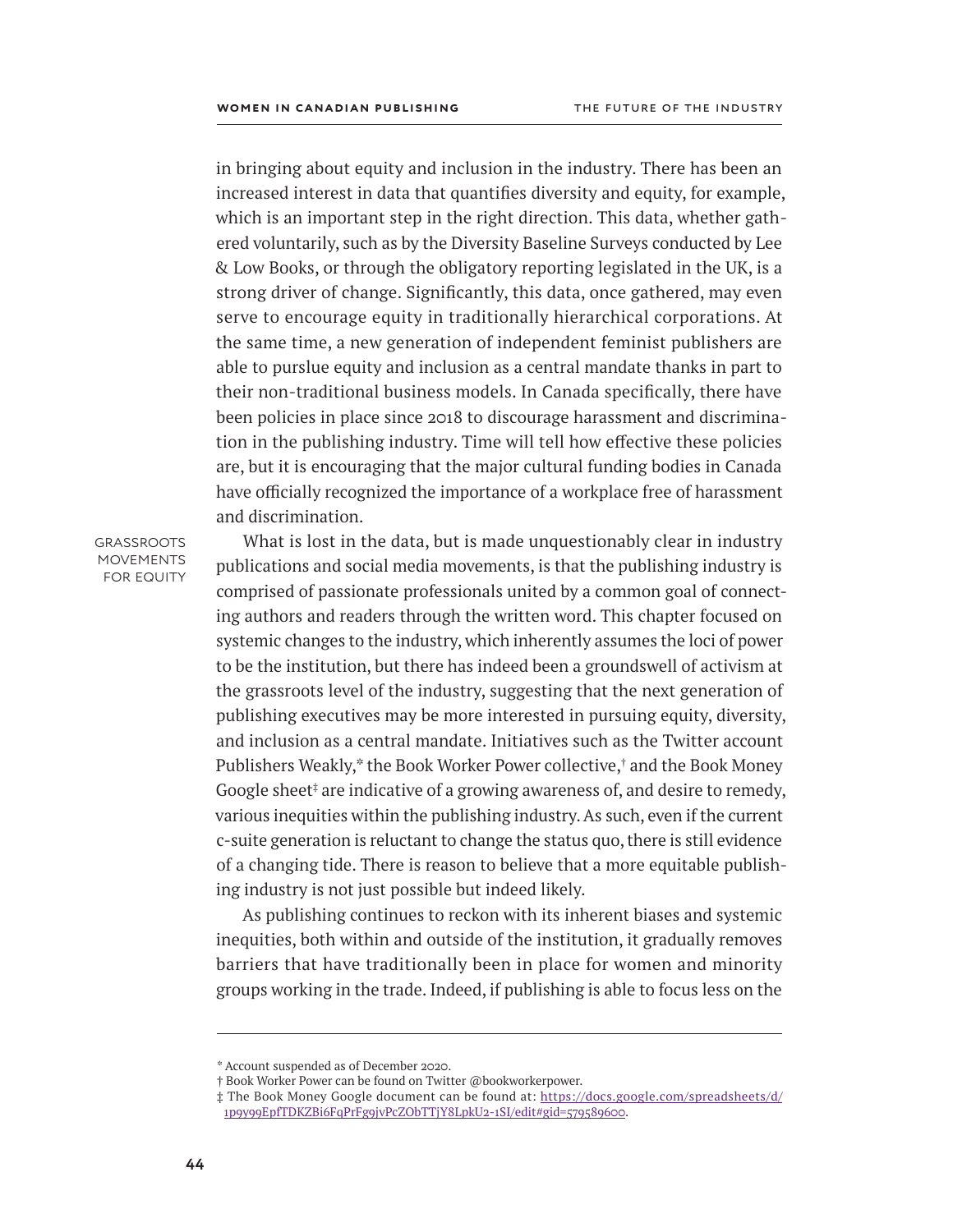in bringing about equity and inclusion in the industry. There has been an increased interest in data that quantifies diversity and equity, for example, which is an important step in the right direction. This data, whether gathered voluntarily, such as by the Diversity Baseline Surveys conducted by Lee & Low Books, or through the obligatory reporting legislated in the UK, is a strong driver of change. Significantly, this data, once gathered, may even serve to encourage equity in traditionally hierarchical corporations. At the same time, a new generation of independent feminist publishers are able to purslue equity and inclusion as a central mandate thanks in part to their non-traditional business models. In Canada specifically, there have been policies in place since 2018 to discourage harassment and discrimination in the publishing industry. Time will tell how effective these policies are, but it is encouraging that the major cultural funding bodies in Canada have officially recognized the importance of a workplace free of harassment and discrimination.

GRASSROOTS MOVEMENTS FOR EQUITY

What is lost in the data, but is made unquestionably clear in industry publications and social media movements, is that the publishing industry is comprised of passionate professionals united by a common goal of connecting authors and readers through the written word. This chapter focused on systemic changes to the industry, which inherently assumes the loci of power to be the institution, but there has indeed been a groundswell of activism at the grassroots level of the industry, suggesting that the next generation of publishing executives may be more interested in pursuing equity, diversity, and inclusion as a central mandate. Initiatives such as the Twitter account Publishers Weakly,* the Book Worker Power collective,† and the Book Money Google sheet‡ are indicative of a growing awareness of, and desire to remedy, various inequities within the publishing industry. As such, even if the current c-suite generation is reluctant to change the status quo, there is still evidence of a changing tide. There is reason to believe that a more equitable publishing industry is not just possible but indeed likely.

As publishing continues to reckon with its inherent biases and systemic inequities, both within and outside of the institution, it gradually removes barriers that have traditionally been in place for women and minority groups working in the trade. Indeed, if publishing is able to focus less on the

---

* Account suspended as of December 2020.

† Book Worker Power can be found on Twitter @bookworkerpower.

‡ The Book Money Google document can be found at: https://docs.google.com/spreadsheets/d/1p9y99EpfTDKZBi6FqPrFg9jvPcZObTTjY8LpkU2-1SI/edit#gid=579589600.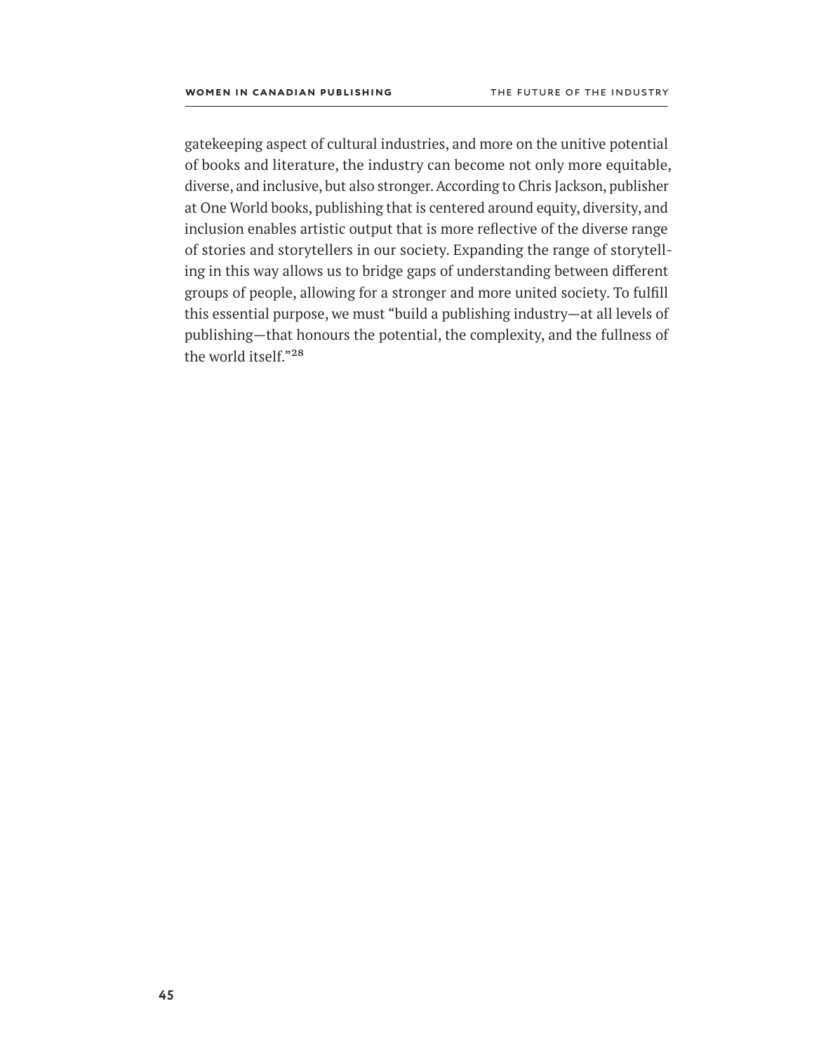gatekeeping aspect of cultural industries, and more on the unitive potential of books and literature, the industry can become not only more equitable, diverse, and inclusive, but also stronger. According to Chris Jackson, publisher at One World books, publishing that is centered around equity, diversity, and inclusion enables artistic output that is more reflective of the diverse range of stories and storytellers in our society. Expanding the range of storytelling in this way allows us to bridge gaps of understanding between different groups of people, allowing for a stronger and more united society. To fulfill this essential purpose, we must "build a publishing industry—at all levels of publishing—that honours the potential, the complexity, and the fullness of the world itself."[28]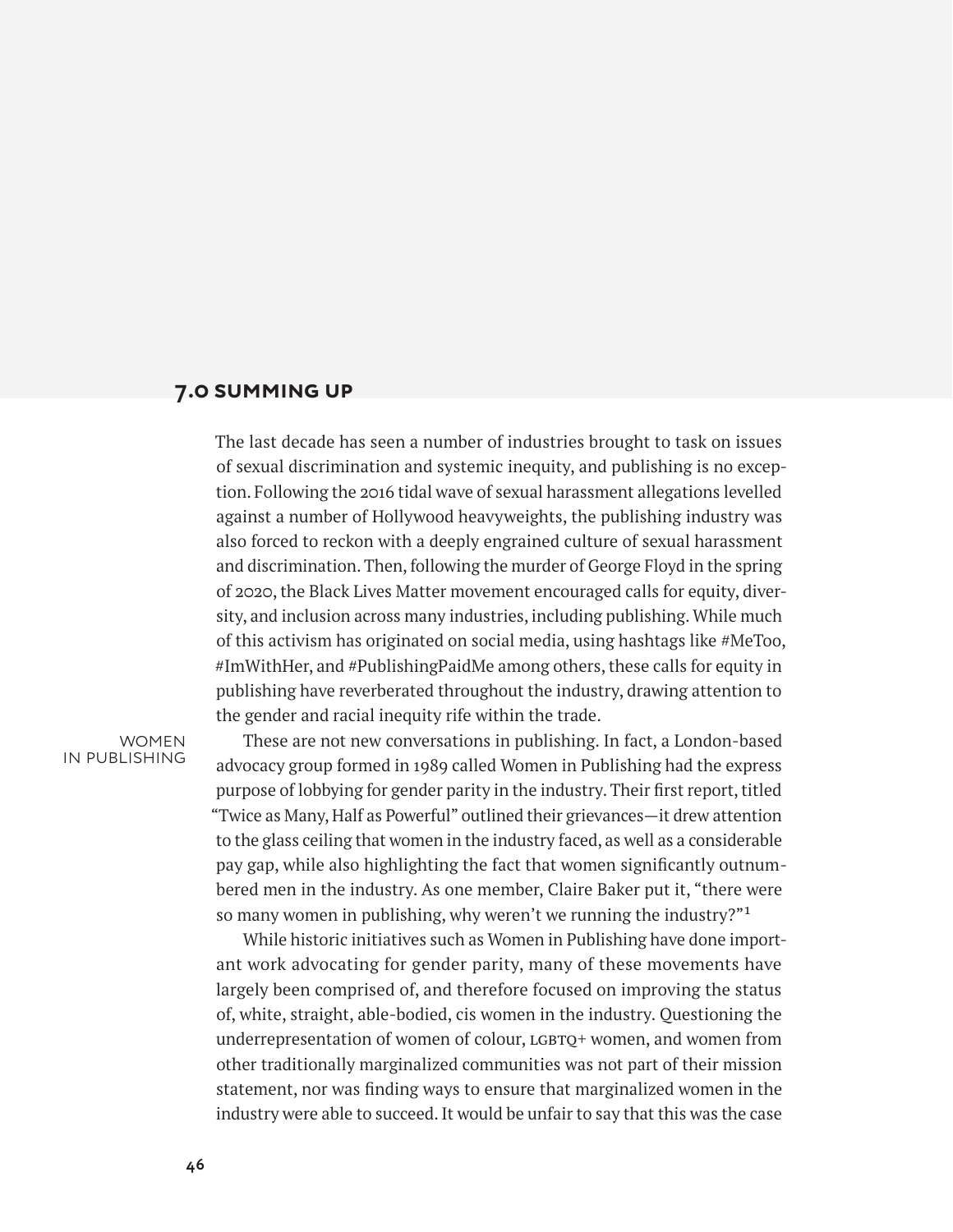## 7.0 SUMMING UP

The last decade has seen a number of industries brought to task on issues of sexual discrimination and systemic inequity, and publishing is no exception. Following the 2016 tidal wave of sexual harassment allegations levelled against a number of Hollywood heavyweights, the publishing industry was also forced to reckon with a deeply engrained culture of sexual harassment and discrimination. Then, following the murder of George Floyd in the spring of 2020, the Black Lives Matter movement encouraged calls for equity, diversity, and inclusion across many industries, including publishing. While much of this activism has originated on social media, using hashtags like #MeToo, #ImWithHer, and #PublishingPaidMe among others, these calls for equity in publishing have reverberated throughout the industry, drawing attention to the gender and racial inequity rife within the trade.

WOMEN IN PUBLISHING

These are not new conversations in publishing. In fact, a London-based advocacy group formed in 1989 called Women in Publishing had the express purpose of lobbying for gender parity in the industry. Their first report, titled "Twice as Many, Half as Powerful" outlined their grievances—it drew attention to the glass ceiling that women in the industry faced, as well as a considerable pay gap, while also highlighting the fact that women significantly outnumbered men in the industry. As one member, Claire Baker put it, "there were so many women in publishing, why weren't we running the industry?"[1]

While historic initiatives such as Women in Publishing have done important work advocating for gender parity, many of these movements have largely been comprised of, and therefore focused on improving the status of, white, straight, able-bodied, cis women in the industry. Questioning the underrepresentation of women of colour, LGBTQ+ women, and women from other traditionally marginalized communities was not part of their mission statement, nor was finding ways to ensure that marginalized women in the industry were able to succeed. It would be unfair to say that this was the case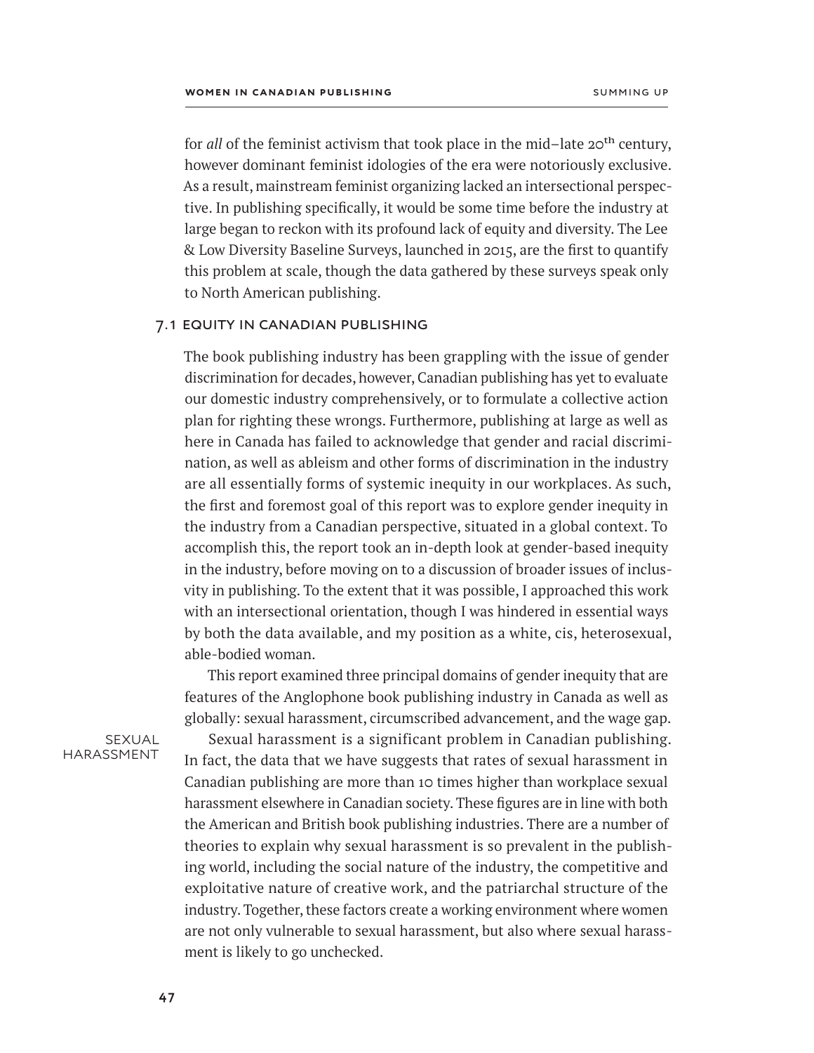for *all* of the feminist activism that took place in the mid–late 20th century, however dominant feminist idologies of the era were notoriously exclusive. As a result, mainstream feminist organizing lacked an intersectional perspective. In publishing specifically, it would be some time before the industry at large began to reckon with its profound lack of equity and diversity. The Lee & Low Diversity Baseline Surveys, launched in 2015, are the first to quantify this problem at scale, though the data gathered by these surveys speak only to North American publishing.

## 7.1 EQUITY IN CANADIAN PUBLISHING

The book publishing industry has been grappling with the issue of gender discrimination for decades, however, Canadian publishing has yet to evaluate our domestic industry comprehensively, or to formulate a collective action plan for righting these wrongs. Furthermore, publishing at large as well as here in Canada has failed to acknowledge that gender and racial discrimination, as well as ableism and other forms of discrimination in the industry are all essentially forms of systemic inequity in our workplaces. As such, the first and foremost goal of this report was to explore gender inequity in the industry from a Canadian perspective, situated in a global context. To accomplish this, the report took an in-depth look at gender-based inequity in the industry, before moving on to a discussion of broader issues of inclusivity in publishing. To the extent that it was possible, I approached this work with an intersectional orientation, though I was hindered in essential ways by both the data available, and my position as a white, cis, heterosexual, able-bodied woman.

This report examined three principal domains of gender inequity that are features of the Anglophone book publishing industry in Canada as well as globally: sexual harassment, circumscribed advancement, and the wage gap.

SEXUAL HARASSMENT

Sexual harassment is a significant problem in Canadian publishing. In fact, the data that we have suggests that rates of sexual harassment in Canadian publishing are more than 10 times higher than workplace sexual harassment elsewhere in Canadian society. These figures are in line with both the American and British book publishing industries. There are a number of theories to explain why sexual harassment is so prevalent in the publishing world, including the social nature of the industry, the competitive and exploitative nature of creative work, and the patriarchal structure of the industry. Together, these factors create a working environment where women are not only vulnerable to sexual harassment, but also where sexual harassment is likely to go unchecked.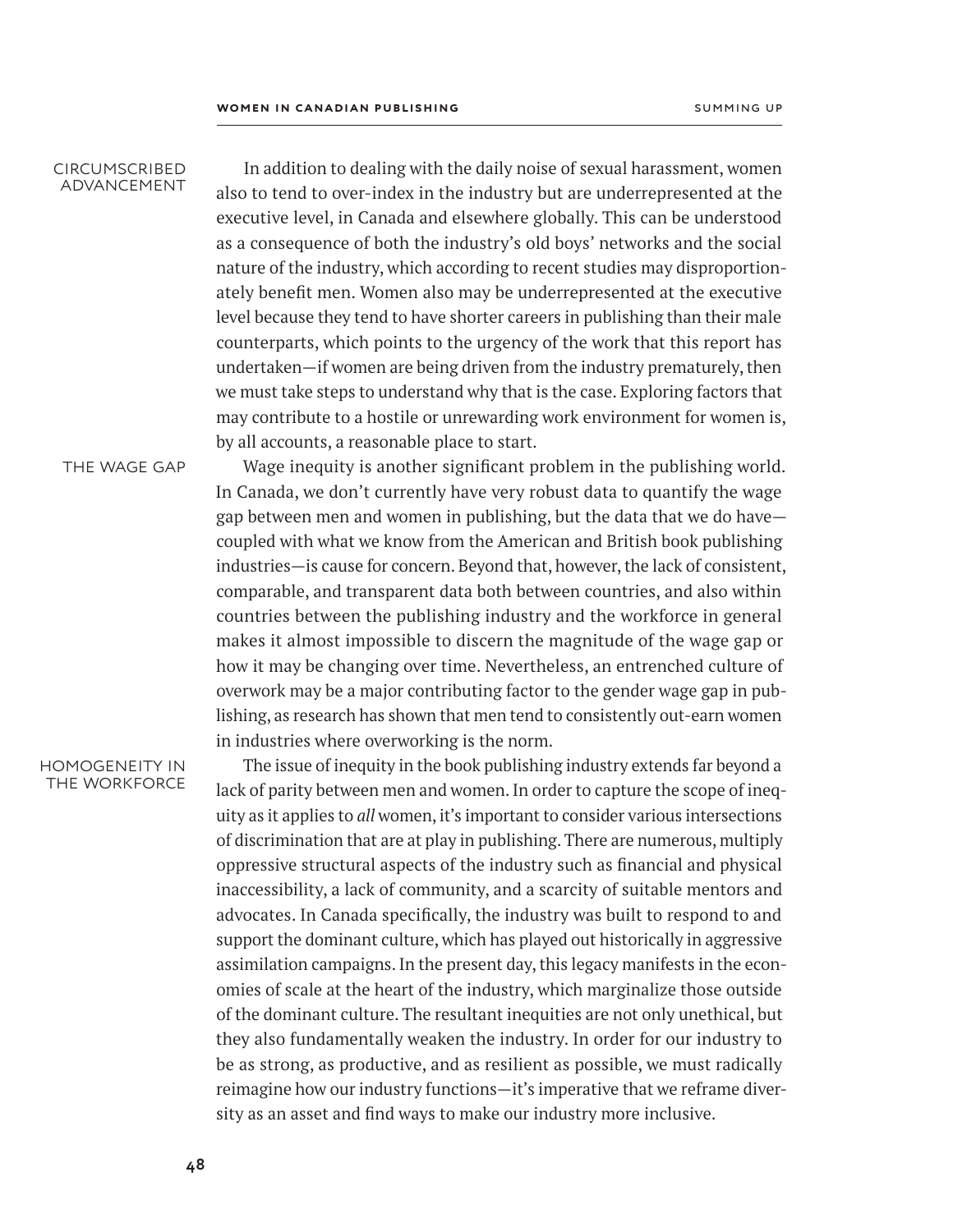### CIRCUMSCRIBED ADVANCEMENT

In addition to dealing with the daily noise of sexual harassment, women also to tend to over-index in the industry but are underrepresented at the executive level, in Canada and elsewhere globally. This can be understood as a consequence of both the industry's old boys' networks and the social nature of the industry, which according to recent studies may disproportionately benefit men. Women also may be underrepresented at the executive level because they tend to have shorter careers in publishing than their male counterparts, which points to the urgency of the work that this report has undertaken—if women are being driven from the industry prematurely, then we must take steps to understand why that is the case. Exploring factors that may contribute to a hostile or unrewarding work environment for women is, by all accounts, a reasonable place to start.

### THE WAGE GAP

Wage inequity is another significant problem in the publishing world. In Canada, we don't currently have very robust data to quantify the wage gap between men and women in publishing, but the data that we do have—coupled with what we know from the American and British book publishing industries—is cause for concern. Beyond that, however, the lack of consistent, comparable, and transparent data both between countries, and also within countries between the publishing industry and the workforce in general makes it almost impossible to discern the magnitude of the wage gap or how it may be changing over time. Nevertheless, an entrenched culture of overwork may be a major contributing factor to the gender wage gap in publishing, as research has shown that men tend to consistently out-earn women in industries where overworking is the norm.

### HOMOGENEITY IN THE WORKFORCE

The issue of inequity in the book publishing industry extends far beyond a lack of parity between men and women. In order to capture the scope of inequity as it applies to *all* women, it's important to consider various intersections of discrimination that are at play in publishing. There are numerous, multiply oppressive structural aspects of the industry such as financial and physical inaccessibility, a lack of community, and a scarcity of suitable mentors and advocates. In Canada specifically, the industry was built to respond to and support the dominant culture, which has played out historically in aggressive assimilation campaigns. In the present day, this legacy manifests in the economies of scale at the heart of the industry, which marginalize those outside of the dominant culture. The resultant inequities are not only unethical, but they also fundamentally weaken the industry. In order for our industry to be as strong, as productive, and as resilient as possible, we must radically reimagine how our industry functions—it's imperative that we reframe diversity as an asset and find ways to make our industry more inclusive.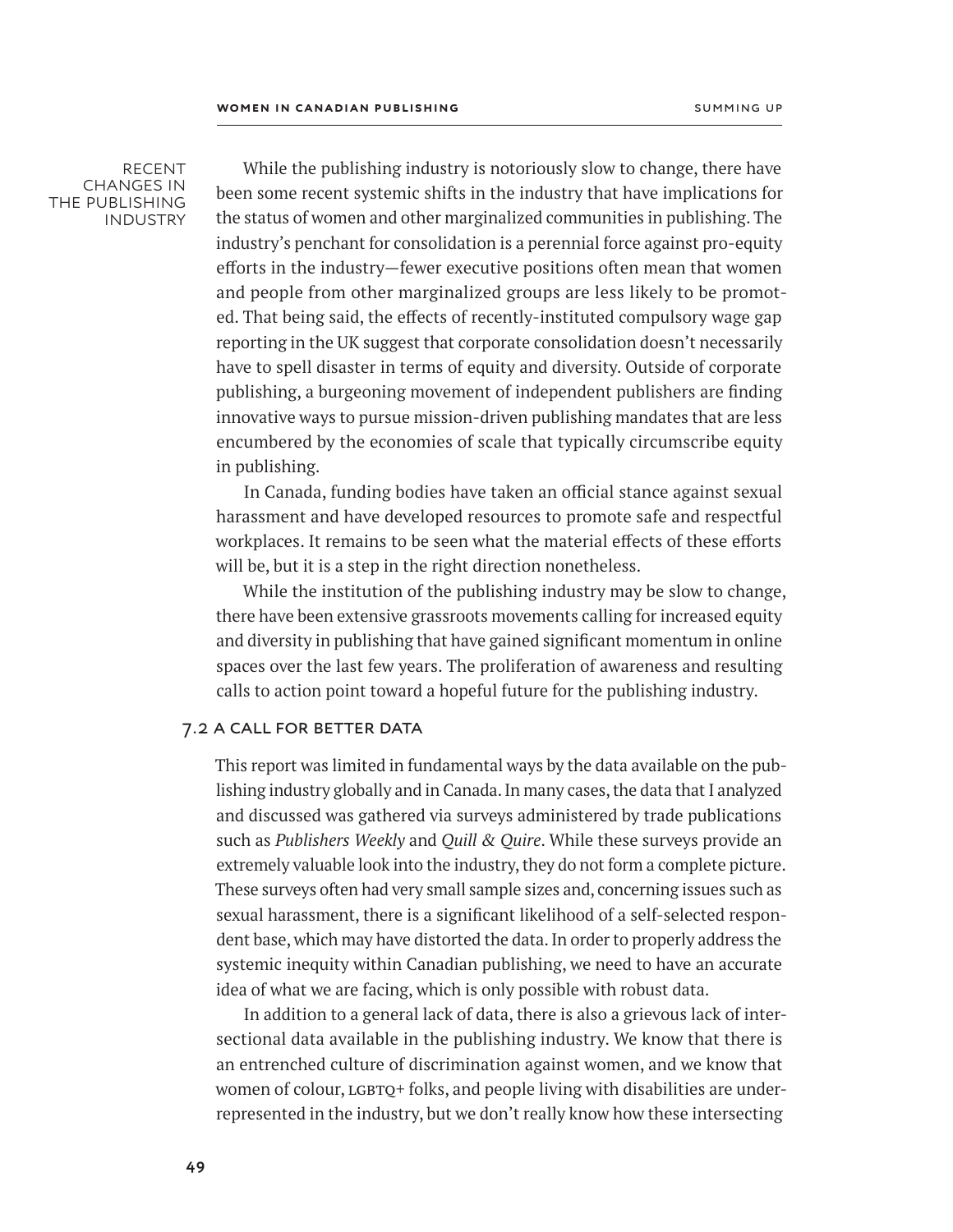**RECENT CHANGES IN THE PUBLISHING INDUSTRY**

While the publishing industry is notoriously slow to change, there have been some recent systemic shifts in the industry that have implications for the status of women and other marginalized communities in publishing. The industry's penchant for consolidation is a perennial force against pro-equity efforts in the industry—fewer executive positions often mean that women and people from other marginalized groups are less likely to be promoted. That being said, the effects of recently-instituted compulsory wage gap reporting in the UK suggest that corporate consolidation doesn't necessarily have to spell disaster in terms of equity and diversity. Outside of corporate publishing, a burgeoning movement of independent publishers are finding innovative ways to pursue mission-driven publishing mandates that are less encumbered by the economies of scale that typically circumscribe equity in publishing.

In Canada, funding bodies have taken an official stance against sexual harassment and have developed resources to promote safe and respectful workplaces. It remains to be seen what the material effects of these efforts will be, but it is a step in the right direction nonetheless.

While the institution of the publishing industry may be slow to change, there have been extensive grassroots movements calling for increased equity and diversity in publishing that have gained significant momentum in online spaces over the last few years. The proliferation of awareness and resulting calls to action point toward a hopeful future for the publishing industry.

## 7.2 A CALL FOR BETTER DATA

This report was limited in fundamental ways by the data available on the publishing industry globally and in Canada. In many cases, the data that I analyzed and discussed was gathered via surveys administered by trade publications such as *Publishers Weekly* and *Quill & Quire*. While these surveys provide an extremely valuable look into the industry, they do not form a complete picture. These surveys often had very small sample sizes and, concerning issues such as sexual harassment, there is a significant likelihood of a self-selected respondent base, which may have distorted the data. In order to properly address the systemic inequity within Canadian publishing, we need to have an accurate idea of what we are facing, which is only possible with robust data.

In addition to a general lack of data, there is also a grievous lack of intersectional data available in the publishing industry. We know that there is an entrenched culture of discrimination against women, and we know that women of colour, LGBTQ+ folks, and people living with disabilities are underrepresented in the industry, but we don't really know how these intersecting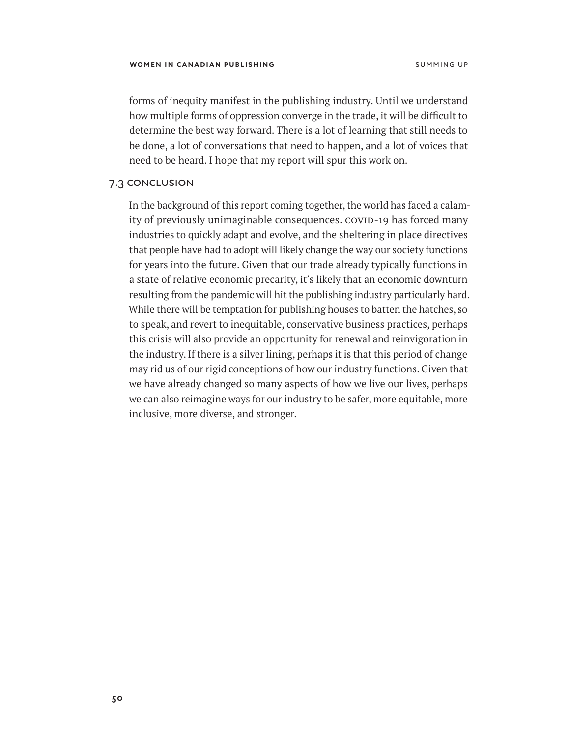forms of inequity manifest in the publishing industry. Until we understand how multiple forms of oppression converge in the trade, it will be difficult to determine the best way forward. There is a lot of learning that still needs to be done, a lot of conversations that need to happen, and a lot of voices that need to be heard. I hope that my report will spur this work on.

## 7.3 CONCLUSION

In the background of this report coming together, the world has faced a calamity of previously unimaginable consequences. COVID-19 has forced many industries to quickly adapt and evolve, and the sheltering in place directives that people have had to adopt will likely change the way our society functions for years into the future. Given that our trade already typically functions in a state of relative economic precarity, it's likely that an economic downturn resulting from the pandemic will hit the publishing industry particularly hard. While there will be temptation for publishing houses to batten the hatches, so to speak, and revert to inequitable, conservative business practices, perhaps this crisis will also provide an opportunity for renewal and reinvigoration in the industry. If there is a silver lining, perhaps it is that this period of change may rid us of our rigid conceptions of how our industry functions. Given that we have already changed so many aspects of how we live our lives, perhaps we can also reimagine ways for our industry to be safer, more equitable, more inclusive, more diverse, and stronger.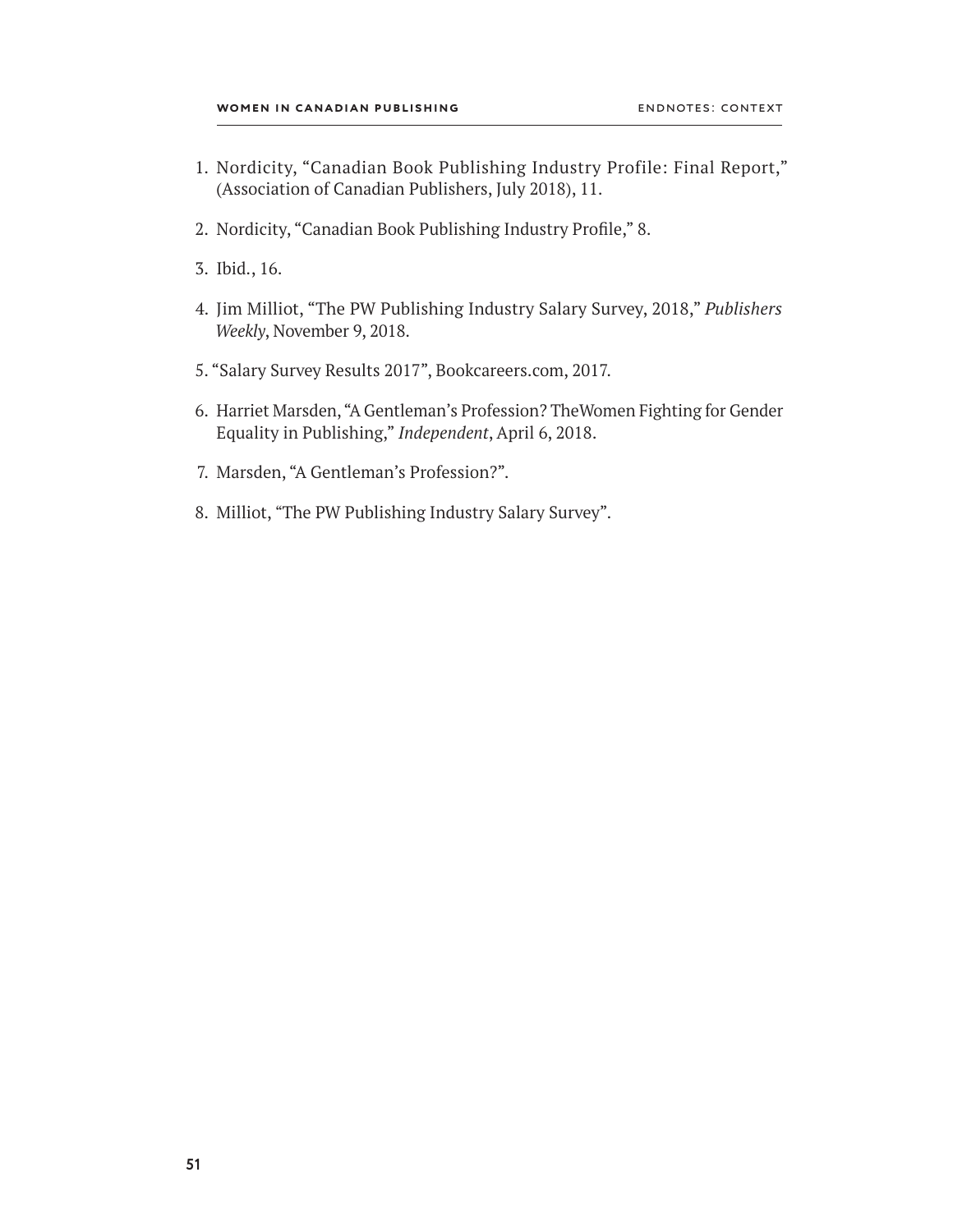1. Nordicity, "Canadian Book Publishing Industry Profile: Final Report," (Association of Canadian Publishers, July 2018), 11.
2. Nordicity, "Canadian Book Publishing Industry Profile," 8.
3. Ibid., 16.
4. Jim Milliot, "The PW Publishing Industry Salary Survey, 2018," *Publishers Weekly*, November 9, 2018.
5. "Salary Survey Results 2017", Bookcareers.com, 2017.
6. Harriet Marsden, "A Gentleman's Profession? TheWomen Fighting for Gender Equality in Publishing," *Independent*, April 6, 2018.
7. Marsden, "A Gentleman's Profession?".
8. Milliot, "The PW Publishing Industry Salary Survey".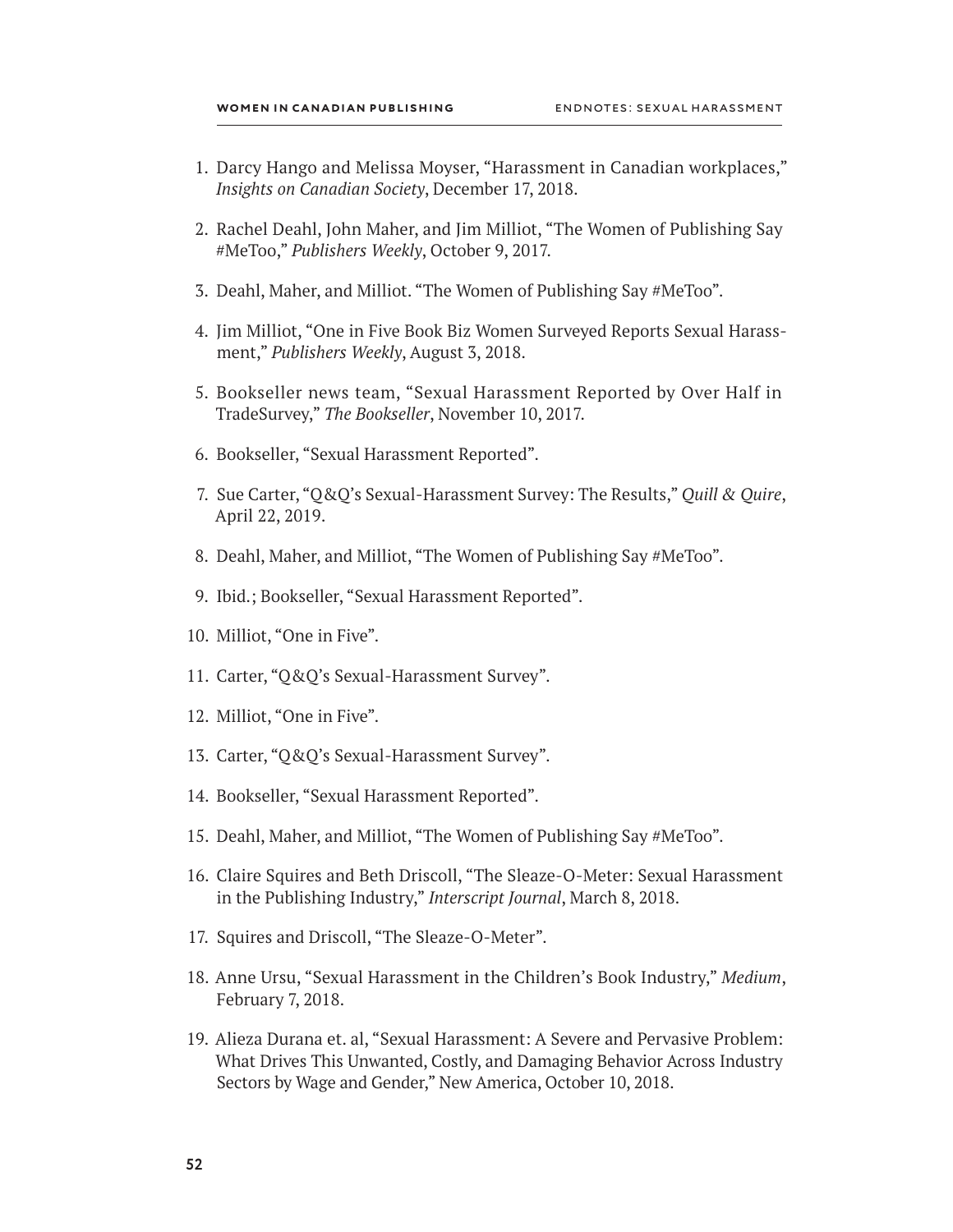1. Darcy Hango and Melissa Moyser, "Harassment in Canadian workplaces," *Insights on Canadian Society*, December 17, 2018.
2. Rachel Deahl, John Maher, and Jim Milliot, "The Women of Publishing Say #MeToo," *Publishers Weekly*, October 9, 2017.
3. Deahl, Maher, and Milliot. "The Women of Publishing Say #MeToo".
4. Jim Milliot, "One in Five Book Biz Women Surveyed Reports Sexual Harassment," *Publishers Weekly*, August 3, 2018.
5. Bookseller news team, "Sexual Harassment Reported by Over Half in TradeSurvey," *The Bookseller*, November 10, 2017.
6. Bookseller, "Sexual Harassment Reported".
7. Sue Carter, "Q&Q's Sexual-Harassment Survey: The Results," *Quill & Quire*, April 22, 2019.
8. Deahl, Maher, and Milliot, "The Women of Publishing Say #MeToo".
9. Ibid.; Bookseller, "Sexual Harassment Reported".
10. Milliot, "One in Five".
11. Carter, "Q&Q's Sexual-Harassment Survey".
12. Milliot, "One in Five".
13. Carter, "Q&Q's Sexual-Harassment Survey".
14. Bookseller, "Sexual Harassment Reported".
15. Deahl, Maher, and Milliot, "The Women of Publishing Say #MeToo".
16. Claire Squires and Beth Driscoll, "The Sleaze-O-Meter: Sexual Harassment in the Publishing Industry," *Interscript Journal*, March 8, 2018.
17. Squires and Driscoll, "The Sleaze-O-Meter".
18. Anne Ursu, "Sexual Harassment in the Children's Book Industry," *Medium*, February 7, 2018.
19. Alieza Durana et. al, "Sexual Harassment: A Severe and Pervasive Problem: What Drives This Unwanted, Costly, and Damaging Behavior Across Industry Sectors by Wage and Gender," New America, October 10, 2018.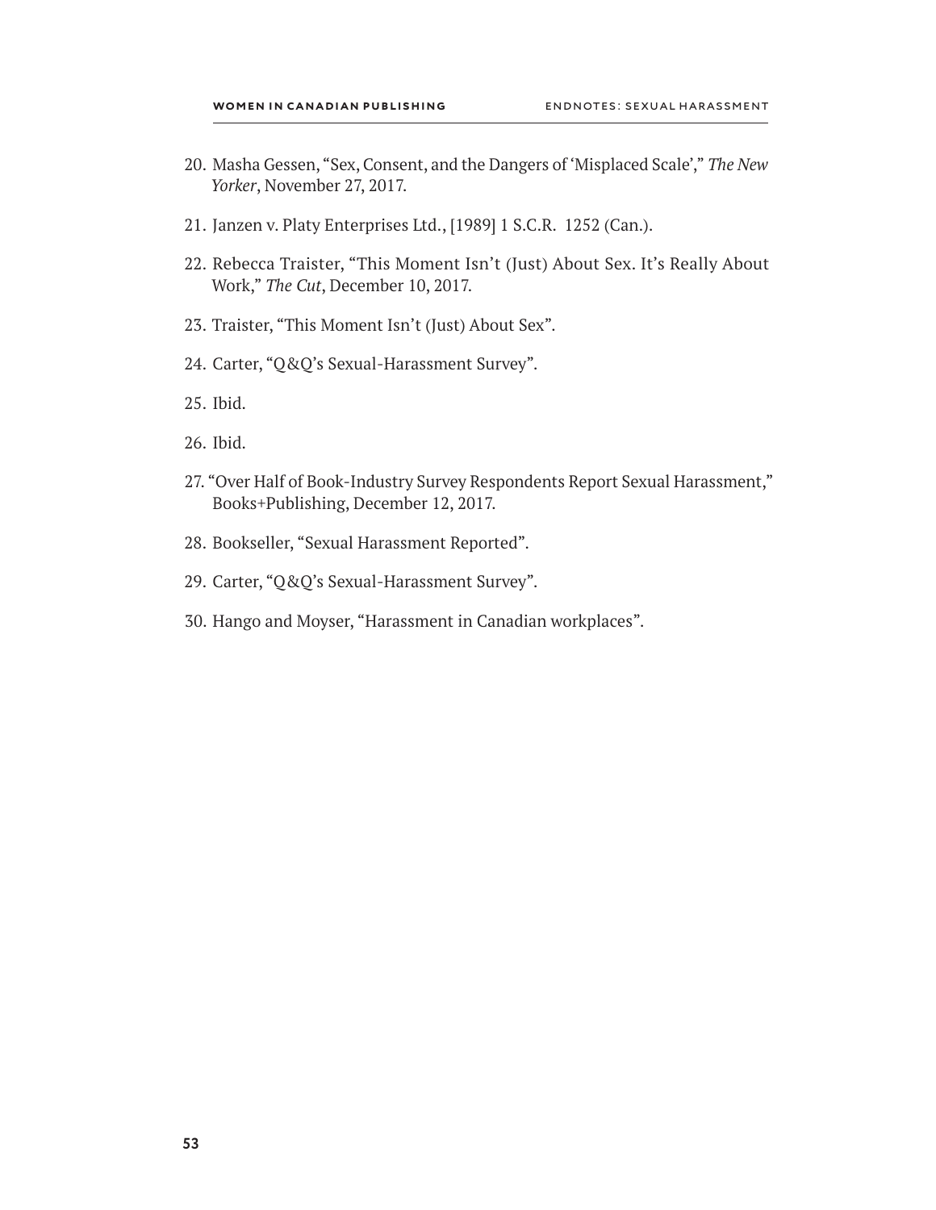20. Masha Gessen, "Sex, Consent, and the Dangers of 'Misplaced Scale'," *The New Yorker*, November 27, 2017.
21. Janzen v. Platy Enterprises Ltd., [1989] 1 S.C.R. 1252 (Can.).
22. Rebecca Traister, "This Moment Isn't (Just) About Sex. It's Really About Work," *The Cut*, December 10, 2017.
23. Traister, "This Moment Isn't (Just) About Sex".
24. Carter, "Q&Q's Sexual-Harassment Survey".
25. Ibid.
26. Ibid.
27. "Over Half of Book-Industry Survey Respondents Report Sexual Harassment," Books+Publishing, December 12, 2017.
28. Bookseller, "Sexual Harassment Reported".
29. Carter, "Q&Q's Sexual-Harassment Survey".
30. Hango and Moyser, "Harassment in Canadian workplaces".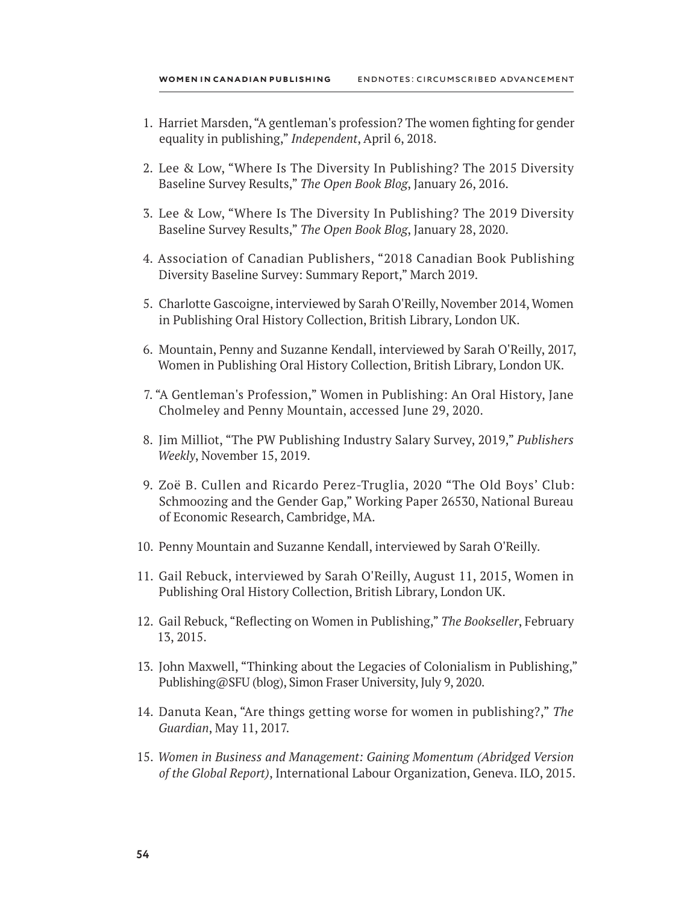1. Harriet Marsden, "A gentleman's profession? The women fighting for gender equality in publishing," *Independent*, April 6, 2018.
2. Lee & Low, "Where Is The Diversity In Publishing? The 2015 Diversity Baseline Survey Results," *The Open Book Blog*, January 26, 2016.
3. Lee & Low, "Where Is The Diversity In Publishing? The 2019 Diversity Baseline Survey Results," *The Open Book Blog*, January 28, 2020.
4. Association of Canadian Publishers, "2018 Canadian Book Publishing Diversity Baseline Survey: Summary Report," March 2019.
5. Charlotte Gascoigne, interviewed by Sarah O'Reilly, November 2014, Women in Publishing Oral History Collection, British Library, London UK.
6. Mountain, Penny and Suzanne Kendall, interviewed by Sarah O'Reilly, 2017, Women in Publishing Oral History Collection, British Library, London UK.
7. "A Gentleman's Profession," Women in Publishing: An Oral History, Jane Cholmeley and Penny Mountain, accessed June 29, 2020.
8. Jim Milliot, "The PW Publishing Industry Salary Survey, 2019," *Publishers Weekly*, November 15, 2019.
9. Zoë B. Cullen and Ricardo Perez-Truglia, 2020 "The Old Boys' Club: Schmoozing and the Gender Gap," Working Paper 26530, National Bureau of Economic Research, Cambridge, MA.
10. Penny Mountain and Suzanne Kendall, interviewed by Sarah O'Reilly.
11. Gail Rebuck, interviewed by Sarah O'Reilly, August 11, 2015, Women in Publishing Oral History Collection, British Library, London UK.
12. Gail Rebuck, "Reflecting on Women in Publishing," *The Bookseller*, February 13, 2015.
13. John Maxwell, "Thinking about the Legacies of Colonialism in Publishing," Publishing@SFU (blog), Simon Fraser University, July 9, 2020.
14. Danuta Kean, "Are things getting worse for women in publishing?," *The Guardian*, May 11, 2017.
15. *Women in Business and Management: Gaining Momentum (Abridged Version of the Global Report)*, International Labour Organization, Geneva. ILO, 2015.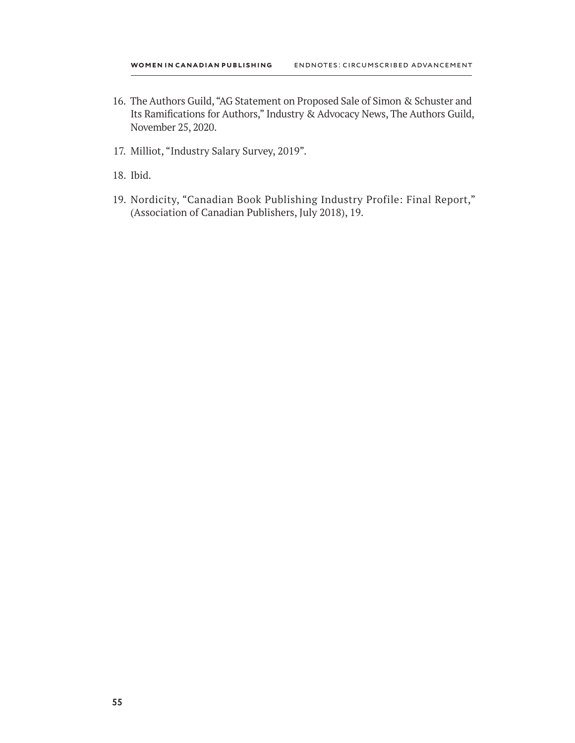16. The Authors Guild, "AG Statement on Proposed Sale of Simon & Schuster and Its Ramifications for Authors," Industry & Advocacy News, The Authors Guild, November 25, 2020.
17. Milliot, "Industry Salary Survey, 2019".
18. Ibid.
19. Nordicity, "Canadian Book Publishing Industry Profile: Final Report," (Association of Canadian Publishers, July 2018), 19.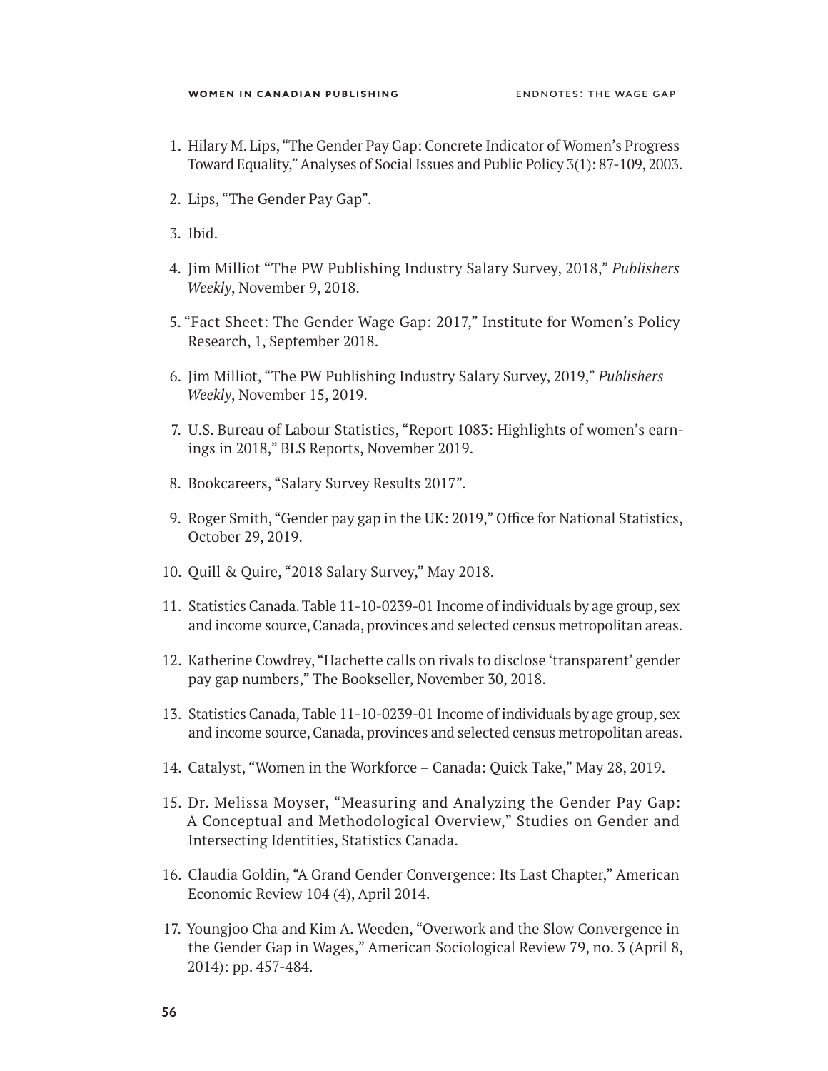1. Hilary M. Lips, "The Gender Pay Gap: Concrete Indicator of Women's Progress Toward Equality," Analyses of Social Issues and Public Policy 3(1): 87-109, 2003.
2. Lips, "The Gender Pay Gap".
3. Ibid.
4. Jim Milliot "The PW Publishing Industry Salary Survey, 2018," *Publishers Weekly*, November 9, 2018.
5. "Fact Sheet: The Gender Wage Gap: 2017," Institute for Women's Policy Research, 1, September 2018.
6. Jim Milliot, "The PW Publishing Industry Salary Survey, 2019," *Publishers Weekly*, November 15, 2019.
7. U.S. Bureau of Labour Statistics, "Report 1083: Highlights of women's earnings in 2018," BLS Reports, November 2019.
8. Bookcareers, "Salary Survey Results 2017".
9. Roger Smith, "Gender pay gap in the UK: 2019," Office for National Statistics, October 29, 2019.
10. Quill & Quire, "2018 Salary Survey," May 2018.
11. Statistics Canada. Table 11-10-0239-01 Income of individuals by age group, sex and income source, Canada, provinces and selected census metropolitan areas.
12. Katherine Cowdrey, "Hachette calls on rivals to disclose 'transparent' gender pay gap numbers," The Bookseller, November 30, 2018.
13. Statistics Canada, Table 11-10-0239-01 Income of individuals by age group, sex and income source, Canada, provinces and selected census metropolitan areas.
14. Catalyst, "Women in the Workforce – Canada: Quick Take," May 28, 2019.
15. Dr. Melissa Moyser, "Measuring and Analyzing the Gender Pay Gap: A Conceptual and Methodological Overview," Studies on Gender and Intersecting Identities, Statistics Canada.
16. Claudia Goldin, "A Grand Gender Convergence: Its Last Chapter," American Economic Review 104 (4), April 2014.
17. Youngjoo Cha and Kim A. Weeden, "Overwork and the Slow Convergence in the Gender Gap in Wages," American Sociological Review 79, no. 3 (April 8, 2014): pp. 457-484.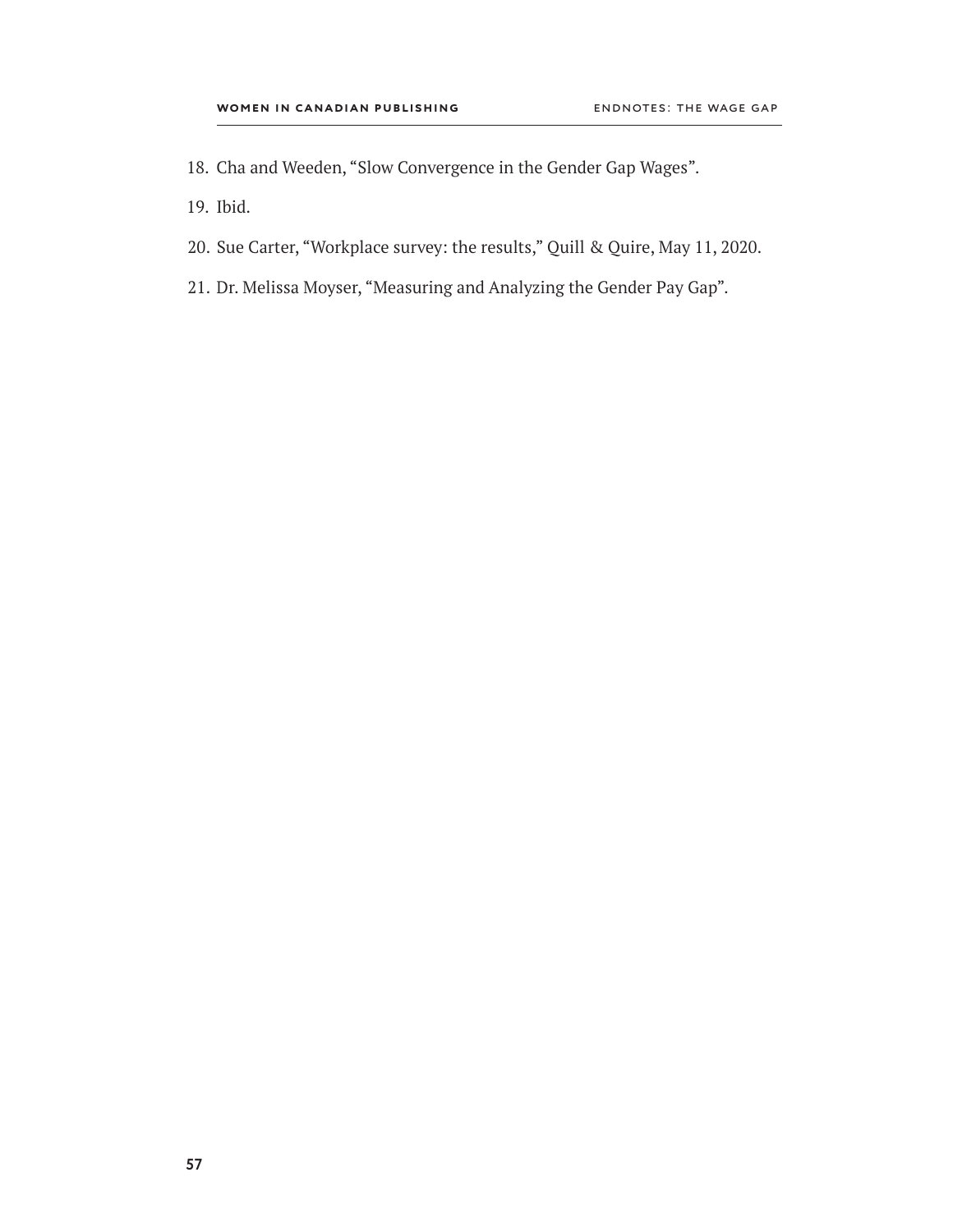18. Cha and Weeden, "Slow Convergence in the Gender Gap Wages".
19. Ibid.
20. Sue Carter, "Workplace survey: the results," Quill & Quire, May 11, 2020.
21. Dr. Melissa Moyser, "Measuring and Analyzing the Gender Pay Gap".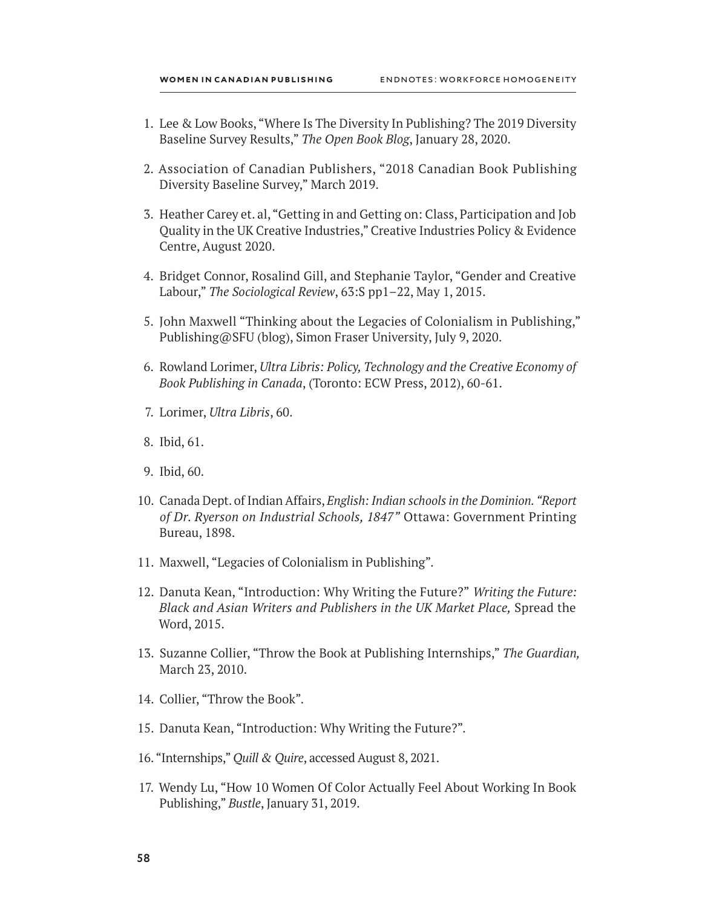1. Lee & Low Books, "Where Is The Diversity In Publishing? The 2019 Diversity Baseline Survey Results," *The Open Book Blog*, January 28, 2020.
2. Association of Canadian Publishers, "2018 Canadian Book Publishing Diversity Baseline Survey," March 2019.
3. Heather Carey et. al, "Getting in and Getting on: Class, Participation and Job Quality in the UK Creative Industries," Creative Industries Policy & Evidence Centre, August 2020.
4. Bridget Connor, Rosalind Gill, and Stephanie Taylor, "Gender and Creative Labour," *The Sociological Review*, 63:S pp1–22, May 1, 2015.
5. John Maxwell "Thinking about the Legacies of Colonialism in Publishing," Publishing@SFU (blog), Simon Fraser University, July 9, 2020.
6. Rowland Lorimer, *Ultra Libris: Policy, Technology and the Creative Economy of Book Publishing in Canada*, (Toronto: ECW Press, 2012), 60-61.
7. Lorimer, *Ultra Libris*, 60.
8. Ibid, 61.
9. Ibid, 60.
10. Canada Dept. of Indian Affairs, *English: Indian schools in the Dominion. "Report of Dr. Ryerson on Industrial Schools, 1847"* Ottawa: Government Printing Bureau, 1898.
11. Maxwell, "Legacies of Colonialism in Publishing".
12. Danuta Kean, "Introduction: Why Writing the Future?" *Writing the Future: Black and Asian Writers and Publishers in the UK Market Place,* Spread the Word, 2015.
13. Suzanne Collier, "Throw the Book at Publishing Internships," *The Guardian,* March 23, 2010.
14. Collier, "Throw the Book".
15. Danuta Kean, "Introduction: Why Writing the Future?".
16. "Internships," *Quill & Quire*, accessed August 8, 2021.
17. Wendy Lu, "How 10 Women Of Color Actually Feel About Working In Book Publishing," *Bustle*, January 31, 2019.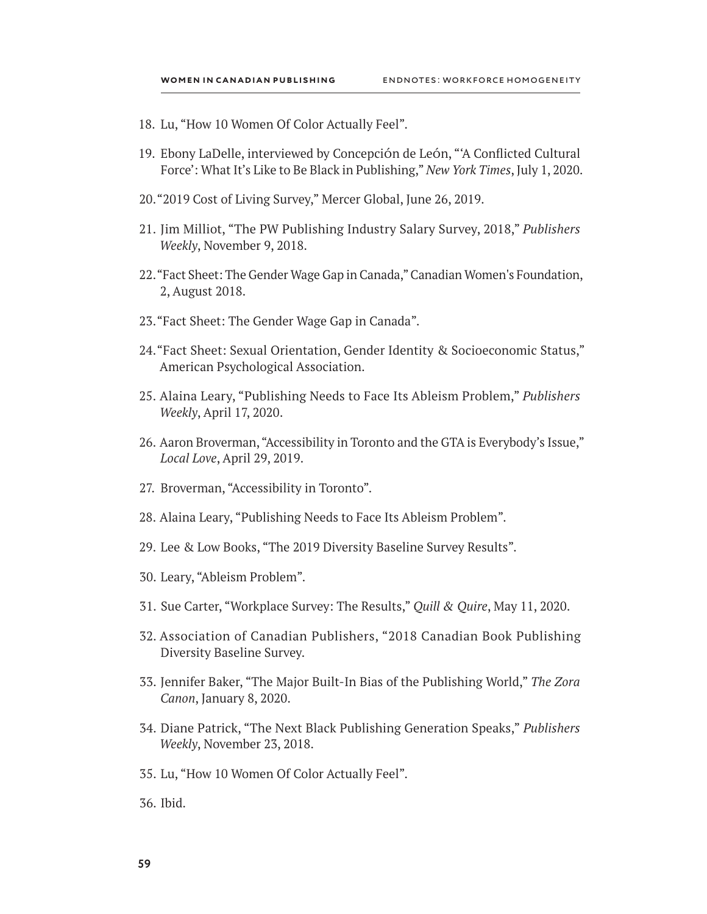18. Lu, “How 10 Women Of Color Actually Feel”.

19. Ebony LaDelle, interviewed by Concepción de León, “‘A Conflicted Cultural Force’: What It’s Like to Be Black in Publishing,” *New York Times*, July 1, 2020.

20. “2019 Cost of Living Survey,” Mercer Global, June 26, 2019.

21. Jim Milliot, “The PW Publishing Industry Salary Survey, 2018,” *Publishers Weekly*, November 9, 2018.

22. “Fact Sheet: The Gender Wage Gap in Canada,” Canadian Women's Foundation, 2, August 2018.

23. “Fact Sheet: The Gender Wage Gap in Canada”.

24. “Fact Sheet: Sexual Orientation, Gender Identity & Socioeconomic Status,” American Psychological Association.

25. Alaina Leary, “Publishing Needs to Face Its Ableism Problem,” *Publishers Weekly*, April 17, 2020.

26. Aaron Broverman, “Accessibility in Toronto and the GTA is Everybody’s Issue,” *Local Love*, April 29, 2019.

27. Broverman, “Accessibility in Toronto”.

28. Alaina Leary, “Publishing Needs to Face Its Ableism Problem”.

29. Lee & Low Books, “The 2019 Diversity Baseline Survey Results”.

30. Leary, “Ableism Problem”.

31. Sue Carter, “Workplace Survey: The Results,” *Quill & Quire*, May 11, 2020.

32. Association of Canadian Publishers, “2018 Canadian Book Publishing Diversity Baseline Survey.

33. Jennifer Baker, “The Major Built-In Bias of the Publishing World,” *The Zora Canon*, January 8, 2020.

34. Diane Patrick, “The Next Black Publishing Generation Speaks,” *Publishers Weekly*, November 23, 2018.

35. Lu, “How 10 Women Of Color Actually Feel”.

36. Ibid.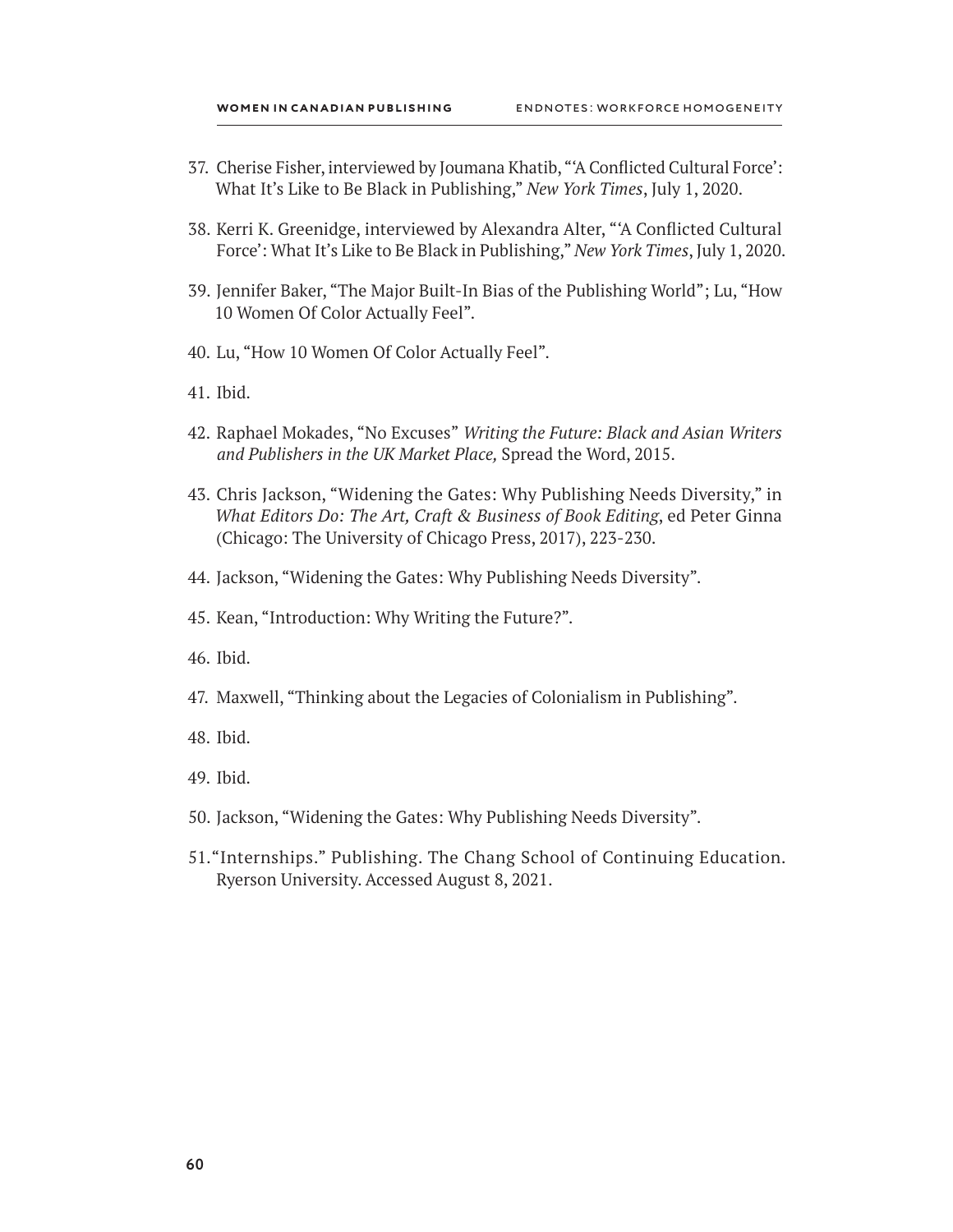37. Cherise Fisher, interviewed by Joumana Khatib, "'A Conflicted Cultural Force': What It's Like to Be Black in Publishing," *New York Times*, July 1, 2020.

38. Kerri K. Greenidge, interviewed by Alexandra Alter, "'A Conflicted Cultural Force': What It's Like to Be Black in Publishing," *New York Times*, July 1, 2020.

39. Jennifer Baker, "The Major Built-In Bias of the Publishing World"; Lu, "How 10 Women Of Color Actually Feel".

40. Lu, "How 10 Women Of Color Actually Feel".

41. Ibid.

42. Raphael Mokades, "No Excuses" *Writing the Future: Black and Asian Writers and Publishers in the UK Market Place,* Spread the Word, 2015.

43. Chris Jackson, "Widening the Gates: Why Publishing Needs Diversity," in *What Editors Do: The Art, Craft & Business of Book Editing*, ed Peter Ginna (Chicago: The University of Chicago Press, 2017), 223-230.

44. Jackson, "Widening the Gates: Why Publishing Needs Diversity".

45. Kean, "Introduction: Why Writing the Future?".

46. Ibid.

47. Maxwell, "Thinking about the Legacies of Colonialism in Publishing".

48. Ibid.

49. Ibid.

50. Jackson, "Widening the Gates: Why Publishing Needs Diversity".

51. "Internships." Publishing. The Chang School of Continuing Education. Ryerson University. Accessed August 8, 2021.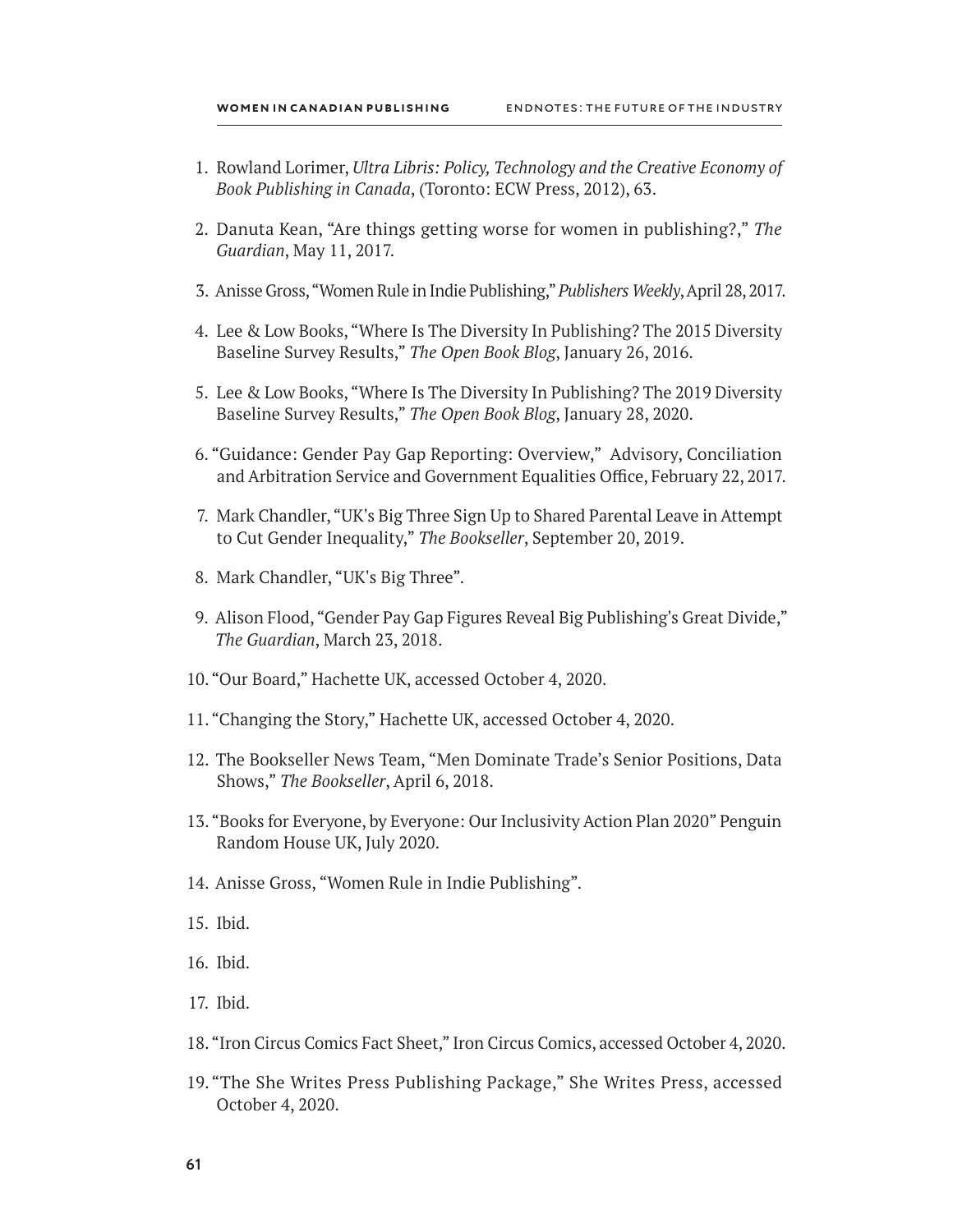1. Rowland Lorimer, *Ultra Libris: Policy, Technology and the Creative Economy of Book Publishing in Canada*, (Toronto: ECW Press, 2012), 63.

2. Danuta Kean, "Are things getting worse for women in publishing?," *The Guardian*, May 11, 2017.

3. Anisse Gross, "Women Rule in Indie Publishing," *Publishers Weekly*, April 28, 2017.

4. Lee & Low Books, "Where Is The Diversity In Publishing? The 2015 Diversity Baseline Survey Results," *The Open Book Blog*, January 26, 2016.

5. Lee & Low Books, "Where Is The Diversity In Publishing? The 2019 Diversity Baseline Survey Results," *The Open Book Blog*, January 28, 2020.

6. "Guidance: Gender Pay Gap Reporting: Overview," Advisory, Conciliation and Arbitration Service and Government Equalities Office, February 22, 2017.

7. Mark Chandler, "UK's Big Three Sign Up to Shared Parental Leave in Attempt to Cut Gender Inequality," *The Bookseller*, September 20, 2019.

8. Mark Chandler, "UK's Big Three".

9. Alison Flood, "Gender Pay Gap Figures Reveal Big Publishing's Great Divide," *The Guardian*, March 23, 2018.

10. "Our Board," Hachette UK, accessed October 4, 2020.

11. "Changing the Story," Hachette UK, accessed October 4, 2020.

12. The Bookseller News Team, "Men Dominate Trade's Senior Positions, Data Shows," *The Bookseller*, April 6, 2018.

13. "Books for Everyone, by Everyone: Our Inclusivity Action Plan 2020" Penguin Random House UK, July 2020.

14. Anisse Gross, "Women Rule in Indie Publishing".

15. Ibid.

16. Ibid.

17. Ibid.

18. "Iron Circus Comics Fact Sheet," Iron Circus Comics, accessed October 4, 2020.

19. "The She Writes Press Publishing Package," She Writes Press, accessed October 4, 2020.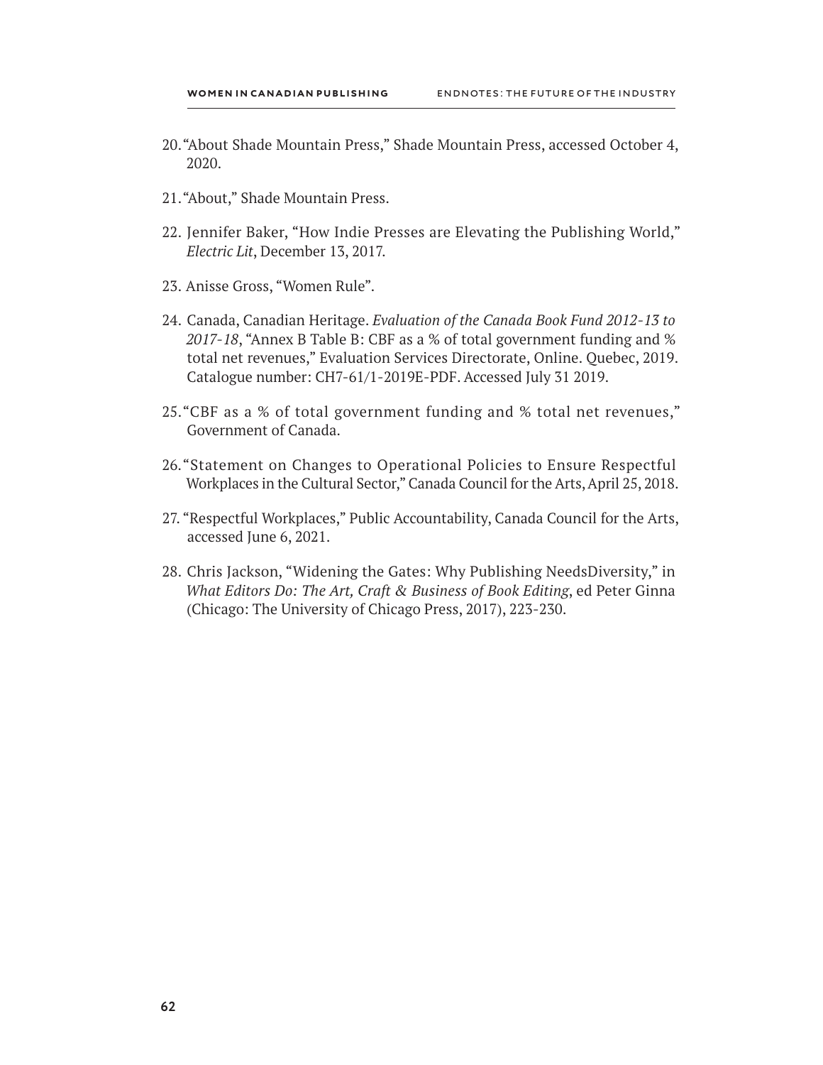20. "About Shade Mountain Press," Shade Mountain Press, accessed October 4, 2020.

21. "About," Shade Mountain Press.

22. Jennifer Baker, "How Indie Presses are Elevating the Publishing World," *Electric Lit*, December 13, 2017.

23. Anisse Gross, "Women Rule".

24. Canada, Canadian Heritage. *Evaluation of the Canada Book Fund 2012-13 to 2017-18*, "Annex B Table B: CBF as a % of total government funding and % total net revenues," Evaluation Services Directorate, Online. Quebec, 2019. Catalogue number: CH7-61/1-2019E-PDF. Accessed July 31 2019.

25. "CBF as a % of total government funding and % total net revenues," Government of Canada.

26. "Statement on Changes to Operational Policies to Ensure Respectful Workplaces in the Cultural Sector," Canada Council for the Arts, April 25, 2018.

27. "Respectful Workplaces," Public Accountability, Canada Council for the Arts, accessed June 6, 2021.

28. Chris Jackson, "Widening the Gates: Why Publishing NeedsDiversity," in *What Editors Do: The Art, Craft & Business of Book Editing*, ed Peter Ginna (Chicago: The University of Chicago Press, 2017), 223-230.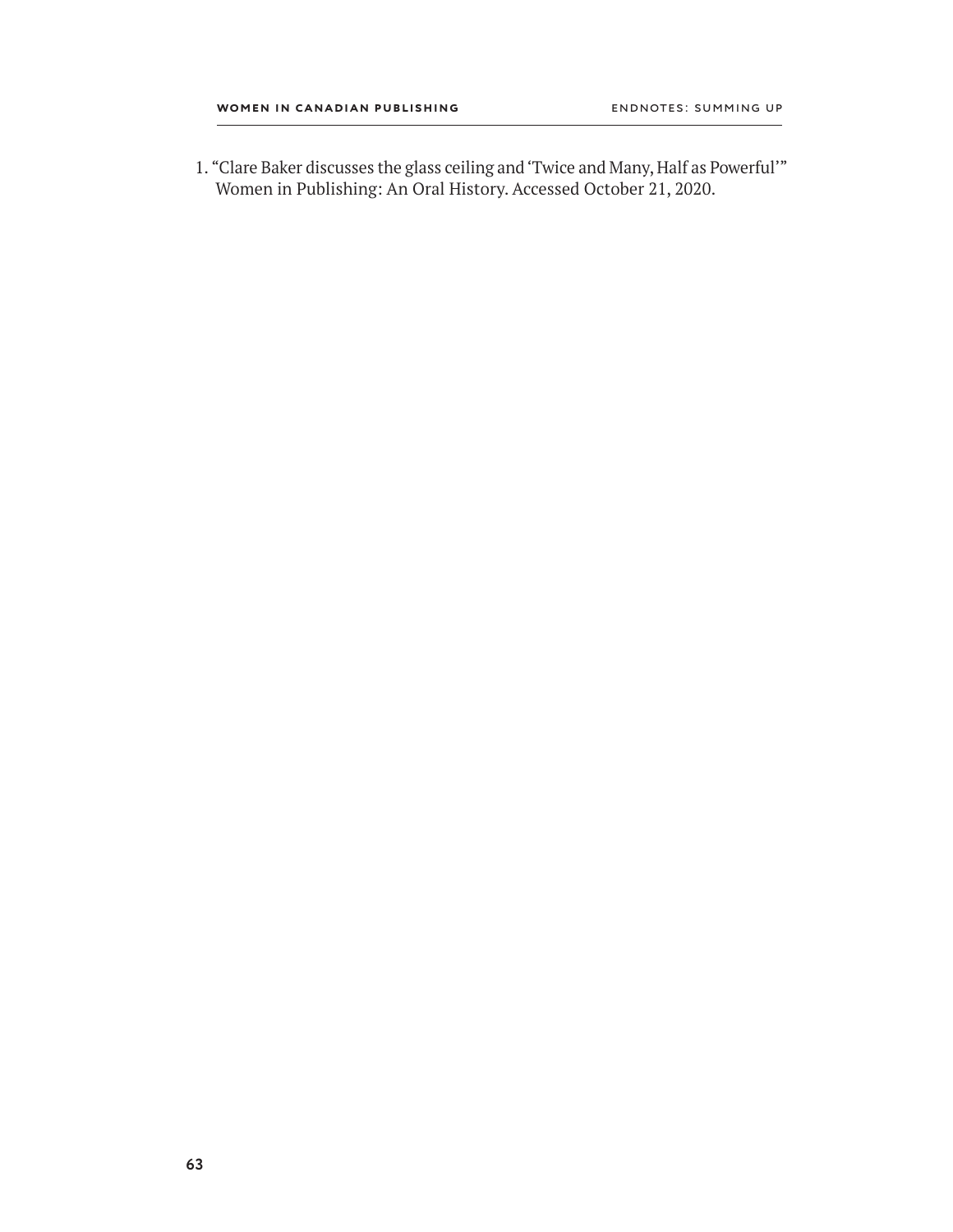1. "Clare Baker discusses the glass ceiling and 'Twice and Many, Half as Powerful'" Women in Publishing: An Oral History. Accessed October 21, 2020.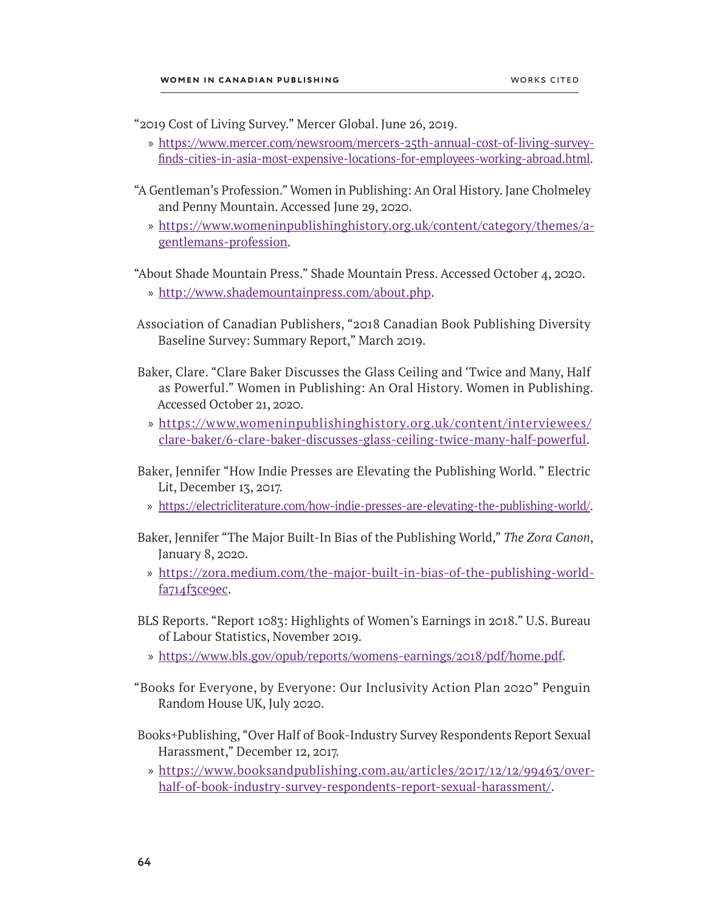“2019 Cost of Living Survey.” Mercer Global. June 26, 2019.

» https://www.mercer.com/newsroom/mercers-25th-annual-cost-of-living-survey-finds-cities-in-asia-most-expensive-locations-for-employees-working-abroad.html.

“A Gentleman’s Profession.” Women in Publishing: An Oral History. Jane Cholmeley and Penny Mountain. Accessed June 29, 2020.

» https://www.womeninpublishinghistory.org.uk/content/category/themes/a-gentlemans-profession.

“About Shade Mountain Press.” Shade Mountain Press. Accessed October 4, 2020.

» http://www.shademountainpress.com/about.php.

Association of Canadian Publishers, “2018 Canadian Book Publishing Diversity Baseline Survey: Summary Report,” March 2019.

Baker, Clare. “Clare Baker Discusses the Glass Ceiling and ‘Twice and Many, Half as Powerful.” Women in Publishing: An Oral History. Women in Publishing. Accessed October 21, 2020.

» https://www.womeninpublishinghistory.org.uk/content/interviewees/clare-baker/6-clare-baker-discusses-glass-ceiling-twice-many-half-powerful.

Baker, Jennifer “How Indie Presses are Elevating the Publishing World. ” Electric Lit, December 13, 2017.

» https://electricliterature.com/how-indie-presses-are-elevating-the-publishing-world/.

Baker, Jennifer “The Major Built-In Bias of the Publishing World,” *The Zora Canon*, January 8, 2020.

» https://zora.medium.com/the-major-built-in-bias-of-the-publishing-world-fa714f3ce9ec.

BLS Reports. “Report 1083: Highlights of Women’s Earnings in 2018.” U.S. Bureau of Labour Statistics, November 2019.

» https://www.bls.gov/opub/reports/womens-earnings/2018/pdf/home.pdf.

“Books for Everyone, by Everyone: Our Inclusivity Action Plan 2020” Penguin Random House UK, July 2020.

Books+Publishing, “Over Half of Book-Industry Survey Respondents Report Sexual Harassment,” December 12, 2017.

» https://www.booksandpublishing.com.au/articles/2017/12/12/99463/over-half-of-book-industry-survey-respondents-report-sexual-harassment/.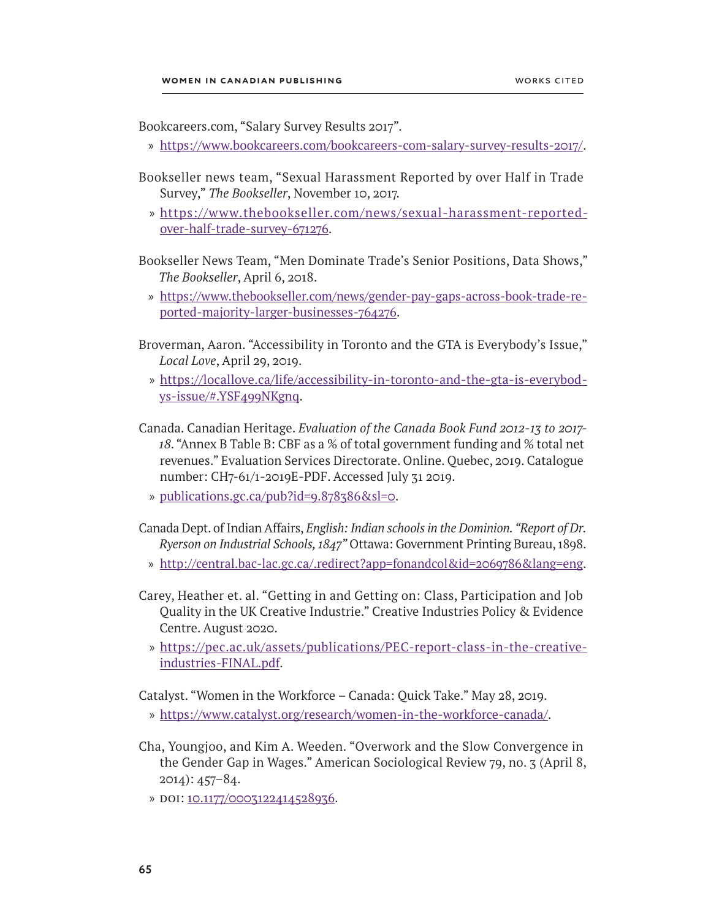Bookcareers.com, "Salary Survey Results 2017".

» https://www.bookcareers.com/bookcareers-com-salary-survey-results-2017/.

Bookseller news team, "Sexual Harassment Reported by over Half in Trade Survey," *The Bookseller*, November 10, 2017.

» https://www.thebookseller.com/news/sexual-harassment-reported-over-half-trade-survey-671276.

Bookseller News Team, "Men Dominate Trade's Senior Positions, Data Shows," *The Bookseller*, April 6, 2018.

» https://www.thebookseller.com/news/gender-pay-gaps-across-book-trade-reported-majority-larger-businesses-764276.

Broverman, Aaron. "Accessibility in Toronto and the GTA is Everybody's Issue," *Local Love*, April 29, 2019.

» https://locallove.ca/life/accessibility-in-toronto-and-the-gta-is-everybodys-issue/#.YSF499NKgnq.

Canada. Canadian Heritage. *Evaluation of the Canada Book Fund 2012-13 to 2017-18*. "Annex B Table B: CBF as a % of total government funding and % total net revenues." Evaluation Services Directorate. Online. Quebec, 2019. Catalogue number: CH7-61/1-2019E-PDF. Accessed July 31 2019.

» publications.gc.ca/pub?id=9.878386&sl=0.

Canada Dept. of Indian Affairs, *English: Indian schools in the Dominion. "Report of Dr. Ryerson on Industrial Schools, 1847"* Ottawa: Government Printing Bureau, 1898.

» http://central.bac-lac.gc.ca/.redirect?app=fonandcol&id=2069786&lang=eng.

Carey, Heather et. al. "Getting in and Getting on: Class, Participation and Job Quality in the UK Creative Industrie." Creative Industries Policy & Evidence Centre. August 2020.

» https://pec.ac.uk/assets/publications/PEC-report-class-in-the-creative-industries-FINAL.pdf.

Catalyst. "Women in the Workforce – Canada: Quick Take." May 28, 2019.

» https://www.catalyst.org/research/women-in-the-workforce-canada/.

Cha, Youngjoo, and Kim A. Weeden. "Overwork and the Slow Convergence in the Gender Gap in Wages." American Sociological Review 79, no. 3 (April 8, 2014): 457–84.

» DOI: 10.1177/0003122414528936.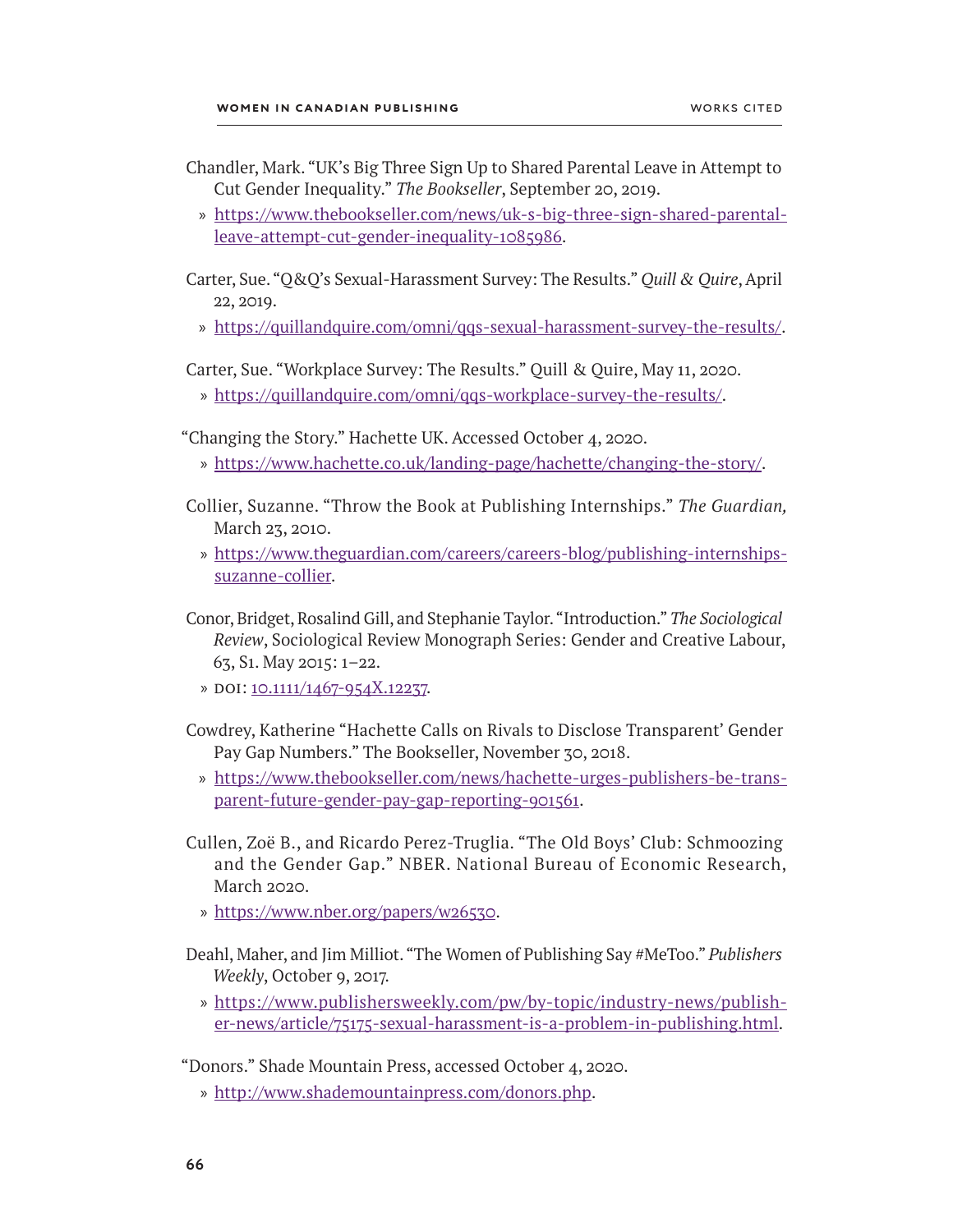Chandler, Mark. "UK's Big Three Sign Up to Shared Parental Leave in Attempt to Cut Gender Inequality." *The Bookseller*, September 20, 2019.

» https://www.thebookseller.com/news/uk-s-big-three-sign-shared-parental-leave-attempt-cut-gender-inequality-1085986.

Carter, Sue. "Q&Q's Sexual-Harassment Survey: The Results." *Quill & Quire*, April 22, 2019.

» https://quillandquire.com/omni/qqs-sexual-harassment-survey-the-results/.

Carter, Sue. "Workplace Survey: The Results." Quill & Quire, May 11, 2020.

» https://quillandquire.com/omni/qqs-workplace-survey-the-results/.

"Changing the Story." Hachette UK. Accessed October 4, 2020.

» https://www.hachette.co.uk/landing-page/hachette/changing-the-story/.

Collier, Suzanne. "Throw the Book at Publishing Internships." *The Guardian,* March 23, 2010.

» https://www.theguardian.com/careers/careers-blog/publishing-internships-suzanne-collier.

Conor, Bridget, Rosalind Gill, and Stephanie Taylor. "Introduction." *The Sociological Review*, Sociological Review Monograph Series: Gender and Creative Labour, 63, S1. May 2015: 1–22.

» DOI: 10.1111/1467-954X.12237.

Cowdrey, Katherine "Hachette Calls on Rivals to Disclose Transparent' Gender Pay Gap Numbers." The Bookseller, November 30, 2018.

» https://www.thebookseller.com/news/hachette-urges-publishers-be-transparent-future-gender-pay-gap-reporting-901561.

Cullen, Zoë B., and Ricardo Perez-Truglia. "The Old Boys' Club: Schmoozing and the Gender Gap." NBER. National Bureau of Economic Research, March 2020.

» https://www.nber.org/papers/w26530.

Deahl, Maher, and Jim Milliot. "The Women of Publishing Say #MeToo." *Publishers Weekly*, October 9, 2017.

» https://www.publishersweekly.com/pw/by-topic/industry-news/publisher-news/article/75175-sexual-harassment-is-a-problem-in-publishing.html.

"Donors." Shade Mountain Press, accessed October 4, 2020.

» http://www.shademountainpress.com/donors.php.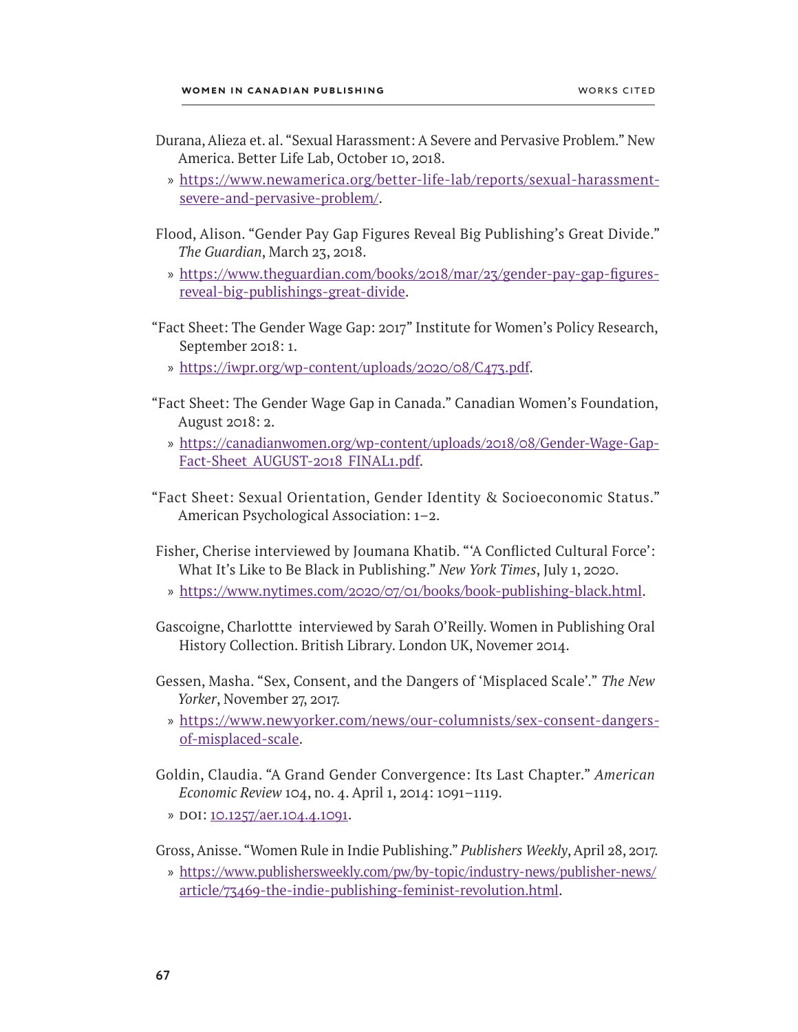Durana, Alieza et. al. "Sexual Harassment: A Severe and Pervasive Problem." New America. Better Life Lab, October 10, 2018.

» https://www.newamerica.org/better-life-lab/reports/sexual-harassment-severe-and-pervasive-problem/.

Flood, Alison. "Gender Pay Gap Figures Reveal Big Publishing's Great Divide." *The Guardian*, March 23, 2018.

» https://www.theguardian.com/books/2018/mar/23/gender-pay-gap-figures-reveal-big-publishings-great-divide.

"Fact Sheet: The Gender Wage Gap: 2017" Institute for Women's Policy Research, September 2018: 1.

» https://iwpr.org/wp-content/uploads/2020/08/C473.pdf.

"Fact Sheet: The Gender Wage Gap in Canada." Canadian Women's Foundation, August 2018: 2.

» https://canadianwomen.org/wp-content/uploads/2018/08/Gender-Wage-Gap-Fact-Sheet_AUGUST-2018_FINAL1.pdf.

"Fact Sheet: Sexual Orientation, Gender Identity & Socioeconomic Status." American Psychological Association: 1–2.

Fisher, Cherise interviewed by Joumana Khatib. "'A Conflicted Cultural Force': What It's Like to Be Black in Publishing." *New York Times*, July 1, 2020.

» https://www.nytimes.com/2020/07/01/books/book-publishing-black.html.

Gascoigne, Charlottte interviewed by Sarah O'Reilly. Women in Publishing Oral History Collection. British Library. London UK, Novemer 2014.

Gessen, Masha. "Sex, Consent, and the Dangers of 'Misplaced Scale'." *The New Yorker*, November 27, 2017.

» https://www.newyorker.com/news/our-columnists/sex-consent-dangers-of-misplaced-scale.

Goldin, Claudia. "A Grand Gender Convergence: Its Last Chapter." *American Economic Review* 104, no. 4. April 1, 2014: 1091–1119.

» DOI: 10.1257/aer.104.4.1091.

Gross, Anisse. "Women Rule in Indie Publishing." *Publishers Weekly*, April 28, 2017.

» https://www.publishersweekly.com/pw/by-topic/industry-news/publisher-news/article/73469-the-indie-publishing-feminist-revolution.html.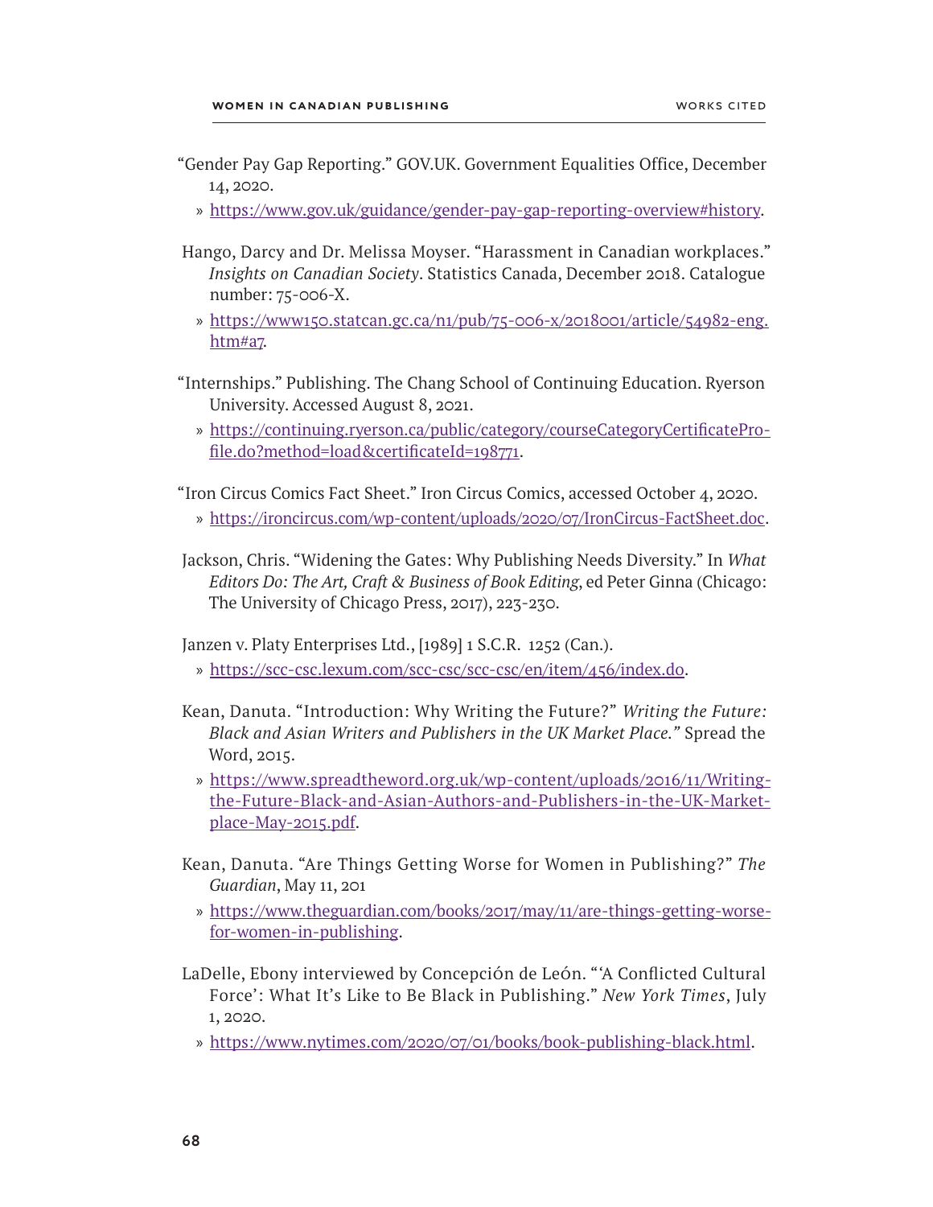"Gender Pay Gap Reporting." GOV.UK. Government Equalities Office, December 14, 2020.

» https://www.gov.uk/guidance/gender-pay-gap-reporting-overview#history.

Hango, Darcy and Dr. Melissa Moyser. "Harassment in Canadian workplaces." *Insights on Canadian Society*. Statistics Canada, December 2018. Catalogue number: 75-006-X.

» https://www150.statcan.gc.ca/n1/pub/75-006-x/2018001/article/54982-eng.htm#a7.

"Internships." Publishing. The Chang School of Continuing Education. Ryerson University. Accessed August 8, 2021.

» https://continuing.ryerson.ca/public/category/courseCategoryCertificateProfile.do?method=load&certificateId=198771.

"Iron Circus Comics Fact Sheet." Iron Circus Comics, accessed October 4, 2020.

» https://ironcircus.com/wp-content/uploads/2020/07/IronCircus-FactSheet.doc.

Jackson, Chris. "Widening the Gates: Why Publishing Needs Diversity." In *What Editors Do: The Art, Craft & Business of Book Editing*, ed Peter Ginna (Chicago: The University of Chicago Press, 2017), 223-230.

Janzen v. Platy Enterprises Ltd., [1989] 1 S.C.R. 1252 (Can.).

» https://scc-csc.lexum.com/scc-csc/scc-csc/en/item/456/index.do.

Kean, Danuta. "Introduction: Why Writing the Future?" *Writing the Future: Black and Asian Writers and Publishers in the UK Market Place."* Spread the Word, 2015.

» https://www.spreadtheword.org.uk/wp-content/uploads/2016/11/Writing-the-Future-Black-and-Asian-Authors-and-Publishers-in-the-UK-Marketplace-May-2015.pdf.

Kean, Danuta. "Are Things Getting Worse for Women in Publishing?" *The Guardian*, May 11, 201

» https://www.theguardian.com/books/2017/may/11/are-things-getting-worse-for-women-in-publishing.

LaDelle, Ebony interviewed by Concepción de León. "'A Conflicted Cultural Force': What It's Like to Be Black in Publishing." *New York Times*, July 1, 2020.

» https://www.nytimes.com/2020/07/01/books/book-publishing-black.html.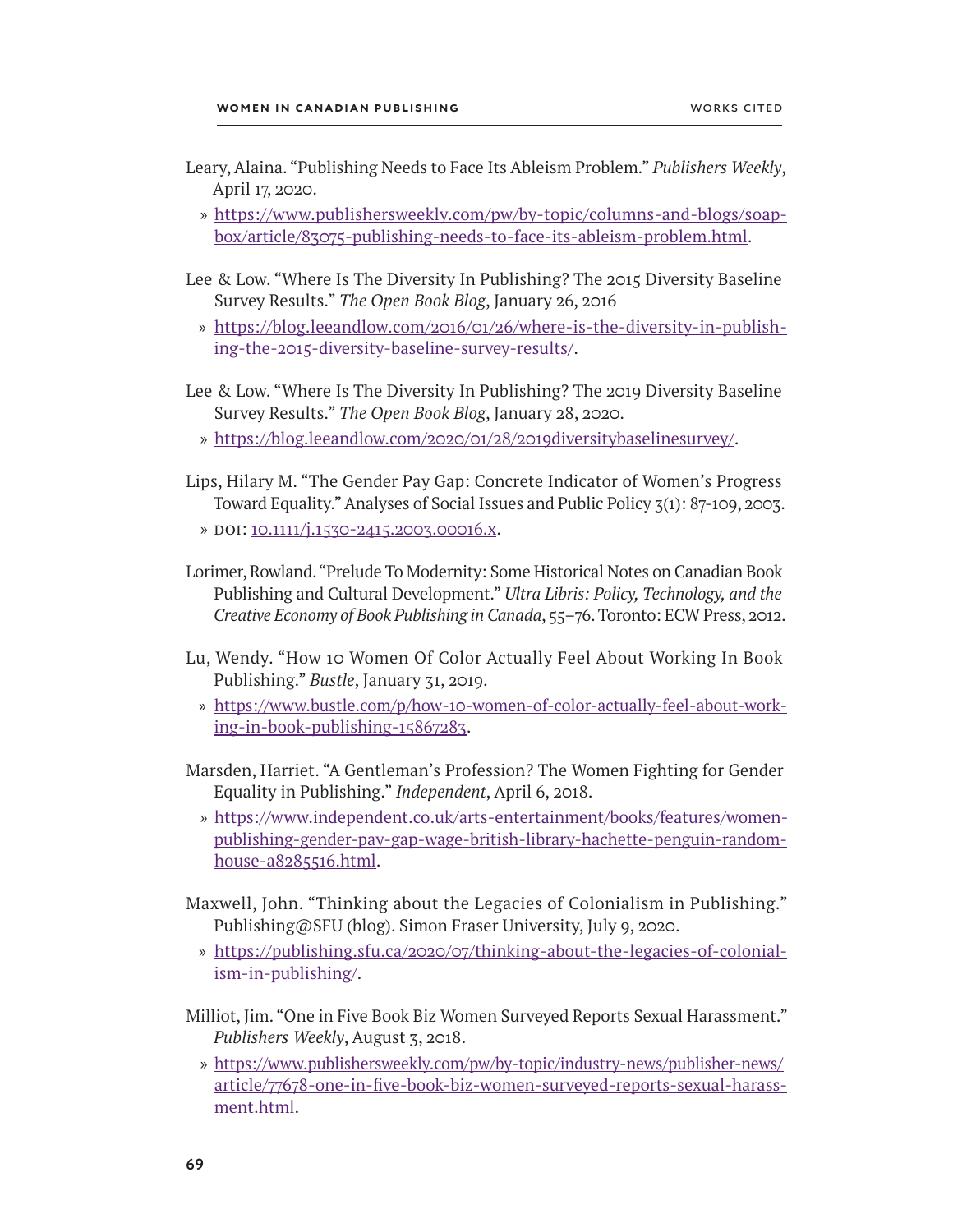Leary, Alaina. "Publishing Needs to Face Its Ableism Problem." *Publishers Weekly*, April 17, 2020.

» https://www.publishersweekly.com/pw/by-topic/columns-and-blogs/soapbox/article/83075-publishing-needs-to-face-its-ableism-problem.html.

Lee & Low. "Where Is The Diversity In Publishing? The 2015 Diversity Baseline Survey Results." *The Open Book Blog*, January 26, 2016

» https://blog.leeandlow.com/2016/01/26/where-is-the-diversity-in-publishing-the-2015-diversity-baseline-survey-results/.

Lee & Low. "Where Is The Diversity In Publishing? The 2019 Diversity Baseline Survey Results." *The Open Book Blog*, January 28, 2020.

» https://blog.leeandlow.com/2020/01/28/2019diversitybaselinesurvey/.

Lips, Hilary M. "The Gender Pay Gap: Concrete Indicator of Women's Progress Toward Equality." Analyses of Social Issues and Public Policy 3(1): 87-109, 2003.

» DOI: 10.1111/j.1530-2415.2003.00016.x.

Lorimer, Rowland. "Prelude To Modernity: Some Historical Notes on Canadian Book Publishing and Cultural Development." *Ultra Libris: Policy, Technology, and the Creative Economy of Book Publishing in Canada*, 55–76. Toronto: ECW Press, 2012.

Lu, Wendy. "How 10 Women Of Color Actually Feel About Working In Book Publishing." *Bustle*, January 31, 2019.

» https://www.bustle.com/p/how-10-women-of-color-actually-feel-about-working-in-book-publishing-15867283.

Marsden, Harriet. "A Gentleman's Profession? The Women Fighting for Gender Equality in Publishing." *Independent*, April 6, 2018.

» https://www.independent.co.uk/arts-entertainment/books/features/women-publishing-gender-pay-gap-wage-british-library-hachette-penguin-random-house-a8285516.html.

Maxwell, John. "Thinking about the Legacies of Colonialism in Publishing." Publishing@SFU (blog). Simon Fraser University, July 9, 2020.

» https://publishing.sfu.ca/2020/07/thinking-about-the-legacies-of-colonialism-in-publishing/.

Milliot, Jim. "One in Five Book Biz Women Surveyed Reports Sexual Harassment." *Publishers Weekly*, August 3, 2018.

» https://www.publishersweekly.com/pw/by-topic/industry-news/publisher-news/article/77678-one-in-five-book-biz-women-surveyed-reports-sexual-harassment.html.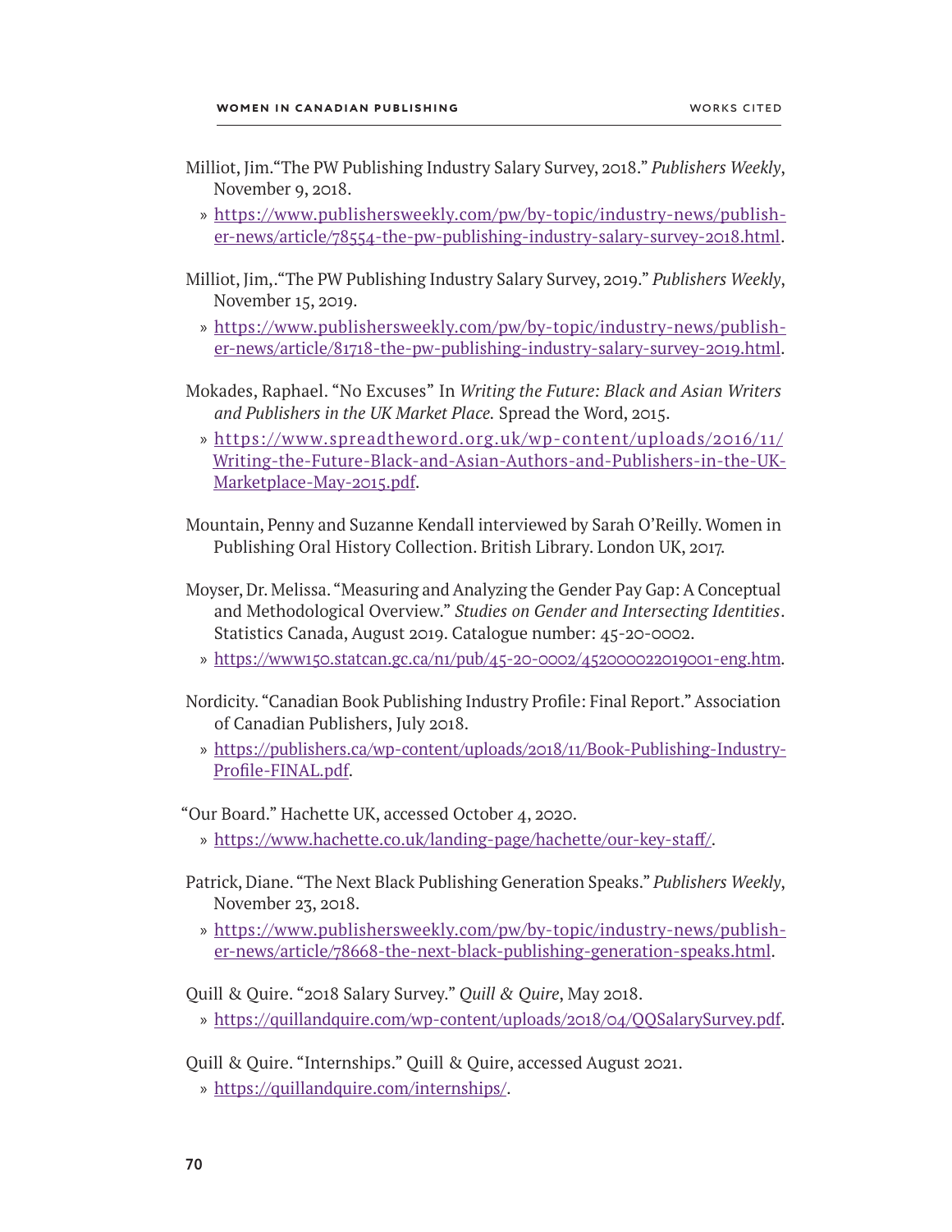Milliot, Jim."The PW Publishing Industry Salary Survey, 2018." *Publishers Weekly*, November 9, 2018.

» https://www.publishersweekly.com/pw/by-topic/industry-news/publisher-news/article/78554-the-pw-publishing-industry-salary-survey-2018.html.

Milliot, Jim,."The PW Publishing Industry Salary Survey, 2019." *Publishers Weekly*, November 15, 2019.

» https://www.publishersweekly.com/pw/by-topic/industry-news/publisher-news/article/81718-the-pw-publishing-industry-salary-survey-2019.html.

Mokades, Raphael. "No Excuses" In *Writing the Future: Black and Asian Writers and Publishers in the UK Market Place.* Spread the Word, 2015.

» https://www.spreadtheword.org.uk/wp-content/uploads/2016/11/Writing-the-Future-Black-and-Asian-Authors-and-Publishers-in-the-UK-Marketplace-May-2015.pdf.

Mountain, Penny and Suzanne Kendall interviewed by Sarah O'Reilly. Women in Publishing Oral History Collection. British Library. London UK, 2017.

Moyser, Dr. Melissa. "Measuring and Analyzing the Gender Pay Gap: A Conceptual and Methodological Overview." *Studies on Gender and Intersecting Identities*. Statistics Canada, August 2019. Catalogue number: 45-20-0002.

» https://www150.statcan.gc.ca/n1/pub/45-20-0002/452000022019001-eng.htm.

Nordicity. "Canadian Book Publishing Industry Profile: Final Report." Association of Canadian Publishers, July 2018.

» https://publishers.ca/wp-content/uploads/2018/11/Book-Publishing-Industry-Profile-FINAL.pdf.

"Our Board." Hachette UK, accessed October 4, 2020.

» https://www.hachette.co.uk/landing-page/hachette/our-key-staff/.

Patrick, Diane. "The Next Black Publishing Generation Speaks." *Publishers Weekly*, November 23, 2018.

» https://www.publishersweekly.com/pw/by-topic/industry-news/publisher-news/article/78668-the-next-black-publishing-generation-speaks.html.

Quill & Quire. "2018 Salary Survey." *Quill & Quire*, May 2018.

» https://quillandquire.com/wp-content/uploads/2018/04/QQSalarySurvey.pdf.

Quill & Quire. "Internships." Quill & Quire, accessed August 2021.

» https://quillandquire.com/internships/.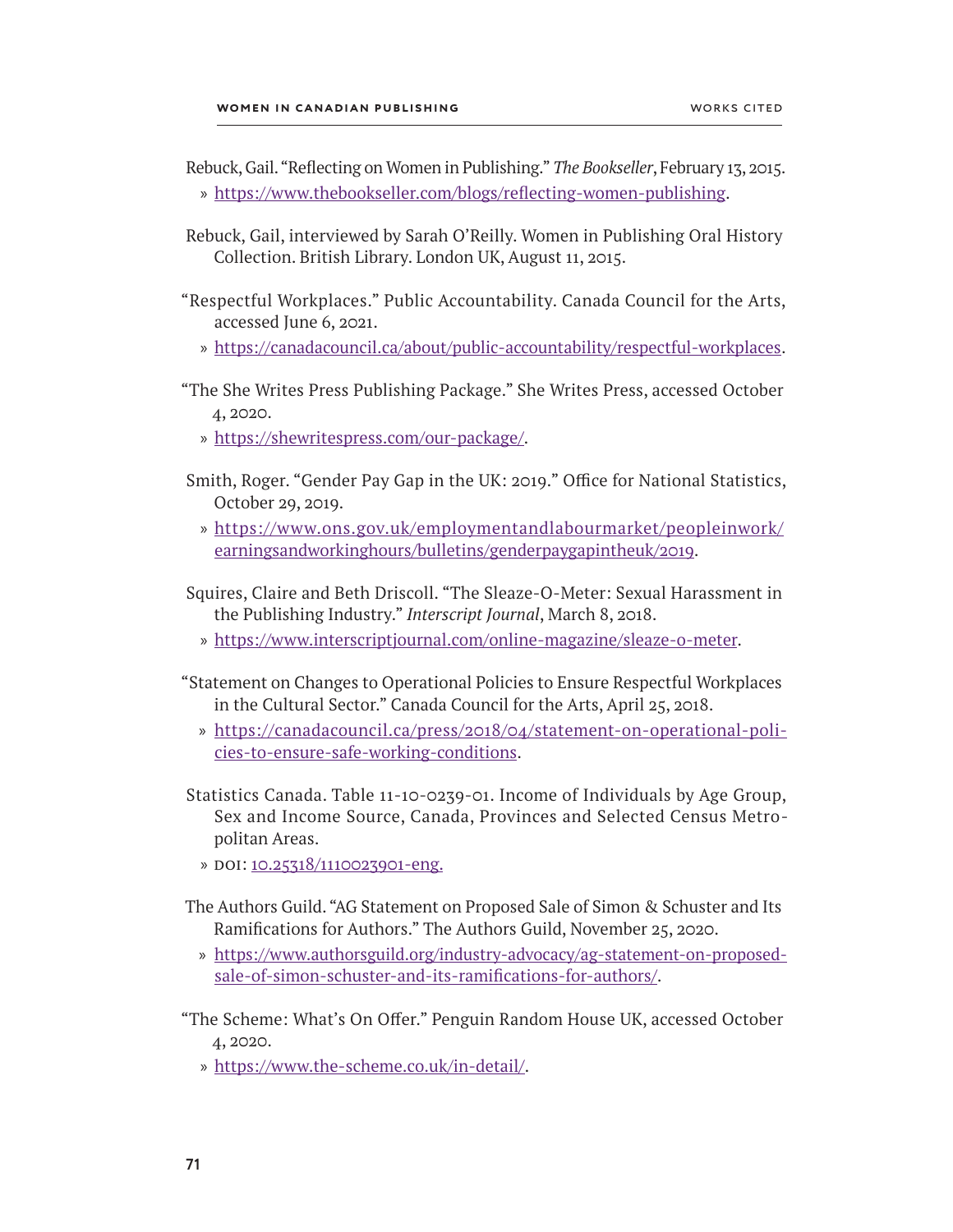Rebuck, Gail. “Reflecting on Women in Publishing.” *The Bookseller*, February 13, 2015.
» https://www.thebookseller.com/blogs/reflecting-women-publishing.

Rebuck, Gail, interviewed by Sarah O’Reilly. Women in Publishing Oral History Collection. British Library. London UK, August 11, 2015.

“Respectful Workplaces.” Public Accountability. Canada Council for the Arts, accessed June 6, 2021.
» https://canadacouncil.ca/about/public-accountability/respectful-workplaces.

“The She Writes Press Publishing Package.” She Writes Press, accessed October 4, 2020.
» https://shewritespress.com/our-package/.

Smith, Roger. “Gender Pay Gap in the UK: 2019.” Office for National Statistics, October 29, 2019.
» https://www.ons.gov.uk/employmentandlabourmarket/peopleinwork/earningsandworkinghours/bulletins/genderpaygapintheuk/2019.

Squires, Claire and Beth Driscoll. “The Sleaze-O-Meter: Sexual Harassment in the Publishing Industry.” *Interscript Journal*, March 8, 2018.
» https://www.interscriptjournal.com/online-magazine/sleaze-o-meter.

“Statement on Changes to Operational Policies to Ensure Respectful Workplaces in the Cultural Sector.” Canada Council for the Arts, April 25, 2018.
» https://canadacouncil.ca/press/2018/04/statement-on-operational-policies-to-ensure-safe-working-conditions.

Statistics Canada. Table 11-10-0239-01. Income of Individuals by Age Group, Sex and Income Source, Canada, Provinces and Selected Census Metropolitan Areas.
» DOI: 10.25318/1110023901-eng.

The Authors Guild. “AG Statement on Proposed Sale of Simon & Schuster and Its Ramifications for Authors.” The Authors Guild, November 25, 2020.
» https://www.authorsguild.org/industry-advocacy/ag-statement-on-proposed-sale-of-simon-schuster-and-its-ramifications-for-authors/.

“The Scheme: What’s On Offer.” Penguin Random House UK, accessed October 4, 2020.
» https://www.the-scheme.co.uk/in-detail/.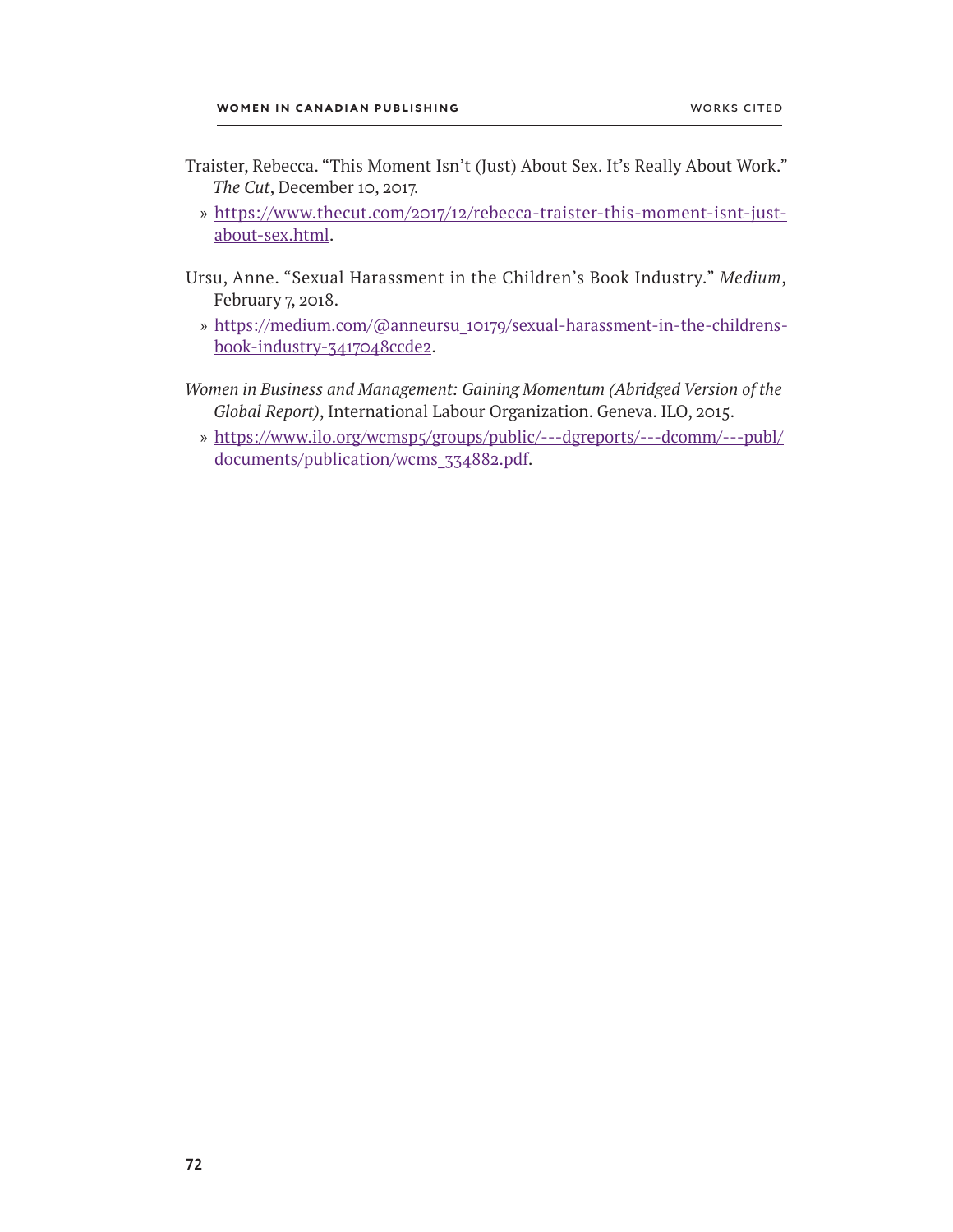Traister, Rebecca. "This Moment Isn't (Just) About Sex. It's Really About Work." *The Cut*, December 10, 2017.

» https://www.thecut.com/2017/12/rebecca-traister-this-moment-isnt-just-about-sex.html.

Ursu, Anne. "Sexual Harassment in the Children's Book Industry." *Medium*, February 7, 2018.

» https://medium.com/@anneursu_10179/sexual-harassment-in-the-childrens-book-industry-3417048ccde2.

*Women in Business and Management: Gaining Momentum (Abridged Version of the Global Report)*, International Labour Organization. Geneva. ILO, 2015.

» https://www.ilo.org/wcmsp5/groups/public/---dgreports/---dcomm/---publ/documents/publication/wcms_334882.pdf.